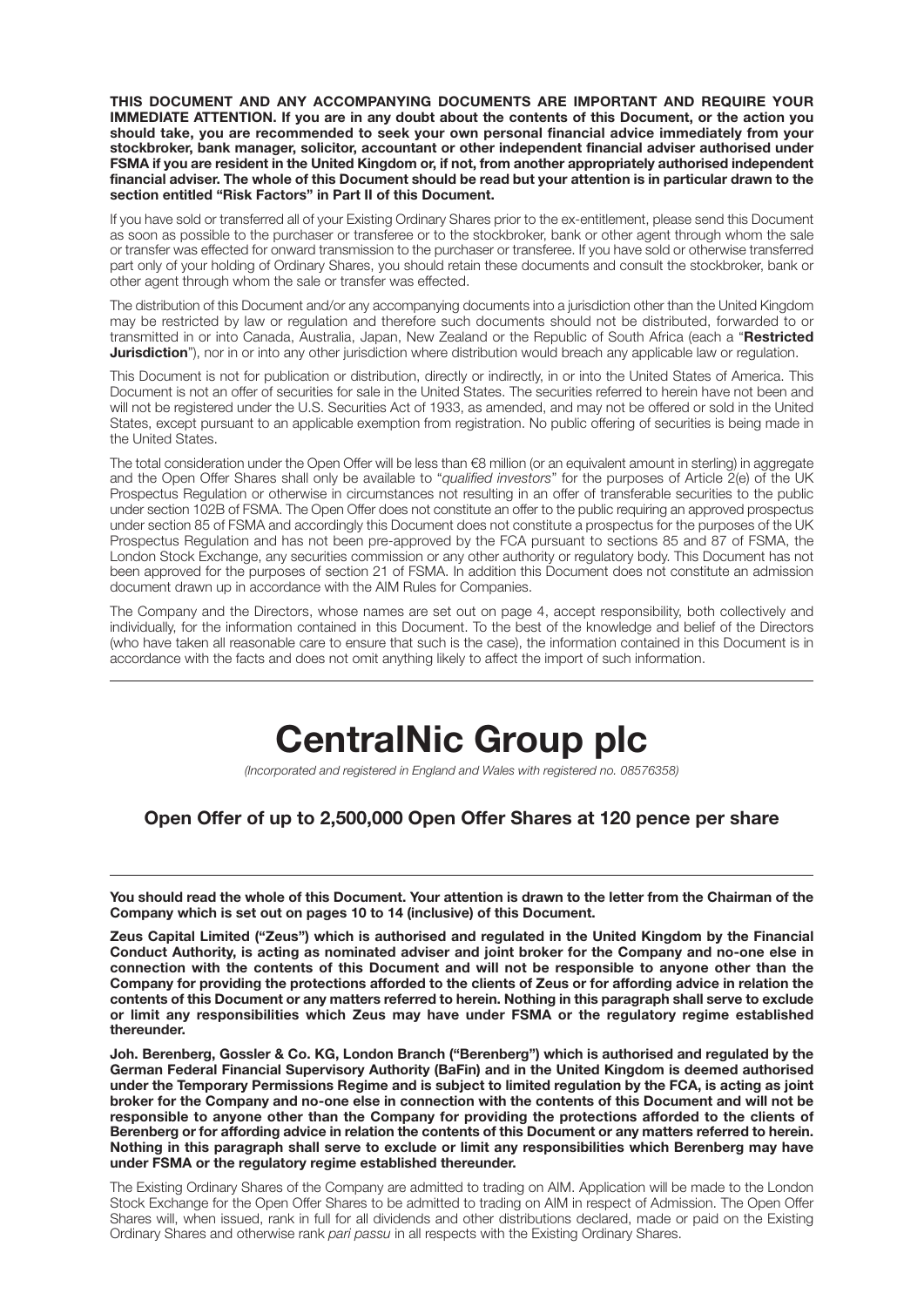**THIS DOCUMENT AND ANY ACCOMPANYING DOCUMENTS ARE IMPORTANT AND REQUIRE YOUR IMMEDIATE ATTENTION. If you are in any doubt about the contents of this Document, or the action you should take, you are recommended to seek your own personal financial advice immediately from your stockbroker, bank manager, solicitor, accountant or other independent financial adviser authorised under FSMA if you are resident in the United Kingdom or, if not, from another appropriately authorised independent financial adviser. The whole of this Document should be read but your attention is in particular drawn to the section entitled "Risk Factors" in Part II of this Document.**

If you have sold or transferred all of your Existing Ordinary Shares prior to the ex-entitlement, please send this Document as soon as possible to the purchaser or transferee or to the stockbroker, bank or other agent through whom the sale or transfer was effected for onward transmission to the purchaser or transferee. If you have sold or otherwise transferred part only of your holding of Ordinary Shares, you should retain these documents and consult the stockbroker, bank or other agent through whom the sale or transfer was effected.

The distribution of this Document and/or any accompanying documents into a jurisdiction other than the United Kingdom may be restricted by law or regulation and therefore such documents should not be distributed, forwarded to or transmitted in or into Canada, Australia, Japan, New Zealand or the Republic of South Africa (each a "**Restricted Jurisdiction**"), nor in or into any other jurisdiction where distribution would breach any applicable law or regulation.

This Document is not for publication or distribution, directly or indirectly, in or into the United States of America. This Document is not an offer of securities for sale in the United States. The securities referred to herein have not been and will not be registered under the U.S. Securities Act of 1933, as amended, and may not be offered or sold in the United States, except pursuant to an applicable exemption from registration. No public offering of securities is being made in the United States.

The total consideration under the Open Offer will be less than €8 million (or an equivalent amount in sterling) in aggregate and the Open Offer Shares shall only be available to "*qualified investors*" for the purposes of Article 2(e) of the UK Prospectus Regulation or otherwise in circumstances not resulting in an offer of transferable securities to the public under section 102B of FSMA. The Open Offer does not constitute an offer to the public requiring an approved prospectus under section 85 of FSMA and accordingly this Document does not constitute a prospectus for the purposes of the UK Prospectus Regulation and has not been pre-approved by the FCA pursuant to sections 85 and 87 of FSMA, the London Stock Exchange, any securities commission or any other authority or regulatory body. This Document has not been approved for the purposes of section 21 of FSMA. In addition this Document does not constitute an admission document drawn up in accordance with the AIM Rules for Companies.

The Company and the Directors, whose names are set out on page 4, accept responsibility, both collectively and individually, for the information contained in this Document. To the best of the knowledge and belief of the Directors (who have taken all reasonable care to ensure that such is the case), the information contained in this Document is in accordance with the facts and does not omit anything likely to affect the import of such information.

---

# CentralNic Group plc

*(Incorporated and registered in England and Wales with registered no. 08576358)*

## Open Offer of up to 2,500,000 Open Offer Shares at 120 pence per share

---

**You should read the whole of this Document. Your attention is drawn to the letter from the Chairman of the Company which is set out on pages 10 to 14 (inclusive) of this Document.**

**Zeus Capital Limited ("Zeus") which is authorised and regulated in the United Kingdom by the Financial Conduct Authority, is acting as nominated adviser and joint broker for the Company and no-one else in connection with the contents of this Document and will not be responsible to anyone other than the Company for providing the protections afforded to the clients of Zeus or for affording advice in relation the contents of this Document or any matters referred to herein. Nothing in this paragraph shall serve to exclude or limit any responsibilities which Zeus may have under FSMA or the regulatory regime established thereunder.**

**Joh. Berenberg, Gossler & Co. KG, London Branch ("Berenberg") which is authorised and regulated by the German Federal Financial Supervisory Authority (BaFin) and in the United Kingdom is deemed authorised under the Temporary Permissions Regime and is subject to limited regulation by the FCA, is acting as joint broker for the Company and no-one else in connection with the contents of this Document and will not be responsible to anyone other than the Company for providing the protections afforded to the clients of Berenberg or for affording advice in relation the contents of this Document or any matters referred to herein. Nothing in this paragraph shall serve to exclude or limit any responsibilities which Berenberg may have under FSMA or the regulatory regime established thereunder.**

The Existing Ordinary Shares of the Company are admitted to trading on AIM. Application will be made to the London Stock Exchange for the Open Offer Shares to be admitted to trading on AIM in respect of Admission. The Open Offer Shares will, when issued, rank in full for all dividends and other distributions declared, made or paid on the Existing Ordinary Shares and otherwise rank *pari passu* in all respects with the Existing Ordinary Shares.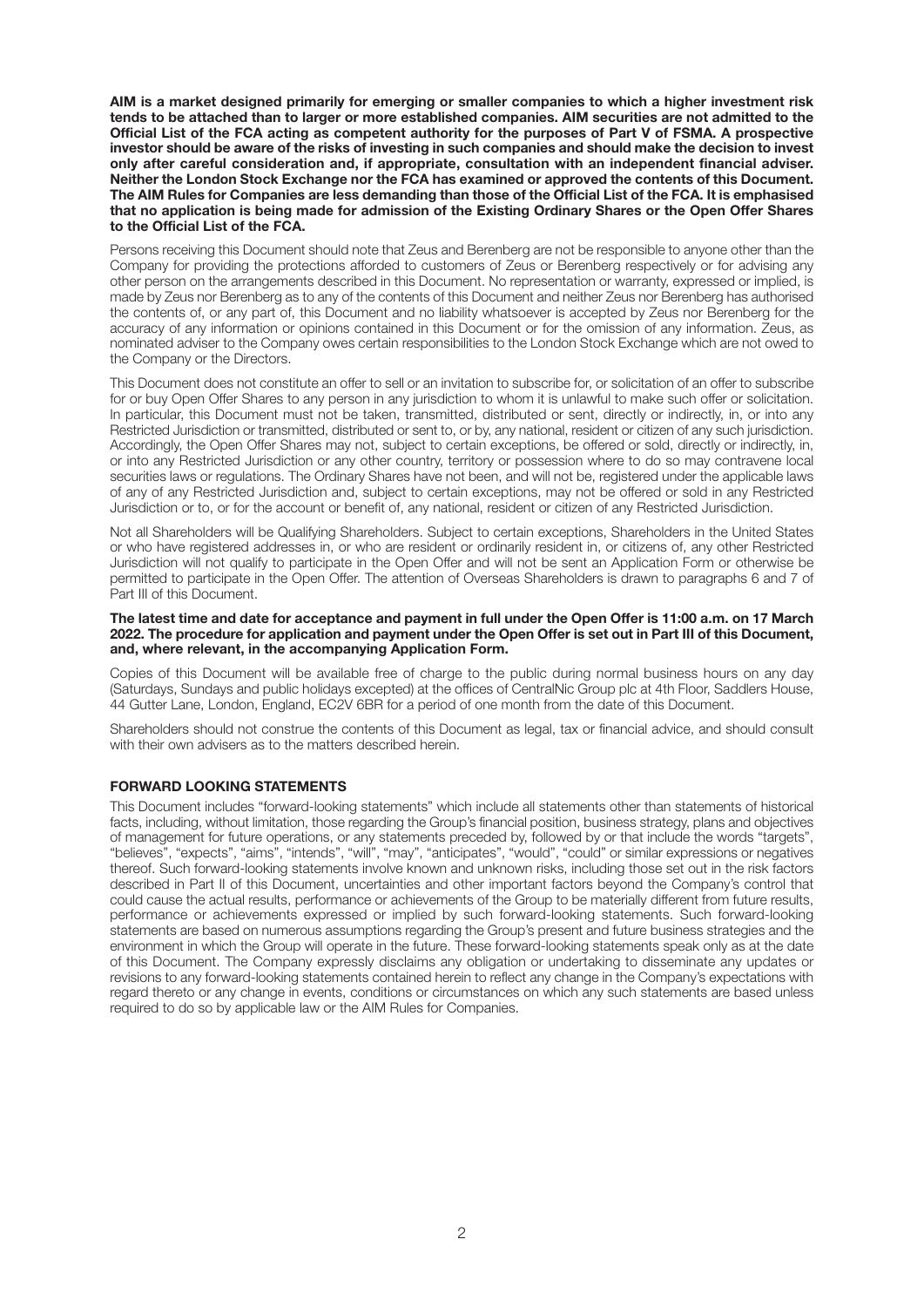**AIM is a market designed primarily for emerging or smaller companies to which a higher investment risk tends to be attached than to larger or more established companies. AIM securities are not admitted to the Official List of the FCA acting as competent authority for the purposes of Part V of FSMA. A prospective investor should be aware of the risks of investing in such companies and should make the decision to invest only after careful consideration and, if appropriate, consultation with an independent financial adviser. Neither the London Stock Exchange nor the FCA has examined or approved the contents of this Document. The AIM Rules for Companies are less demanding than those of the Official List of the FCA. It is emphasised that no application is being made for admission of the Existing Ordinary Shares or the Open Offer Shares to the Official List of the FCA.**

Persons receiving this Document should note that Zeus and Berenberg are not be responsible to anyone other than the Company for providing the protections afforded to customers of Zeus or Berenberg respectively or for advising any other person on the arrangements described in this Document. No representation or warranty, expressed or implied, is made by Zeus nor Berenberg as to any of the contents of this Document and neither Zeus nor Berenberg has authorised the contents of, or any part of, this Document and no liability whatsoever is accepted by Zeus nor Berenberg for the accuracy of any information or opinions contained in this Document or for the omission of any information. Zeus, as nominated adviser to the Company owes certain responsibilities to the London Stock Exchange which are not owed to the Company or the Directors.

This Document does not constitute an offer to sell or an invitation to subscribe for, or solicitation of an offer to subscribe for or buy Open Offer Shares to any person in any jurisdiction to whom it is unlawful to make such offer or solicitation. In particular, this Document must not be taken, transmitted, distributed or sent, directly or indirectly, in, or into any Restricted Jurisdiction or transmitted, distributed or sent to, or by, any national, resident or citizen of any such jurisdiction. Accordingly, the Open Offer Shares may not, subject to certain exceptions, be offered or sold, directly or indirectly, in, or into any Restricted Jurisdiction or any other country, territory or possession where to do so may contravene local securities laws or regulations. The Ordinary Shares have not been, and will not be, registered under the applicable laws of any of any Restricted Jurisdiction and, subject to certain exceptions, may not be offered or sold in any Restricted Jurisdiction or to, or for the account or benefit of, any national, resident or citizen of any Restricted Jurisdiction.

Not all Shareholders will be Qualifying Shareholders. Subject to certain exceptions, Shareholders in the United States or who have registered addresses in, or who are resident or ordinarily resident in, or citizens of, any other Restricted Jurisdiction will not qualify to participate in the Open Offer and will not be sent an Application Form or otherwise be permitted to participate in the Open Offer. The attention of Overseas Shareholders is drawn to paragraphs 6 and 7 of Part III of this Document.

**The latest time and date for acceptance and payment in full under the Open Offer is 11:00 a.m. on 17 March 2022. The procedure for application and payment under the Open Offer is set out in Part III of this Document, and, where relevant, in the accompanying Application Form.**

Copies of this Document will be available free of charge to the public during normal business hours on any day (Saturdays, Sundays and public holidays excepted) at the offices of CentralNic Group plc at 4th Floor, Saddlers House, 44 Gutter Lane, London, England, EC2V 6BR for a period of one month from the date of this Document.

Shareholders should not construe the contents of this Document as legal, tax or financial advice, and should consult with their own advisers as to the matters described herein.

## FORWARD LOOKING STATEMENTS

This Document includes "forward-looking statements" which include all statements other than statements of historical facts, including, without limitation, those regarding the Group's financial position, business strategy, plans and objectives of management for future operations, or any statements preceded by, followed by or that include the words "targets", "believes", "expects", "aims", "intends", "will", "may", "anticipates", "would", "could" or similar expressions or negatives thereof. Such forward-looking statements involve known and unknown risks, including those set out in the risk factors described in Part II of this Document, uncertainties and other important factors beyond the Company's control that could cause the actual results, performance or achievements of the Group to be materially different from future results, performance or achievements expressed or implied by such forward-looking statements. Such forward-looking statements are based on numerous assumptions regarding the Group's present and future business strategies and the environment in which the Group will operate in the future. These forward-looking statements speak only as at the date of this Document. The Company expressly disclaims any obligation or undertaking to disseminate any updates or revisions to any forward-looking statements contained herein to reflect any change in the Company's expectations with regard thereto or any change in events, conditions or circumstances on which any such statements are based unless required to do so by applicable law or the AIM Rules for Companies.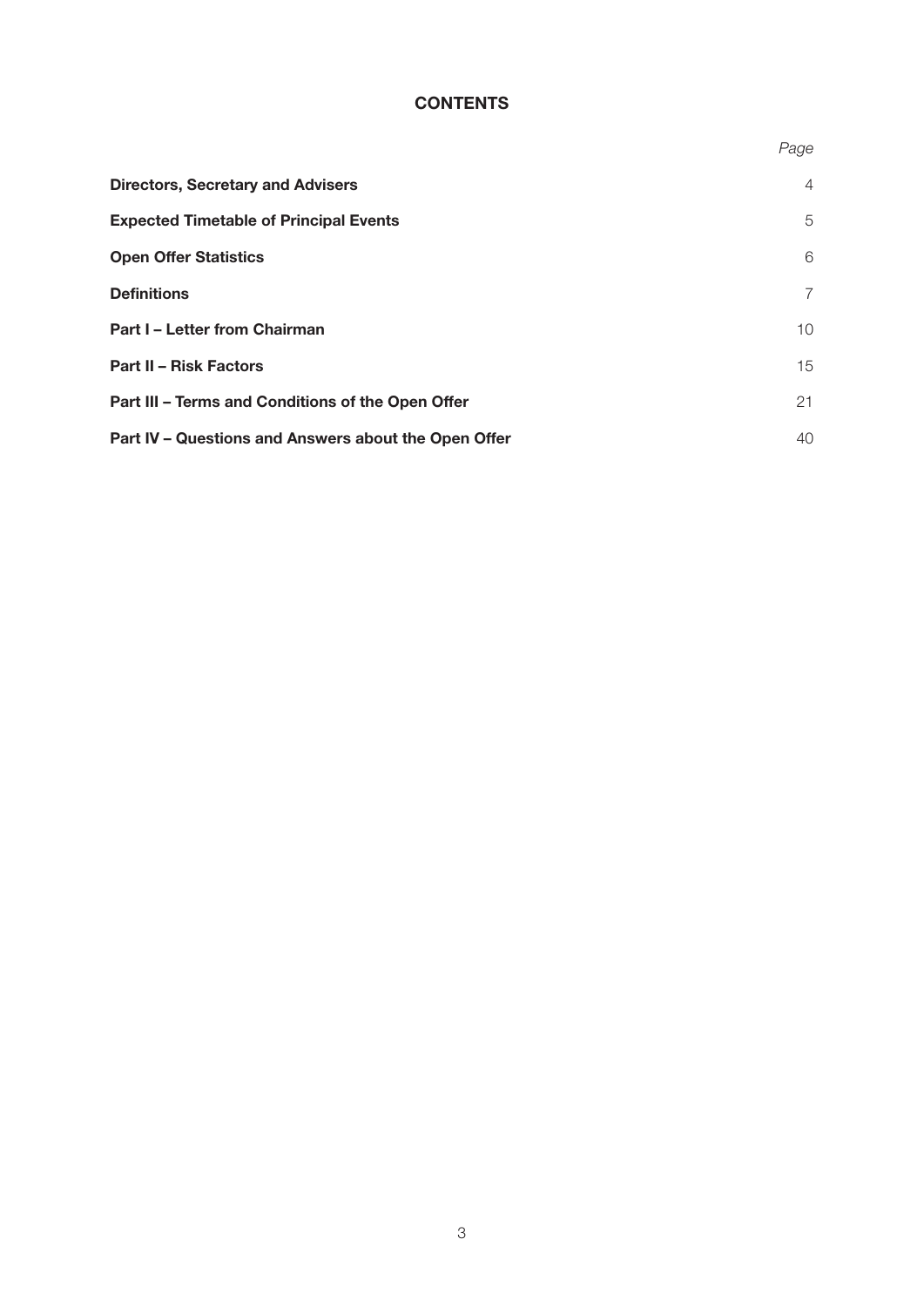# CONTENTS

| | *Page* |
|---|---|
| **Directors, Secretary and Advisers** | 4 |
| **Expected Timetable of Principal Events** | 5 |
| **Open Offer Statistics** | 6 |
| **Definitions** | 7 |
| **Part I – Letter from Chairman** | 10 |
| **Part II – Risk Factors** | 15 |
| **Part III – Terms and Conditions of the Open Offer** | 21 |
| **Part IV – Questions and Answers about the Open Offer** | 40 |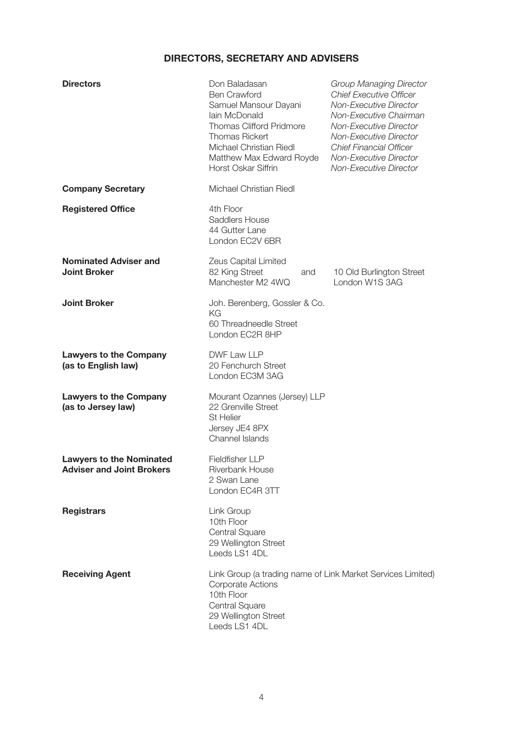# DIRECTORS, SECRETARY AND ADVISERS

| | | |
|---|---|---|
| **Directors** | Don Baladasan | *Group Managing Director* |
| | Ben Crawford | *Chief Executive Officer* |
| | Samuel Mansour Dayani | *Non-Executive Director* |
| | Iain McDonald | *Non-Executive Chairman* |
| | Thomas Clifford Pridmore | *Non-Executive Director* |
| | Thomas Rickert | *Non-Executive Director* |
| | Michael Christian Riedl | *Chief Financial Officer* |
| | Matthew Max Edward Royde | *Non-Executive Director* |
| | Horst Oskar Siffrin | *Non-Executive Director* |

**Company Secretary**
Michael Christian Riedl

**Registered Office**
4th Floor
Saddlers House
44 Gutter Lane
London EC2V 6BR

**Nominated Adviser and Joint Broker**
Zeus Capital Limited
82 King Street
Manchester M2 4WQ
and
10 Old Burlington Street
London W1S 3AG

**Joint Broker**
Joh. Berenberg, Gossler & Co. KG
60 Threadneedle Street
London EC2R 8HP

**Lawyers to the Company (as to English law)**
DWF Law LLP
20 Fenchurch Street
London EC3M 3AG

**Lawyers to the Company (as to Jersey law)**
Mourant Ozannes (Jersey) LLP
22 Grenville Street
St Helier
Jersey JE4 8PX
Channel Islands

**Lawyers to the Nominated Adviser and Joint Brokers**
Fieldfisher LLP
Riverbank House
2 Swan Lane
London EC4R 3TT

**Registrars**
Link Group
10th Floor
Central Square
29 Wellington Street
Leeds LS1 4DL

**Receiving Agent**
Link Group (a trading name of Link Market Services Limited)
Corporate Actions
10th Floor
Central Square
29 Wellington Street
Leeds LS1 4DL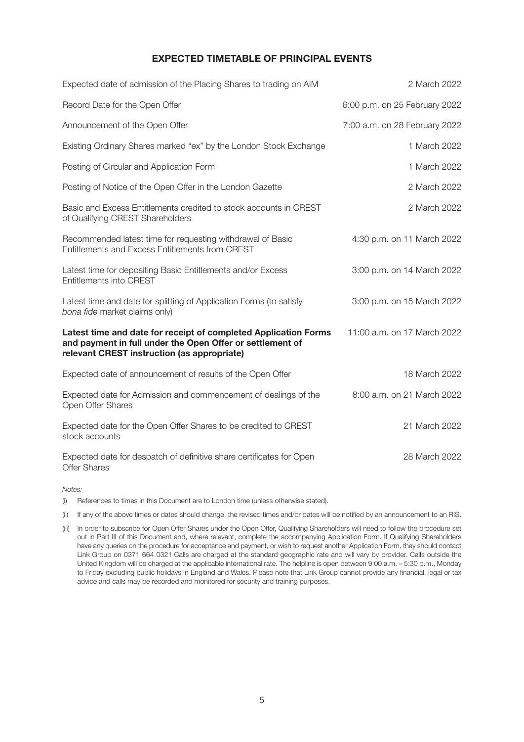## EXPECTED TIMETABLE OF PRINCIPAL EVENTS

| | |
|---|---|
| Expected date of admission of the Placing Shares to trading on AIM | 2 March 2022 |
| Record Date for the Open Offer | 6:00 p.m. on 25 February 2022 |
| Announcement of the Open Offer | 7:00 a.m. on 28 February 2022 |
| Existing Ordinary Shares marked "ex" by the London Stock Exchange | 1 March 2022 |
| Posting of Circular and Application Form | 1 March 2022 |
| Posting of Notice of the Open Offer in the London Gazette | 2 March 2022 |
| Basic and Excess Entitlements credited to stock accounts in CREST of Qualifying CREST Shareholders | 2 March 2022 |
| Recommended latest time for requesting withdrawal of Basic Entitlements and Excess Entitlements from CREST | 4:30 p.m. on 11 March 2022 |
| Latest time for depositing Basic Entitlements and/or Excess Entitlements into CREST | 3:00 p.m. on 14 March 2022 |
| Latest time and date for splitting of Application Forms (to satisfy *bona fide* market claims only) | 3:00 p.m. on 15 March 2022 |
| **Latest time and date for receipt of completed Application Forms and payment in full under the Open Offer or settlement of relevant CREST instruction (as appropriate)** | 11:00 a.m. on 17 March 2022 |
| Expected date of announcement of results of the Open Offer | 18 March 2022 |
| Expected date for Admission and commencement of dealings of the Open Offer Shares | 8:00 a.m. on 21 March 2022 |
| Expected date for the Open Offer Shares to be credited to CREST stock accounts | 21 March 2022 |
| Expected date for despatch of definitive share certificates for Open Offer Shares | 28 March 2022 |

*Notes:*

(i) References to times in this Document are to London time (unless otherwise stated).

(ii) If any of the above times or dates should change, the revised times and/or dates will be notified by an announcement to an RIS.

(iii) In order to subscribe for Open Offer Shares under the Open Offer, Qualifying Shareholders will need to follow the procedure set out in Part III of this Document and, where relevant, complete the accompanying Application Form. If Qualifying Shareholders have any queries on the procedure for acceptance and payment, or wish to request another Application Form, they should contact Link Group on 0371 664 0321.Calls are charged at the standard geographic rate and will vary by provider. Calls outside the United Kingdom will be charged at the applicable international rate. The helpline is open between 9:00 a.m. – 5:30 p.m., Monday to Friday excluding public holidays in England and Wales. Please note that Link Group cannot provide any financial, legal or tax advice and calls may be recorded and monitored for security and training purposes.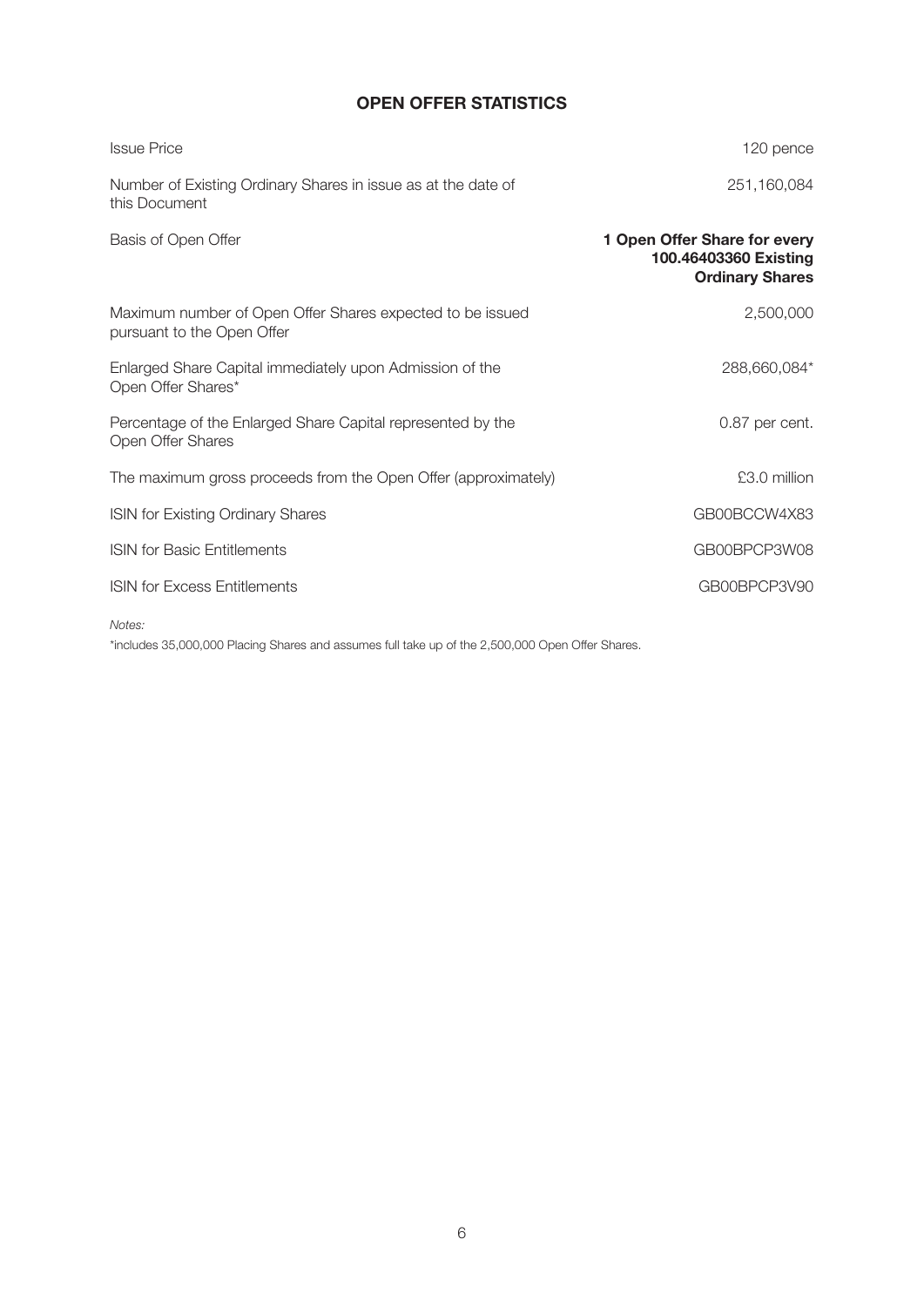# OPEN OFFER STATISTICS

| | |
|---|---|
| Issue Price | 120 pence |
| Number of Existing Ordinary Shares in issue as at the date of this Document | 251,160,084 |
| Basis of Open Offer | **1 Open Offer Share for every 100.46403360 Existing Ordinary Shares** |
| Maximum number of Open Offer Shares expected to be issued pursuant to the Open Offer | 2,500,000 |
| Enlarged Share Capital immediately upon Admission of the Open Offer Shares* | 288,660,084* |
| Percentage of the Enlarged Share Capital represented by the Open Offer Shares | 0.87 per cent. |
| The maximum gross proceeds from the Open Offer (approximately) | £3.0 million |
| ISIN for Existing Ordinary Shares | GB00BCCW4X83 |
| ISIN for Basic Entitlements | GB00BPCP3W08 |
| ISIN for Excess Entitlements | GB00BPCP3V90 |

*Notes:*

*includes 35,000,000 Placing Shares and assumes full take up of the 2,500,000 Open Offer Shares.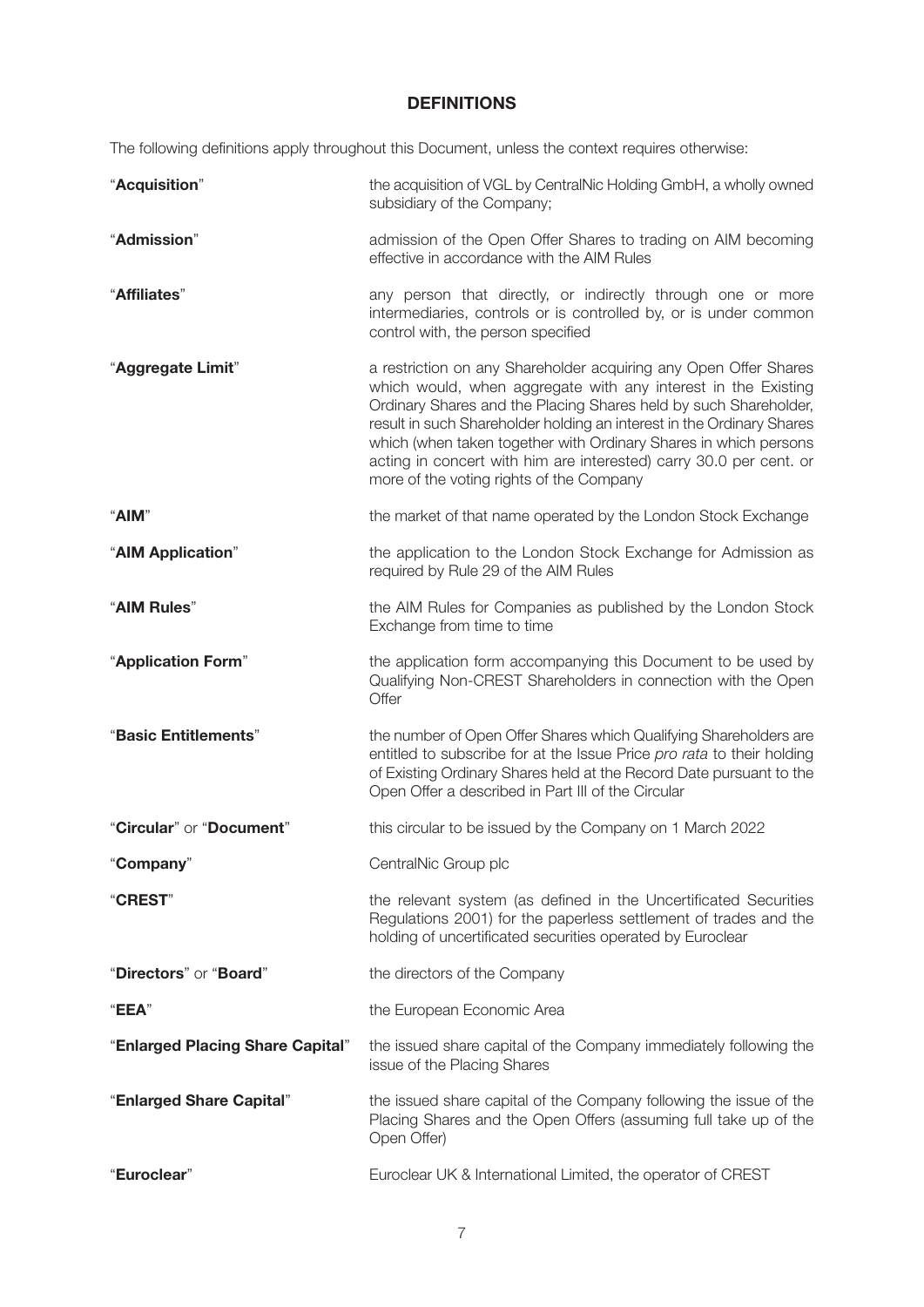# DEFINITIONS

The following definitions apply throughout this Document, unless the context requires otherwise:

| | |
|---|---|
| "**Acquisition**" | the acquisition of VGL by CentralNic Holding GmbH, a wholly owned subsidiary of the Company; |
| "**Admission**" | admission of the Open Offer Shares to trading on AIM becoming effective in accordance with the AIM Rules |
| "**Affiliates**" | any person that directly, or indirectly through one or more intermediaries, controls or is controlled by, or is under common control with, the person specified |
| "**Aggregate Limit**" | a restriction on any Shareholder acquiring any Open Offer Shares which would, when aggregate with any interest in the Existing Ordinary Shares and the Placing Shares held by such Shareholder, result in such Shareholder holding an interest in the Ordinary Shares which (when taken together with Ordinary Shares in which persons acting in concert with him are interested) carry 30.0 per cent. or more of the voting rights of the Company |
| "**AIM**" | the market of that name operated by the London Stock Exchange |
| "**AIM Application**" | the application to the London Stock Exchange for Admission as required by Rule 29 of the AIM Rules |
| "**AIM Rules**" | the AIM Rules for Companies as published by the London Stock Exchange from time to time |
| "**Application Form**" | the application form accompanying this Document to be used by Qualifying Non-CREST Shareholders in connection with the Open Offer |
| "**Basic Entitlements**" | the number of Open Offer Shares which Qualifying Shareholders are entitled to subscribe for at the Issue Price *pro rata* to their holding of Existing Ordinary Shares held at the Record Date pursuant to the Open Offer a described in Part III of the Circular |
| "**Circular**" or "**Document**" | this circular to be issued by the Company on 1 March 2022 |
| "**Company**" | CentralNic Group plc |
| "**CREST**" | the relevant system (as defined in the Uncertificated Securities Regulations 2001) for the paperless settlement of trades and the holding of uncertificated securities operated by Euroclear |
| "**Directors**" or "**Board**" | the directors of the Company |
| "**EEA**" | the European Economic Area |
| "**Enlarged Placing Share Capital**" | the issued share capital of the Company immediately following the issue of the Placing Shares |
| "**Enlarged Share Capital**" | the issued share capital of the Company following the issue of the Placing Shares and the Open Offers (assuming full take up of the Open Offer) |
| "**Euroclear**" | Euroclear UK & International Limited, the operator of CREST |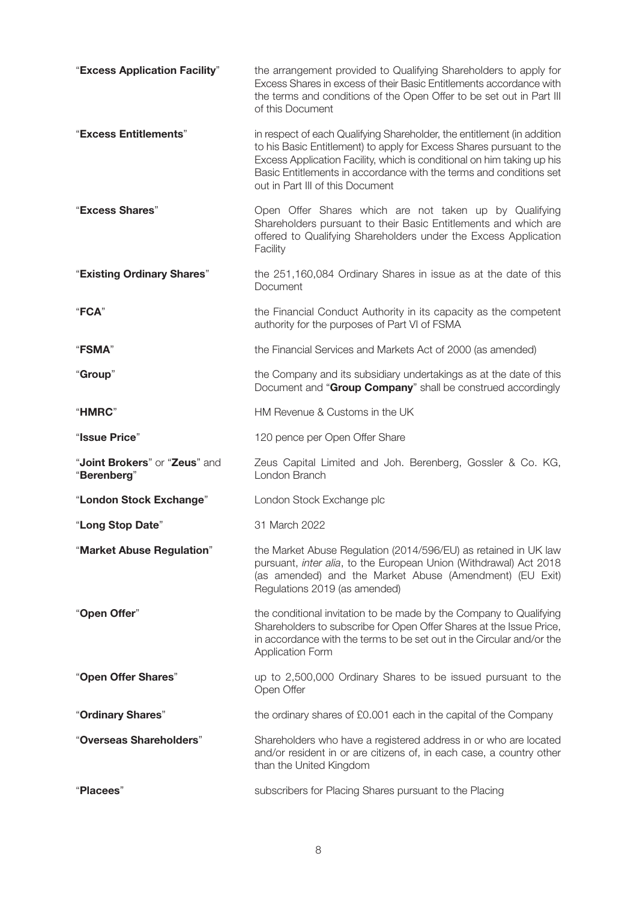| | |
|---|---|
| "**Excess Application Facility**" | the arrangement provided to Qualifying Shareholders to apply for Excess Shares in excess of their Basic Entitlements accordance with the terms and conditions of the Open Offer to be set out in Part III of this Document |
| "**Excess Entitlements**" | in respect of each Qualifying Shareholder, the entitlement (in addition to his Basic Entitlement) to apply for Excess Shares pursuant to the Excess Application Facility, which is conditional on him taking up his Basic Entitlements in accordance with the terms and conditions set out in Part III of this Document |
| "**Excess Shares**" | Open Offer Shares which are not taken up by Qualifying Shareholders pursuant to their Basic Entitlements and which are offered to Qualifying Shareholders under the Excess Application Facility |
| "**Existing Ordinary Shares**" | the 251,160,084 Ordinary Shares in issue as at the date of this Document |
| "**FCA**" | the Financial Conduct Authority in its capacity as the competent authority for the purposes of Part VI of FSMA |
| "**FSMA**" | the Financial Services and Markets Act of 2000 (as amended) |
| "**Group**" | the Company and its subsidiary undertakings as at the date of this Document and "**Group Company**" shall be construed accordingly |
| "**HMRC**" | HM Revenue & Customs in the UK |
| "**Issue Price**" | 120 pence per Open Offer Share |
| "**Joint Brokers**" or "**Zeus**" and "**Berenberg**" | Zeus Capital Limited and Joh. Berenberg, Gossler & Co. KG, London Branch |
| "**London Stock Exchange**" | London Stock Exchange plc |
| "**Long Stop Date**" | 31 March 2022 |
| "**Market Abuse Regulation**" | the Market Abuse Regulation (2014/596/EU) as retained in UK law pursuant, *inter alia*, to the European Union (Withdrawal) Act 2018 (as amended) and the Market Abuse (Amendment) (EU Exit) Regulations 2019 (as amended) |
| "**Open Offer**" | the conditional invitation to be made by the Company to Qualifying Shareholders to subscribe for Open Offer Shares at the Issue Price, in accordance with the terms to be set out in the Circular and/or the Application Form |
| "**Open Offer Shares**" | up to 2,500,000 Ordinary Shares to be issued pursuant to the Open Offer |
| "**Ordinary Shares**" | the ordinary shares of £0.001 each in the capital of the Company |
| "**Overseas Shareholders**" | Shareholders who have a registered address in or who are located and/or resident in or are citizens of, in each case, a country other than the United Kingdom |
| "**Placees**" | subscribers for Placing Shares pursuant to the Placing |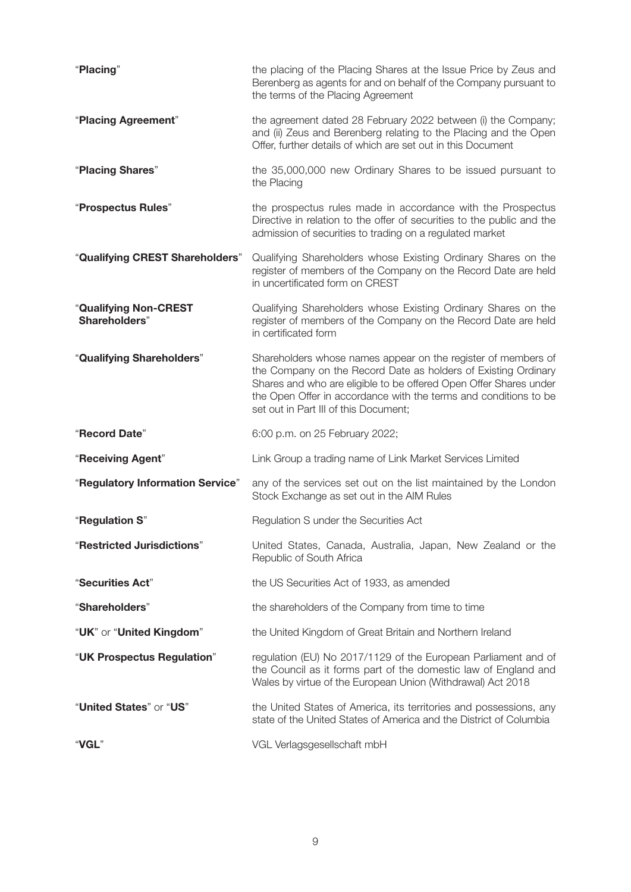| | |
|---|---|
| "**Placing**" | the placing of the Placing Shares at the Issue Price by Zeus and Berenberg as agents for and on behalf of the Company pursuant to the terms of the Placing Agreement |
| "**Placing Agreement**" | the agreement dated 28 February 2022 between (i) the Company; and (ii) Zeus and Berenberg relating to the Placing and the Open Offer, further details of which are set out in this Document |
| "**Placing Shares**" | the 35,000,000 new Ordinary Shares to be issued pursuant to the Placing |
| "**Prospectus Rules**" | the prospectus rules made in accordance with the Prospectus Directive in relation to the offer of securities to the public and the admission of securities to trading on a regulated market |
| "**Qualifying CREST Shareholders**" | Qualifying Shareholders whose Existing Ordinary Shares on the register of members of the Company on the Record Date are held in uncertificated form on CREST |
| "**Qualifying Non-CREST Shareholders**" | Qualifying Shareholders whose Existing Ordinary Shares on the register of members of the Company on the Record Date are held in certificated form |
| "**Qualifying Shareholders**" | Shareholders whose names appear on the register of members of the Company on the Record Date as holders of Existing Ordinary Shares and who are eligible to be offered Open Offer Shares under the Open Offer in accordance with the terms and conditions to be set out in Part III of this Document; |
| "**Record Date**" | 6:00 p.m. on 25 February 2022; |
| "**Receiving Agent**" | Link Group a trading name of Link Market Services Limited |
| "**Regulatory Information Service**" | any of the services set out on the list maintained by the London Stock Exchange as set out in the AIM Rules |
| "**Regulation S**" | Regulation S under the Securities Act |
| "**Restricted Jurisdictions**" | United States, Canada, Australia, Japan, New Zealand or the Republic of South Africa |
| "**Securities Act**" | the US Securities Act of 1933, as amended |
| "**Shareholders**" | the shareholders of the Company from time to time |
| "**UK**" or "**United Kingdom**" | the United Kingdom of Great Britain and Northern Ireland |
| "**UK Prospectus Regulation**" | regulation (EU) No 2017/1129 of the European Parliament and of the Council as it forms part of the domestic law of England and Wales by virtue of the European Union (Withdrawal) Act 2018 |
| "**United States**" or "**US**" | the United States of America, its territories and possessions, any state of the United States of America and the District of Columbia |
| "**VGL**" | VGL Verlagsgesellschaft mbH |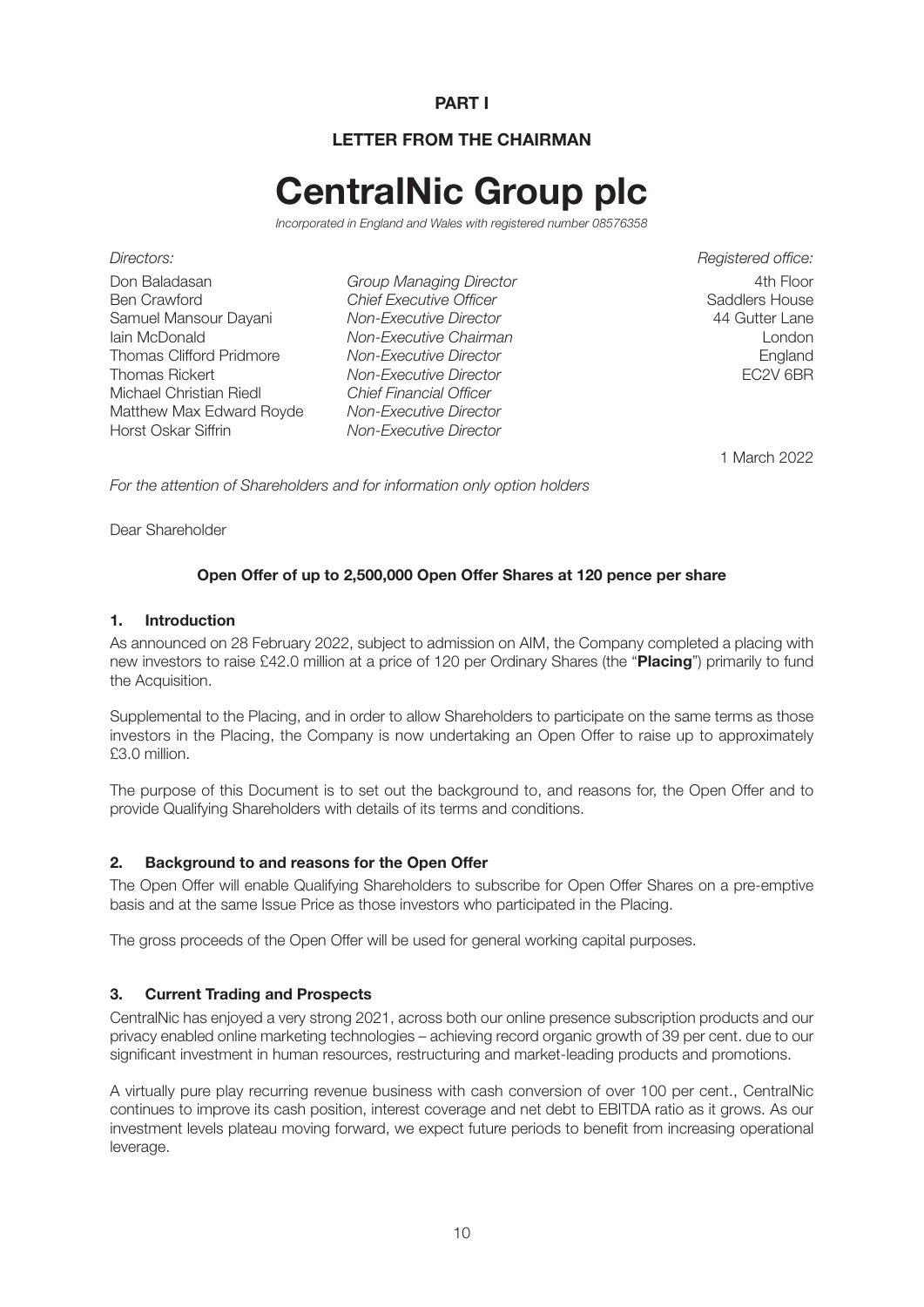**PART I**

**LETTER FROM THE CHAIRMAN**

# CentralNic Group plc

*Incorporated in England and Wales with registered number 08576358*

*Directors:*

| | |
|---|---|
| Don Baladasan | *Group Managing Director* |
| Ben Crawford | *Chief Executive Officer* |
| Samuel Mansour Dayani | *Non-Executive Director* |
| Iain McDonald | *Non-Executive Chairman* |
| Thomas Clifford Pridmore | *Non-Executive Director* |
| Thomas Rickert | *Non-Executive Director* |
| Michael Christian Riedl | *Chief Financial Officer* |
| Matthew Max Edward Royde | *Non-Executive Director* |
| Horst Oskar Siffrin | *Non-Executive Director* |

*Registered office:*
4th Floor
Saddlers House
44 Gutter Lane
London
England
EC2V 6BR

1 March 2022

*For the attention of Shareholders and for information only option holders*

Dear Shareholder

**Open Offer of up to 2,500,000 Open Offer Shares at 120 pence per share**

### 1. Introduction

As announced on 28 February 2022, subject to admission on AIM, the Company completed a placing with new investors to raise £42.0 million at a price of 120 per Ordinary Shares (the "**Placing**") primarily to fund the Acquisition.

Supplemental to the Placing, and in order to allow Shareholders to participate on the same terms as those investors in the Placing, the Company is now undertaking an Open Offer to raise up to approximately £3.0 million.

The purpose of this Document is to set out the background to, and reasons for, the Open Offer and to provide Qualifying Shareholders with details of its terms and conditions.

### 2. Background to and reasons for the Open Offer

The Open Offer will enable Qualifying Shareholders to subscribe for Open Offer Shares on a pre-emptive basis and at the same Issue Price as those investors who participated in the Placing.

The gross proceeds of the Open Offer will be used for general working capital purposes.

### 3. Current Trading and Prospects

CentralNic has enjoyed a very strong 2021, across both our online presence subscription products and our privacy enabled online marketing technologies – achieving record organic growth of 39 per cent. due to our significant investment in human resources, restructuring and market-leading products and promotions.

A virtually pure play recurring revenue business with cash conversion of over 100 per cent., CentralNic continues to improve its cash position, interest coverage and net debt to EBITDA ratio as it grows. As our investment levels plateau moving forward, we expect future periods to benefit from increasing operational leverage.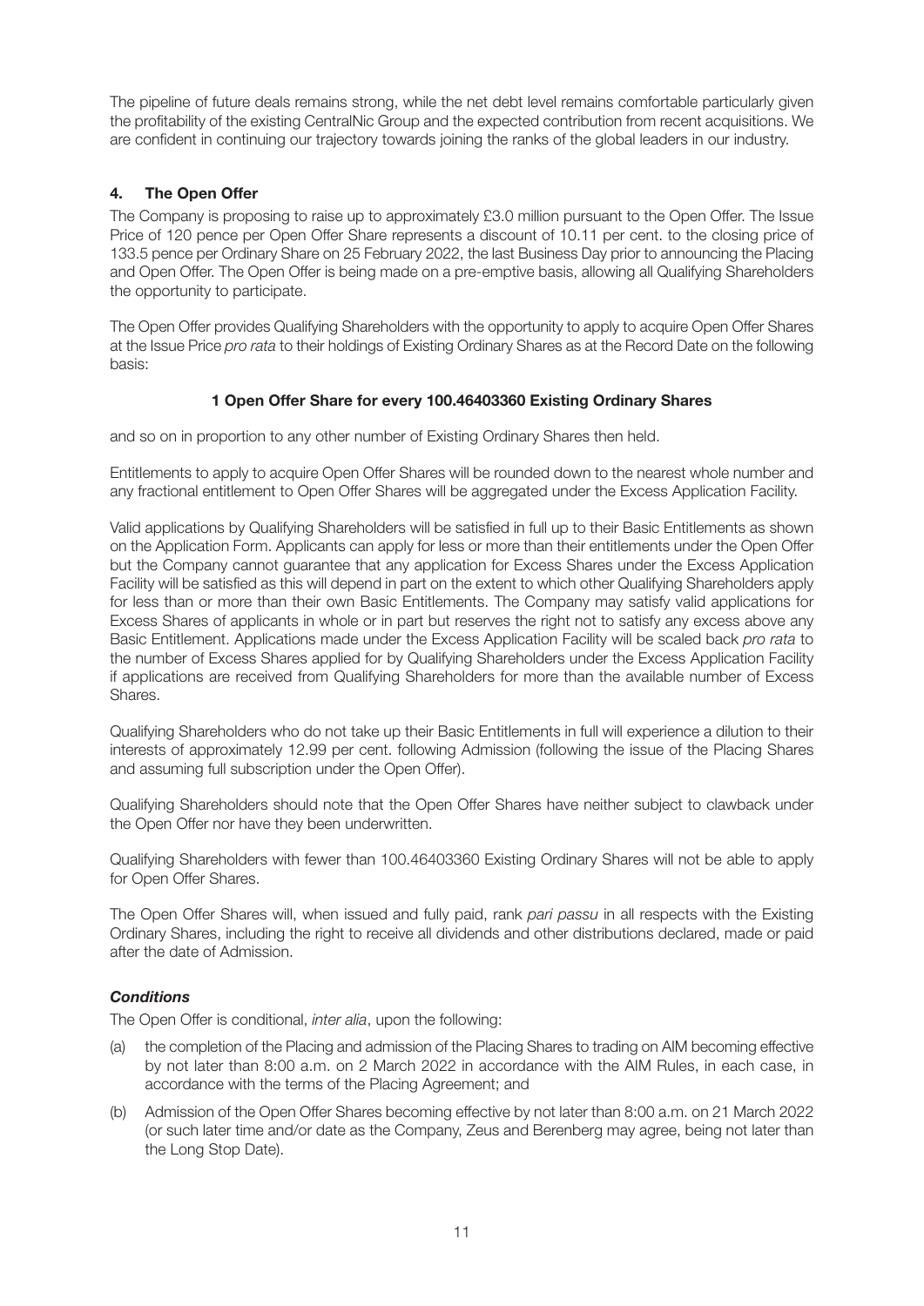The pipeline of future deals remains strong, while the net debt level remains comfortable particularly given the profitability of the existing CentralNic Group and the expected contribution from recent acquisitions. We are confident in continuing our trajectory towards joining the ranks of the global leaders in our industry.

## 4. The Open Offer

The Company is proposing to raise up to approximately £3.0 million pursuant to the Open Offer. The Issue Price of 120 pence per Open Offer Share represents a discount of 10.11 per cent. to the closing price of 133.5 pence per Ordinary Share on 25 February 2022, the last Business Day prior to announcing the Placing and Open Offer. The Open Offer is being made on a pre-emptive basis, allowing all Qualifying Shareholders the opportunity to participate.

The Open Offer provides Qualifying Shareholders with the opportunity to apply to acquire Open Offer Shares at the Issue Price *pro rata* to their holdings of Existing Ordinary Shares as at the Record Date on the following basis:

**1 Open Offer Share for every 100.46403360 Existing Ordinary Shares**

and so on in proportion to any other number of Existing Ordinary Shares then held.

Entitlements to apply to acquire Open Offer Shares will be rounded down to the nearest whole number and any fractional entitlement to Open Offer Shares will be aggregated under the Excess Application Facility.

Valid applications by Qualifying Shareholders will be satisfied in full up to their Basic Entitlements as shown on the Application Form. Applicants can apply for less or more than their entitlements under the Open Offer but the Company cannot guarantee that any application for Excess Shares under the Excess Application Facility will be satisfied as this will depend in part on the extent to which other Qualifying Shareholders apply for less than or more than their own Basic Entitlements. The Company may satisfy valid applications for Excess Shares of applicants in whole or in part but reserves the right not to satisfy any excess above any Basic Entitlement. Applications made under the Excess Application Facility will be scaled back *pro rata* to the number of Excess Shares applied for by Qualifying Shareholders under the Excess Application Facility if applications are received from Qualifying Shareholders for more than the available number of Excess Shares.

Qualifying Shareholders who do not take up their Basic Entitlements in full will experience a dilution to their interests of approximately 12.99 per cent. following Admission (following the issue of the Placing Shares and assuming full subscription under the Open Offer).

Qualifying Shareholders should note that the Open Offer Shares have neither subject to clawback under the Open Offer nor have they been underwritten.

Qualifying Shareholders with fewer than 100.46403360 Existing Ordinary Shares will not be able to apply for Open Offer Shares.

The Open Offer Shares will, when issued and fully paid, rank *pari passu* in all respects with the Existing Ordinary Shares, including the right to receive all dividends and other distributions declared, made or paid after the date of Admission.

### *Conditions*

The Open Offer is conditional, *inter alia*, upon the following:

(a) the completion of the Placing and admission of the Placing Shares to trading on AIM becoming effective by not later than 8:00 a.m. on 2 March 2022 in accordance with the AIM Rules, in each case, in accordance with the terms of the Placing Agreement; and

(b) Admission of the Open Offer Shares becoming effective by not later than 8:00 a.m. on 21 March 2022 (or such later time and/or date as the Company, Zeus and Berenberg may agree, being not later than the Long Stop Date).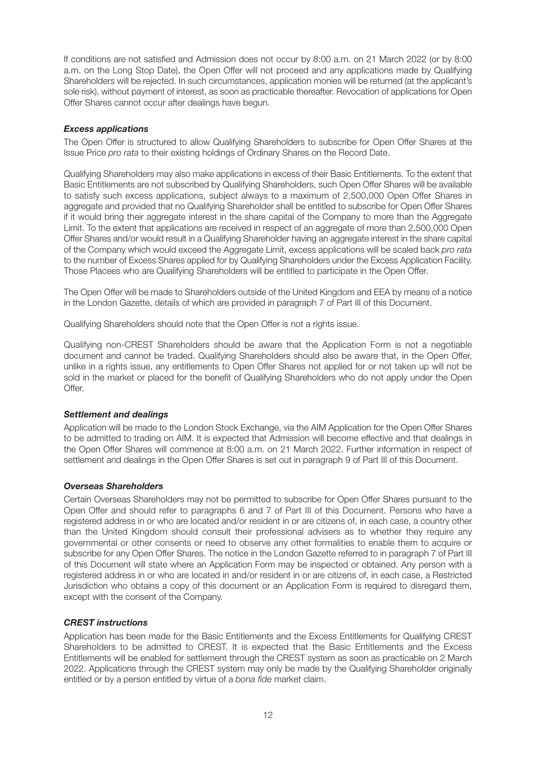If conditions are not satisfied and Admission does not occur by 8:00 a.m. on 21 March 2022 (or by 8:00 a.m. on the Long Stop Date), the Open Offer will not proceed and any applications made by Qualifying Shareholders will be rejected. In such circumstances, application monies will be returned (at the applicant's sole risk), without payment of interest, as soon as practicable thereafter. Revocation of applications for Open Offer Shares cannot occur after dealings have begun.

### *Excess applications*

The Open Offer is structured to allow Qualifying Shareholders to subscribe for Open Offer Shares at the Issue Price *pro rata* to their existing holdings of Ordinary Shares on the Record Date.

Qualifying Shareholders may also make applications in excess of their Basic Entitlements. To the extent that Basic Entitlements are not subscribed by Qualifying Shareholders, such Open Offer Shares will be available to satisfy such excess applications, subject always to a maximum of 2,500,000 Open Offer Shares in aggregate and provided that no Qualifying Shareholder shall be entitled to subscribe for Open Offer Shares if it would bring their aggregate interest in the share capital of the Company to more than the Aggregate Limit. To the extent that applications are received in respect of an aggregate of more than 2,500,000 Open Offer Shares and/or would result in a Qualifying Shareholder having an aggregate interest in the share capital of the Company which would exceed the Aggregate Limit, excess applications will be scaled back *pro rata* to the number of Excess Shares applied for by Qualifying Shareholders under the Excess Application Facility. Those Placees who are Qualifying Shareholders will be entitled to participate in the Open Offer.

The Open Offer will be made to Shareholders outside of the United Kingdom and EEA by means of a notice in the London Gazette, details of which are provided in paragraph 7 of Part III of this Document.

Qualifying Shareholders should note that the Open Offer is not a rights issue.

Qualifying non-CREST Shareholders should be aware that the Application Form is not a negotiable document and cannot be traded. Qualifying Shareholders should also be aware that, in the Open Offer, unlike in a rights issue, any entitlements to Open Offer Shares not applied for or not taken up will not be sold in the market or placed for the benefit of Qualifying Shareholders who do not apply under the Open Offer.

### *Settlement and dealings*

Application will be made to the London Stock Exchange, via the AIM Application for the Open Offer Shares to be admitted to trading on AIM. It is expected that Admission will become effective and that dealings in the Open Offer Shares will commence at 8:00 a.m. on 21 March 2022. Further information in respect of settlement and dealings in the Open Offer Shares is set out in paragraph 9 of Part III of this Document.

### *Overseas Shareholders*

Certain Overseas Shareholders may not be permitted to subscribe for Open Offer Shares pursuant to the Open Offer and should refer to paragraphs 6 and 7 of Part III of this Document. Persons who have a registered address in or who are located and/or resident in or are citizens of, in each case, a country other than the United Kingdom should consult their professional advisers as to whether they require any governmental or other consents or need to observe any other formalities to enable them to acquire or subscribe for any Open Offer Shares. The notice in the London Gazette referred to in paragraph 7 of Part III of this Document will state where an Application Form may be inspected or obtained. Any person with a registered address in or who are located in and/or resident in or are citizens of, in each case, a Restricted Jurisdiction who obtains a copy of this document or an Application Form is required to disregard them, except with the consent of the Company.

### *CREST instructions*

Application has been made for the Basic Entitlements and the Excess Entitlements for Qualifying CREST Shareholders to be admitted to CREST. It is expected that the Basic Entitlements and the Excess Entitlements will be enabled for settlement through the CREST system as soon as practicable on 2 March 2022. Applications through the CREST system may only be made by the Qualifying Shareholder originally entitled or by a person entitled by virtue of a *bona fide* market claim.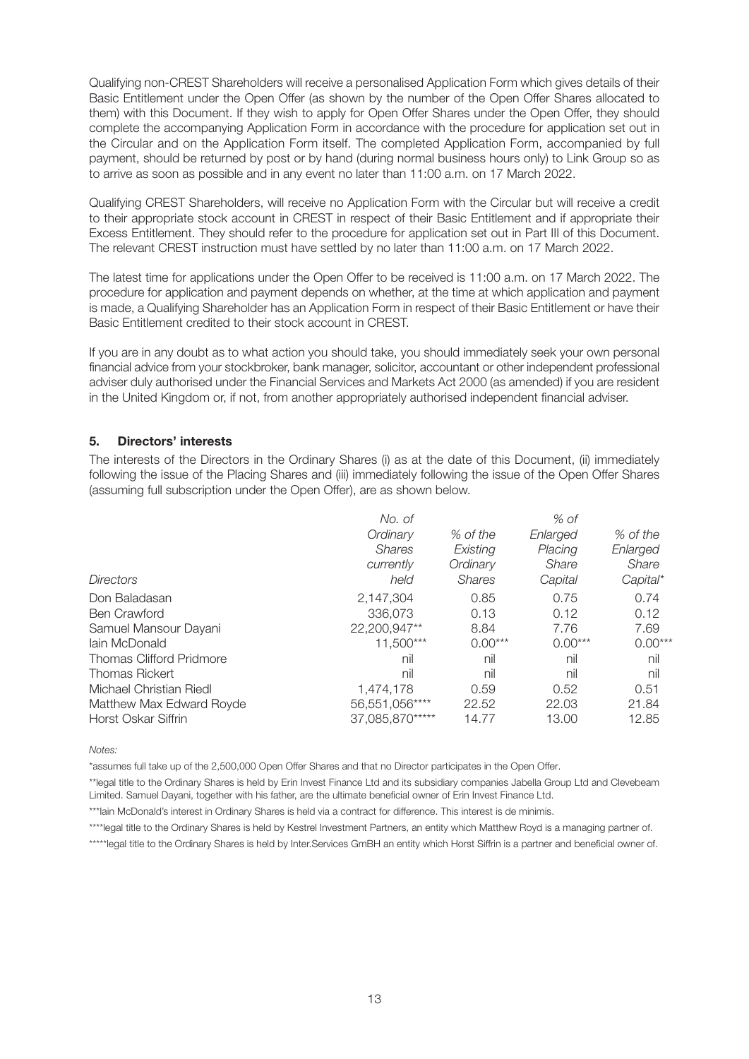Qualifying non-CREST Shareholders will receive a personalised Application Form which gives details of their Basic Entitlement under the Open Offer (as shown by the number of the Open Offer Shares allocated to them) with this Document. If they wish to apply for Open Offer Shares under the Open Offer, they should complete the accompanying Application Form in accordance with the procedure for application set out in the Circular and on the Application Form itself. The completed Application Form, accompanied by full payment, should be returned by post or by hand (during normal business hours only) to Link Group so as to arrive as soon as possible and in any event no later than 11:00 a.m. on 17 March 2022.

Qualifying CREST Shareholders, will receive no Application Form with the Circular but will receive a credit to their appropriate stock account in CREST in respect of their Basic Entitlement and if appropriate their Excess Entitlement. They should refer to the procedure for application set out in Part III of this Document. The relevant CREST instruction must have settled by no later than 11:00 a.m. on 17 March 2022.

The latest time for applications under the Open Offer to be received is 11:00 a.m. on 17 March 2022. The procedure for application and payment depends on whether, at the time at which application and payment is made, a Qualifying Shareholder has an Application Form in respect of their Basic Entitlement or have their Basic Entitlement credited to their stock account in CREST.

If you are in any doubt as to what action you should take, you should immediately seek your own personal financial advice from your stockbroker, bank manager, solicitor, accountant or other independent professional adviser duly authorised under the Financial Services and Markets Act 2000 (as amended) if you are resident in the United Kingdom or, if not, from another appropriately authorised independent financial adviser.

## 5. Directors' interests

The interests of the Directors in the Ordinary Shares (i) as at the date of this Document, (ii) immediately following the issue of the Placing Shares and (iii) immediately following the issue of the Open Offer Shares (assuming full subscription under the Open Offer), are as shown below.

| *Directors* | *No. of Ordinary Shares currently held* | *% of the Existing Ordinary Shares* | *% of Enlarged Placing Share Capital* | *% of the Enlarged Share Capital** |
|---|---|---|---|---|
| Don Baladasan | 2,147,304 | 0.85 | 0.75 | 0.74 |
| Ben Crawford | 336,073 | 0.13 | 0.12 | 0.12 |
| Samuel Mansour Dayani | 22,200,947** | 8.84 | 7.76 | 7.69 |
| Iain McDonald | 11,500*** | 0.00*** | 0.00*** | 0.00*** |
| Thomas Clifford Pridmore | nil | nil | nil | nil |
| Thomas Rickert | nil | nil | nil | nil |
| Michael Christian Riedl | 1,474,178 | 0.59 | 0.52 | 0.51 |
| Matthew Max Edward Royde | 56,551,056**** | 22.52 | 22.03 | 21.84 |
| Horst Oskar Siffrin | 37,085,870***** | 14.77 | 13.00 | 12.85 |

*Notes:*

*assumes full take up of the 2,500,000 Open Offer Shares and that no Director participates in the Open Offer.

**legal title to the Ordinary Shares is held by Erin Invest Finance Ltd and its subsidiary companies Jabella Group Ltd and Clevebeam Limited. Samuel Dayani, together with his father, are the ultimate beneficial owner of Erin Invest Finance Ltd.

***Iain McDonald's interest in Ordinary Shares is held via a contract for difference. This interest is de minimis.

****legal title to the Ordinary Shares is held by Kestrel Investment Partners, an entity which Matthew Royd is a managing partner of.

*****legal title to the Ordinary Shares is held by Inter.Services GmBH an entity which Horst Siffrin is a partner and beneficial owner of.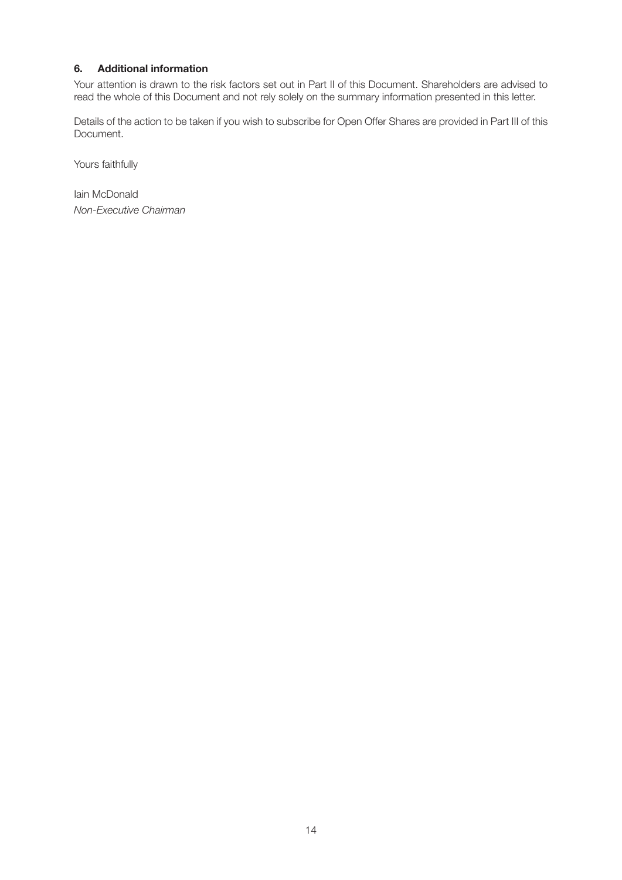### 6. Additional information

Your attention is drawn to the risk factors set out in Part II of this Document. Shareholders are advised to read the whole of this Document and not rely solely on the summary information presented in this letter.

Details of the action to be taken if you wish to subscribe for Open Offer Shares are provided in Part III of this Document.

Yours faithfully

Iain McDonald
*Non-Executive Chairman*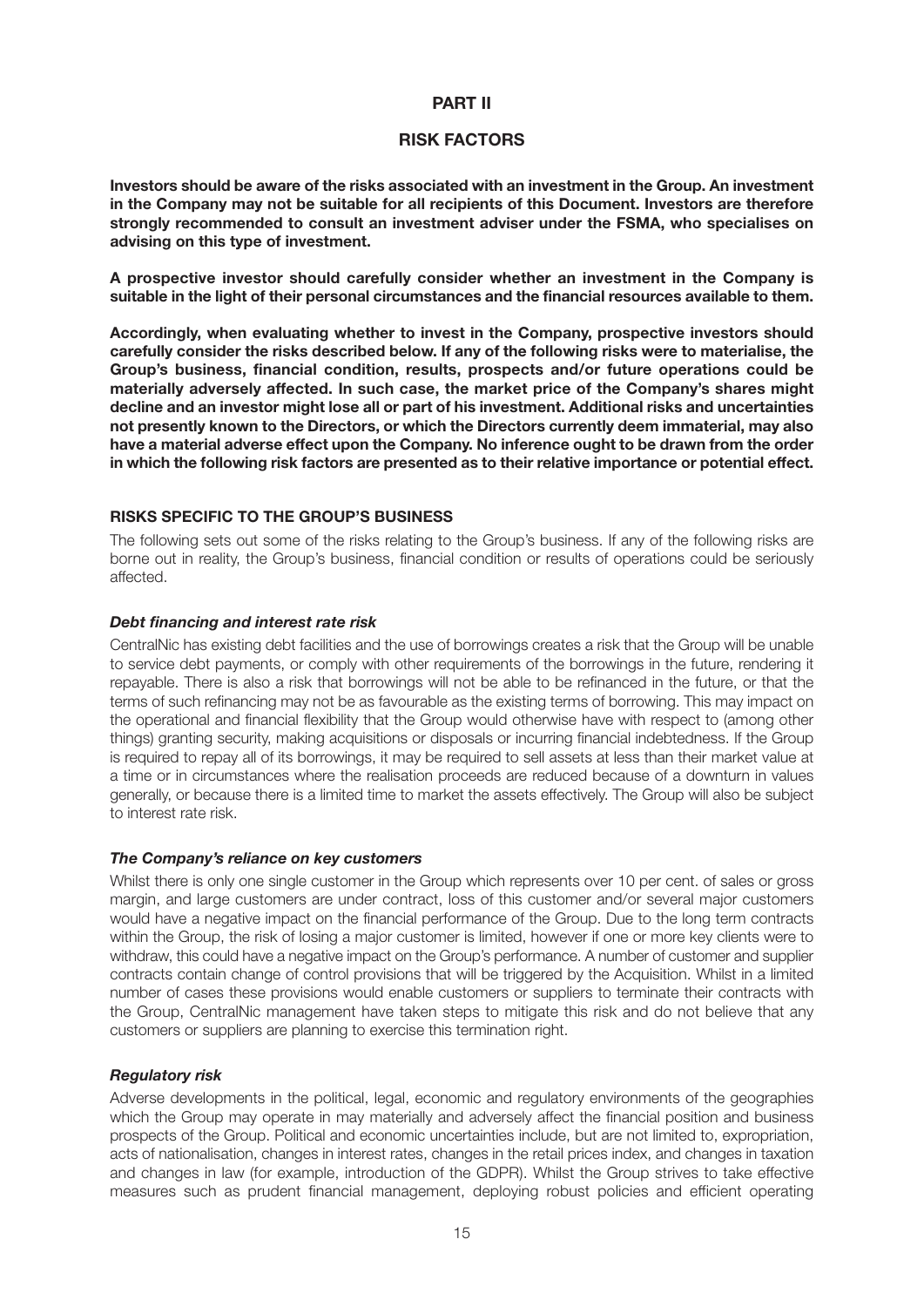# PART II

## RISK FACTORS

**Investors should be aware of the risks associated with an investment in the Group. An investment in the Company may not be suitable for all recipients of this Document. Investors are therefore strongly recommended to consult an investment adviser under the FSMA, who specialises on advising on this type of investment.**

**A prospective investor should carefully consider whether an investment in the Company is suitable in the light of their personal circumstances and the financial resources available to them.**

**Accordingly, when evaluating whether to invest in the Company, prospective investors should carefully consider the risks described below. If any of the following risks were to materialise, the Group's business, financial condition, results, prospects and/or future operations could be materially adversely affected. In such case, the market price of the Company's shares might decline and an investor might lose all or part of his investment. Additional risks and uncertainties not presently known to the Directors, or which the Directors currently deem immaterial, may also have a material adverse effect upon the Company. No inference ought to be drawn from the order in which the following risk factors are presented as to their relative importance or potential effect.**

### RISKS SPECIFIC TO THE GROUP'S BUSINESS

The following sets out some of the risks relating to the Group's business. If any of the following risks are borne out in reality, the Group's business, financial condition or results of operations could be seriously affected.

***Debt financing and interest rate risk***

CentralNic has existing debt facilities and the use of borrowings creates a risk that the Group will be unable to service debt payments, or comply with other requirements of the borrowings in the future, rendering it repayable. There is also a risk that borrowings will not be able to be refinanced in the future, or that the terms of such refinancing may not be as favourable as the existing terms of borrowing. This may impact on the operational and financial flexibility that the Group would otherwise have with respect to (among other things) granting security, making acquisitions or disposals or incurring financial indebtedness. If the Group is required to repay all of its borrowings, it may be required to sell assets at less than their market value at a time or in circumstances where the realisation proceeds are reduced because of a downturn in values generally, or because there is a limited time to market the assets effectively. The Group will also be subject to interest rate risk.

***The Company's reliance on key customers***

Whilst there is only one single customer in the Group which represents over 10 per cent. of sales or gross margin, and large customers are under contract, loss of this customer and/or several major customers would have a negative impact on the financial performance of the Group. Due to the long term contracts within the Group, the risk of losing a major customer is limited, however if one or more key clients were to withdraw, this could have a negative impact on the Group's performance. A number of customer and supplier contracts contain change of control provisions that will be triggered by the Acquisition. Whilst in a limited number of cases these provisions would enable customers or suppliers to terminate their contracts with the Group, CentralNic management have taken steps to mitigate this risk and do not believe that any customers or suppliers are planning to exercise this termination right.

***Regulatory risk***

Adverse developments in the political, legal, economic and regulatory environments of the geographies which the Group may operate in may materially and adversely affect the financial position and business prospects of the Group. Political and economic uncertainties include, but are not limited to, expropriation, acts of nationalisation, changes in interest rates, changes in the retail prices index, and changes in taxation and changes in law (for example, introduction of the GDPR). Whilst the Group strives to take effective measures such as prudent financial management, deploying robust policies and efficient operating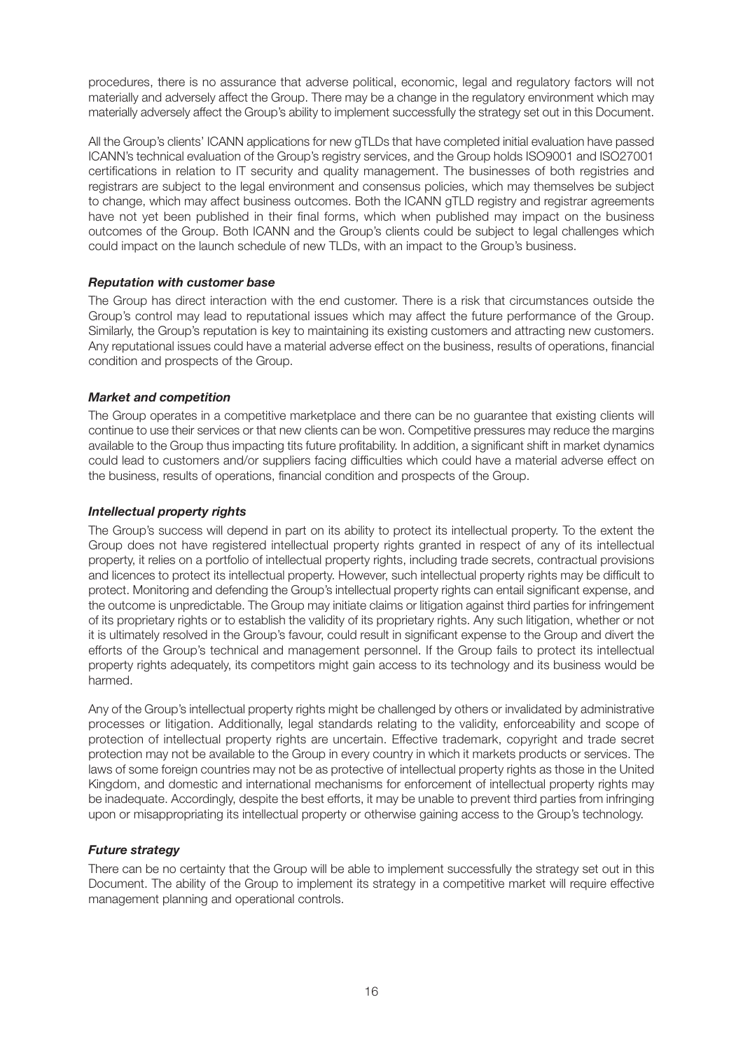procedures, there is no assurance that adverse political, economic, legal and regulatory factors will not materially and adversely affect the Group. There may be a change in the regulatory environment which may materially adversely affect the Group's ability to implement successfully the strategy set out in this Document.

All the Group's clients' ICANN applications for new gTLDs that have completed initial evaluation have passed ICANN's technical evaluation of the Group's registry services, and the Group holds ISO9001 and ISO27001 certifications in relation to IT security and quality management. The businesses of both registries and registrars are subject to the legal environment and consensus policies, which may themselves be subject to change, which may affect business outcomes. Both the ICANN gTLD registry and registrar agreements have not yet been published in their final forms, which when published may impact on the business outcomes of the Group. Both ICANN and the Group's clients could be subject to legal challenges which could impact on the launch schedule of new TLDs, with an impact to the Group's business.

***Reputation with customer base***

The Group has direct interaction with the end customer. There is a risk that circumstances outside the Group's control may lead to reputational issues which may affect the future performance of the Group. Similarly, the Group's reputation is key to maintaining its existing customers and attracting new customers. Any reputational issues could have a material adverse effect on the business, results of operations, financial condition and prospects of the Group.

***Market and competition***

The Group operates in a competitive marketplace and there can be no guarantee that existing clients will continue to use their services or that new clients can be won. Competitive pressures may reduce the margins available to the Group thus impacting tits future profitability. In addition, a significant shift in market dynamics could lead to customers and/or suppliers facing difficulties which could have a material adverse effect on the business, results of operations, financial condition and prospects of the Group.

***Intellectual property rights***

The Group's success will depend in part on its ability to protect its intellectual property. To the extent the Group does not have registered intellectual property rights granted in respect of any of its intellectual property, it relies on a portfolio of intellectual property rights, including trade secrets, contractual provisions and licences to protect its intellectual property. However, such intellectual property rights may be difficult to protect. Monitoring and defending the Group's intellectual property rights can entail significant expense, and the outcome is unpredictable. The Group may initiate claims or litigation against third parties for infringement of its proprietary rights or to establish the validity of its proprietary rights. Any such litigation, whether or not it is ultimately resolved in the Group's favour, could result in significant expense to the Group and divert the efforts of the Group's technical and management personnel. If the Group fails to protect its intellectual property rights adequately, its competitors might gain access to its technology and its business would be harmed.

Any of the Group's intellectual property rights might be challenged by others or invalidated by administrative processes or litigation. Additionally, legal standards relating to the validity, enforceability and scope of protection of intellectual property rights are uncertain. Effective trademark, copyright and trade secret protection may not be available to the Group in every country in which it markets products or services. The laws of some foreign countries may not be as protective of intellectual property rights as those in the United Kingdom, and domestic and international mechanisms for enforcement of intellectual property rights may be inadequate. Accordingly, despite the best efforts, it may be unable to prevent third parties from infringing upon or misappropriating its intellectual property or otherwise gaining access to the Group's technology.

***Future strategy***

There can be no certainty that the Group will be able to implement successfully the strategy set out in this Document. The ability of the Group to implement its strategy in a competitive market will require effective management planning and operational controls.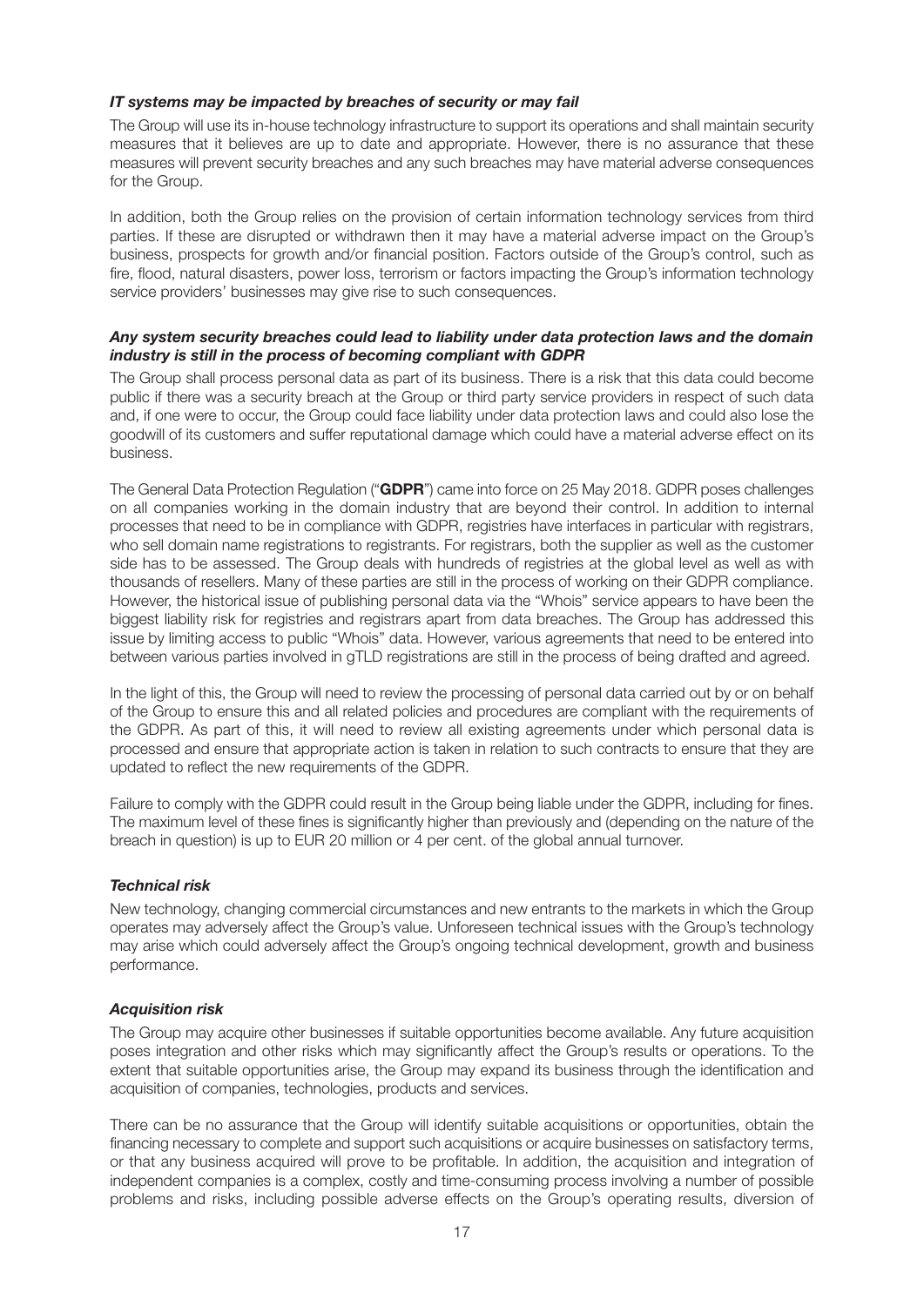***IT systems may be impacted by breaches of security or may fail***

The Group will use its in-house technology infrastructure to support its operations and shall maintain security measures that it believes are up to date and appropriate. However, there is no assurance that these measures will prevent security breaches and any such breaches may have material adverse consequences for the Group.

In addition, both the Group relies on the provision of certain information technology services from third parties. If these are disrupted or withdrawn then it may have a material adverse impact on the Group's business, prospects for growth and/or financial position. Factors outside of the Group's control, such as fire, flood, natural disasters, power loss, terrorism or factors impacting the Group's information technology service providers' businesses may give rise to such consequences.

***Any system security breaches could lead to liability under data protection laws and the domain industry is still in the process of becoming compliant with GDPR***

The Group shall process personal data as part of its business. There is a risk that this data could become public if there was a security breach at the Group or third party service providers in respect of such data and, if one were to occur, the Group could face liability under data protection laws and could also lose the goodwill of its customers and suffer reputational damage which could have a material adverse effect on its business.

The General Data Protection Regulation ("**GDPR**") came into force on 25 May 2018. GDPR poses challenges on all companies working in the domain industry that are beyond their control. In addition to internal processes that need to be in compliance with GDPR, registries have interfaces in particular with registrars, who sell domain name registrations to registrants. For registrars, both the supplier as well as the customer side has to be assessed. The Group deals with hundreds of registries at the global level as well as with thousands of resellers. Many of these parties are still in the process of working on their GDPR compliance. However, the historical issue of publishing personal data via the "Whois" service appears to have been the biggest liability risk for registries and registrars apart from data breaches. The Group has addressed this issue by limiting access to public "Whois" data. However, various agreements that need to be entered into between various parties involved in gTLD registrations are still in the process of being drafted and agreed.

In the light of this, the Group will need to review the processing of personal data carried out by or on behalf of the Group to ensure this and all related policies and procedures are compliant with the requirements of the GDPR. As part of this, it will need to review all existing agreements under which personal data is processed and ensure that appropriate action is taken in relation to such contracts to ensure that they are updated to reflect the new requirements of the GDPR.

Failure to comply with the GDPR could result in the Group being liable under the GDPR, including for fines. The maximum level of these fines is significantly higher than previously and (depending on the nature of the breach in question) is up to EUR 20 million or 4 per cent. of the global annual turnover.

***Technical risk***

New technology, changing commercial circumstances and new entrants to the markets in which the Group operates may adversely affect the Group's value. Unforeseen technical issues with the Group's technology may arise which could adversely affect the Group's ongoing technical development, growth and business performance.

***Acquisition risk***

The Group may acquire other businesses if suitable opportunities become available. Any future acquisition poses integration and other risks which may significantly affect the Group's results or operations. To the extent that suitable opportunities arise, the Group may expand its business through the identification and acquisition of companies, technologies, products and services.

There can be no assurance that the Group will identify suitable acquisitions or opportunities, obtain the financing necessary to complete and support such acquisitions or acquire businesses on satisfactory terms, or that any business acquired will prove to be profitable. In addition, the acquisition and integration of independent companies is a complex, costly and time-consuming process involving a number of possible problems and risks, including possible adverse effects on the Group's operating results, diversion of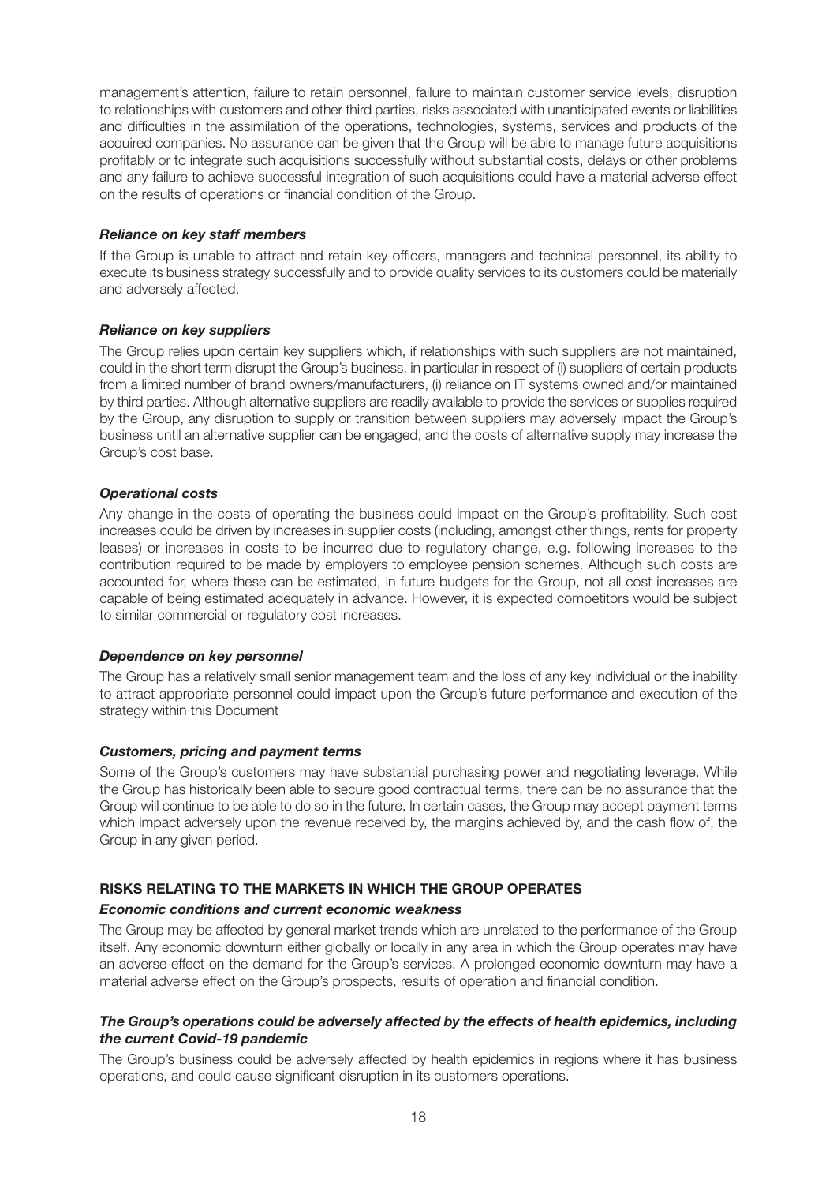management's attention, failure to retain personnel, failure to maintain customer service levels, disruption to relationships with customers and other third parties, risks associated with unanticipated events or liabilities and difficulties in the assimilation of the operations, technologies, systems, services and products of the acquired companies. No assurance can be given that the Group will be able to manage future acquisitions profitably or to integrate such acquisitions successfully without substantial costs, delays or other problems and any failure to achieve successful integration of such acquisitions could have a material adverse effect on the results of operations or financial condition of the Group.

***Reliance on key staff members***

If the Group is unable to attract and retain key officers, managers and technical personnel, its ability to execute its business strategy successfully and to provide quality services to its customers could be materially and adversely affected.

***Reliance on key suppliers***

The Group relies upon certain key suppliers which, if relationships with such suppliers are not maintained, could in the short term disrupt the Group's business, in particular in respect of (i) suppliers of certain products from a limited number of brand owners/manufacturers, (i) reliance on IT systems owned and/or maintained by third parties. Although alternative suppliers are readily available to provide the services or supplies required by the Group, any disruption to supply or transition between suppliers may adversely impact the Group's business until an alternative supplier can be engaged, and the costs of alternative supply may increase the Group's cost base.

***Operational costs***

Any change in the costs of operating the business could impact on the Group's profitability. Such cost increases could be driven by increases in supplier costs (including, amongst other things, rents for property leases) or increases in costs to be incurred due to regulatory change, e.g. following increases to the contribution required to be made by employers to employee pension schemes. Although such costs are accounted for, where these can be estimated, in future budgets for the Group, not all cost increases are capable of being estimated adequately in advance. However, it is expected competitors would be subject to similar commercial or regulatory cost increases.

***Dependence on key personnel***

The Group has a relatively small senior management team and the loss of any key individual or the inability to attract appropriate personnel could impact upon the Group's future performance and execution of the strategy within this Document

***Customers, pricing and payment terms***

Some of the Group's customers may have substantial purchasing power and negotiating leverage. While the Group has historically been able to secure good contractual terms, there can be no assurance that the Group will continue to be able to do so in the future. In certain cases, the Group may accept payment terms which impact adversely upon the revenue received by, the margins achieved by, and the cash flow of, the Group in any given period.

## RISKS RELATING TO THE MARKETS IN WHICH THE GROUP OPERATES

***Economic conditions and current economic weakness***

The Group may be affected by general market trends which are unrelated to the performance of the Group itself. Any economic downturn either globally or locally in any area in which the Group operates may have an adverse effect on the demand for the Group's services. A prolonged economic downturn may have a material adverse effect on the Group's prospects, results of operation and financial condition.

***The Group's operations could be adversely affected by the effects of health epidemics, including the current Covid-19 pandemic***

The Group's business could be adversely affected by health epidemics in regions where it has business operations, and could cause significant disruption in its customers operations.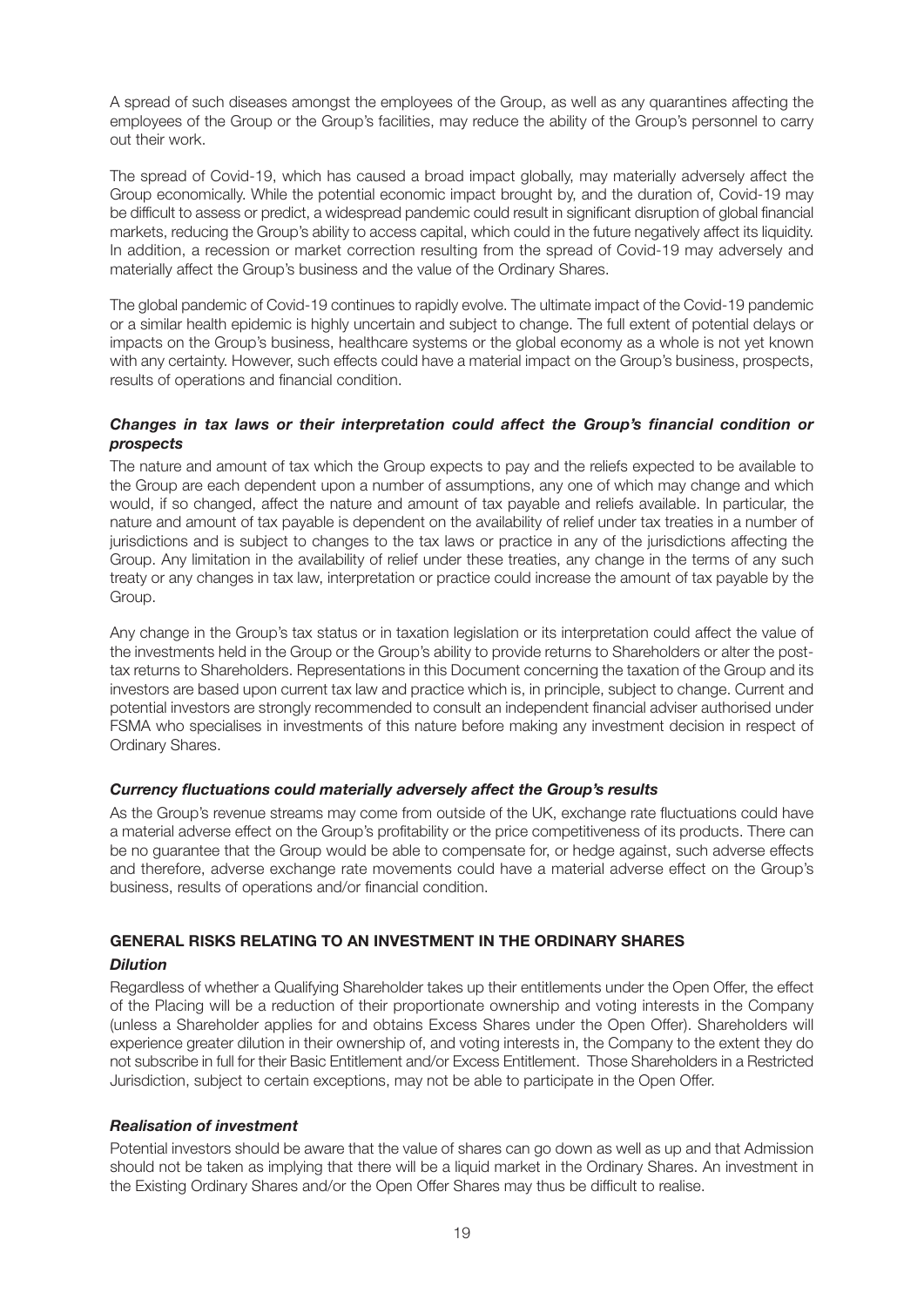A spread of such diseases amongst the employees of the Group, as well as any quarantines affecting the employees of the Group or the Group's facilities, may reduce the ability of the Group's personnel to carry out their work.

The spread of Covid-19, which has caused a broad impact globally, may materially adversely affect the Group economically. While the potential economic impact brought by, and the duration of, Covid-19 may be difficult to assess or predict, a widespread pandemic could result in significant disruption of global financial markets, reducing the Group's ability to access capital, which could in the future negatively affect its liquidity. In addition, a recession or market correction resulting from the spread of Covid-19 may adversely and materially affect the Group's business and the value of the Ordinary Shares.

The global pandemic of Covid-19 continues to rapidly evolve. The ultimate impact of the Covid-19 pandemic or a similar health epidemic is highly uncertain and subject to change. The full extent of potential delays or impacts on the Group's business, healthcare systems or the global economy as a whole is not yet known with any certainty. However, such effects could have a material impact on the Group's business, prospects, results of operations and financial condition.

### *Changes in tax laws or their interpretation could affect the Group's financial condition or prospects*

The nature and amount of tax which the Group expects to pay and the reliefs expected to be available to the Group are each dependent upon a number of assumptions, any one of which may change and which would, if so changed, affect the nature and amount of tax payable and reliefs available. In particular, the nature and amount of tax payable is dependent on the availability of relief under tax treaties in a number of jurisdictions and is subject to changes to the tax laws or practice in any of the jurisdictions affecting the Group. Any limitation in the availability of relief under these treaties, any change in the terms of any such treaty or any changes in tax law, interpretation or practice could increase the amount of tax payable by the Group.

Any change in the Group's tax status or in taxation legislation or its interpretation could affect the value of the investments held in the Group or the Group's ability to provide returns to Shareholders or alter the post-tax returns to Shareholders. Representations in this Document concerning the taxation of the Group and its investors are based upon current tax law and practice which is, in principle, subject to change. Current and potential investors are strongly recommended to consult an independent financial adviser authorised under FSMA who specialises in investments of this nature before making any investment decision in respect of Ordinary Shares.

### *Currency fluctuations could materially adversely affect the Group's results*

As the Group's revenue streams may come from outside of the UK, exchange rate fluctuations could have a material adverse effect on the Group's profitability or the price competitiveness of its products. There can be no guarantee that the Group would be able to compensate for, or hedge against, such adverse effects and therefore, adverse exchange rate movements could have a material adverse effect on the Group's business, results of operations and/or financial condition.

## GENERAL RISKS RELATING TO AN INVESTMENT IN THE ORDINARY SHARES

### *Dilution*

Regardless of whether a Qualifying Shareholder takes up their entitlements under the Open Offer, the effect of the Placing will be a reduction of their proportionate ownership and voting interests in the Company (unless a Shareholder applies for and obtains Excess Shares under the Open Offer). Shareholders will experience greater dilution in their ownership of, and voting interests in, the Company to the extent they do not subscribe in full for their Basic Entitlement and/or Excess Entitlement. Those Shareholders in a Restricted Jurisdiction, subject to certain exceptions, may not be able to participate in the Open Offer.

### *Realisation of investment*

Potential investors should be aware that the value of shares can go down as well as up and that Admission should not be taken as implying that there will be a liquid market in the Ordinary Shares. An investment in the Existing Ordinary Shares and/or the Open Offer Shares may thus be difficult to realise.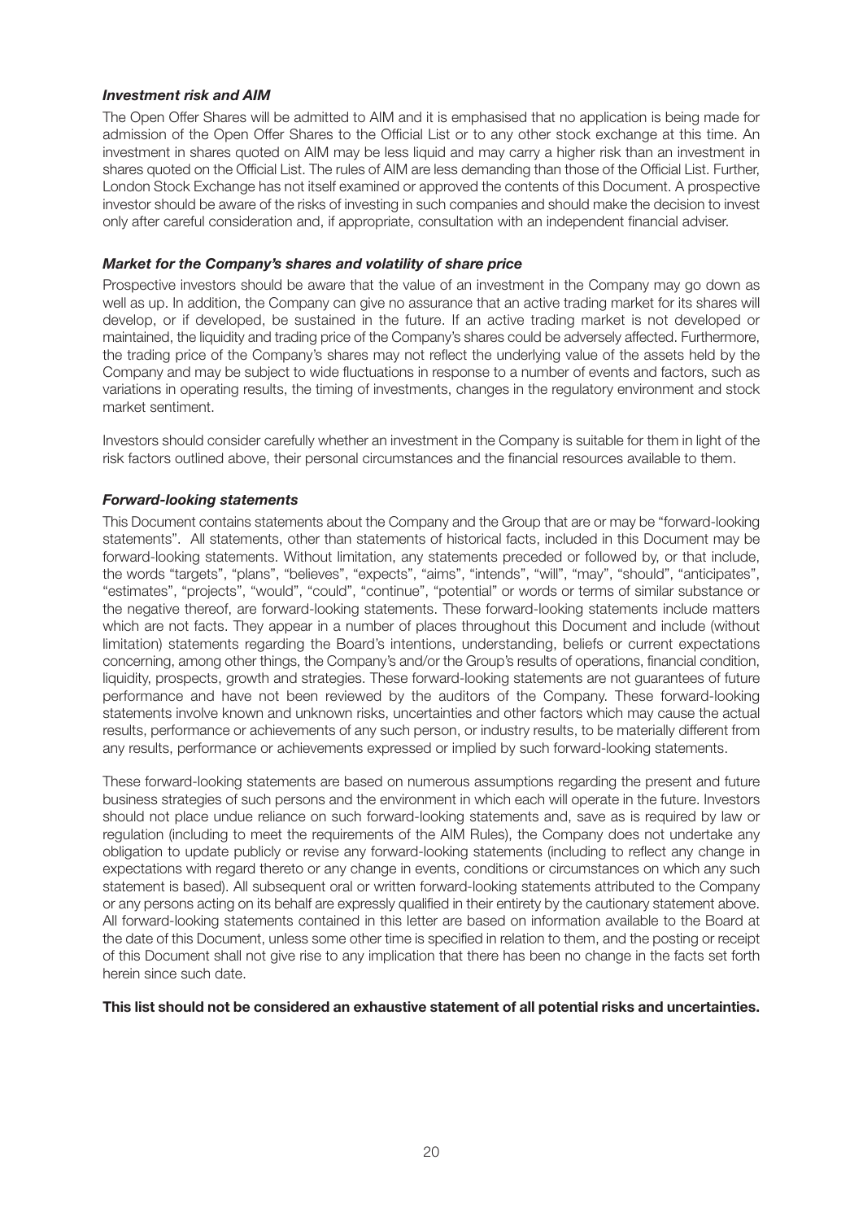***Investment risk and AIM***

The Open Offer Shares will be admitted to AIM and it is emphasised that no application is being made for admission of the Open Offer Shares to the Official List or to any other stock exchange at this time. An investment in shares quoted on AIM may be less liquid and may carry a higher risk than an investment in shares quoted on the Official List. The rules of AIM are less demanding than those of the Official List. Further, London Stock Exchange has not itself examined or approved the contents of this Document. A prospective investor should be aware of the risks of investing in such companies and should make the decision to invest only after careful consideration and, if appropriate, consultation with an independent financial adviser.

***Market for the Company's shares and volatility of share price***

Prospective investors should be aware that the value of an investment in the Company may go down as well as up. In addition, the Company can give no assurance that an active trading market for its shares will develop, or if developed, be sustained in the future. If an active trading market is not developed or maintained, the liquidity and trading price of the Company's shares could be adversely affected. Furthermore, the trading price of the Company's shares may not reflect the underlying value of the assets held by the Company and may be subject to wide fluctuations in response to a number of events and factors, such as variations in operating results, the timing of investments, changes in the regulatory environment and stock market sentiment.

Investors should consider carefully whether an investment in the Company is suitable for them in light of the risk factors outlined above, their personal circumstances and the financial resources available to them.

***Forward-looking statements***

This Document contains statements about the Company and the Group that are or may be "forward-looking statements". All statements, other than statements of historical facts, included in this Document may be forward-looking statements. Without limitation, any statements preceded or followed by, or that include, the words "targets", "plans", "believes", "expects", "aims", "intends", "will", "may", "should", "anticipates", "estimates", "projects", "would", "could", "continue", "potential" or words or terms of similar substance or the negative thereof, are forward-looking statements. These forward-looking statements include matters which are not facts. They appear in a number of places throughout this Document and include (without limitation) statements regarding the Board's intentions, understanding, beliefs or current expectations concerning, among other things, the Company's and/or the Group's results of operations, financial condition, liquidity, prospects, growth and strategies. These forward-looking statements are not guarantees of future performance and have not been reviewed by the auditors of the Company. These forward-looking statements involve known and unknown risks, uncertainties and other factors which may cause the actual results, performance or achievements of any such person, or industry results, to be materially different from any results, performance or achievements expressed or implied by such forward-looking statements.

These forward-looking statements are based on numerous assumptions regarding the present and future business strategies of such persons and the environment in which each will operate in the future. Investors should not place undue reliance on such forward-looking statements and, save as is required by law or regulation (including to meet the requirements of the AIM Rules), the Company does not undertake any obligation to update publicly or revise any forward-looking statements (including to reflect any change in expectations with regard thereto or any change in events, conditions or circumstances on which any such statement is based). All subsequent oral or written forward-looking statements attributed to the Company or any persons acting on its behalf are expressly qualified in their entirety by the cautionary statement above. All forward-looking statements contained in this letter are based on information available to the Board at the date of this Document, unless some other time is specified in relation to them, and the posting or receipt of this Document shall not give rise to any implication that there has been no change in the facts set forth herein since such date.

**This list should not be considered an exhaustive statement of all potential risks and uncertainties.**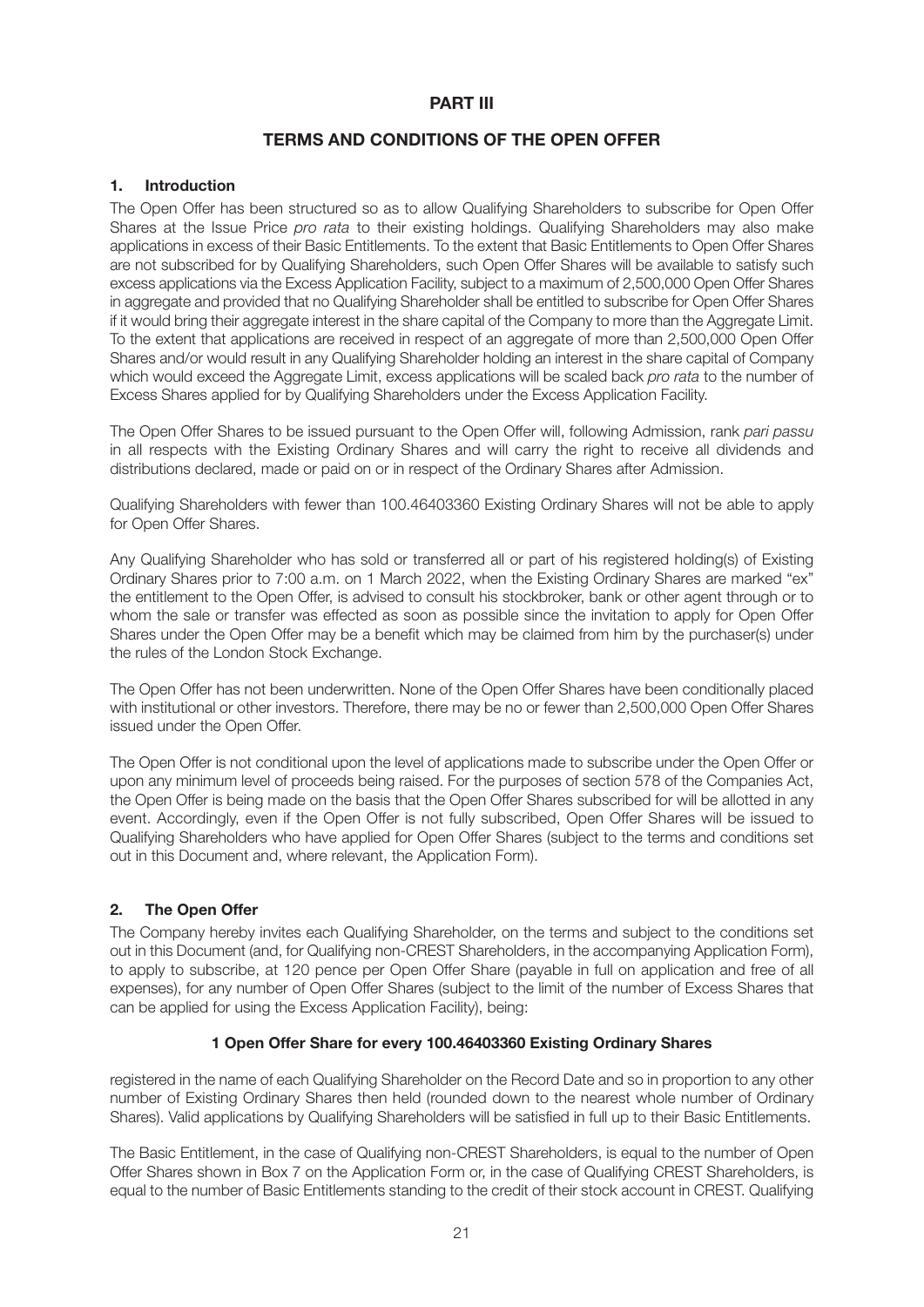# PART III

## TERMS AND CONDITIONS OF THE OPEN OFFER

### 1. Introduction

The Open Offer has been structured so as to allow Qualifying Shareholders to subscribe for Open Offer Shares at the Issue Price *pro rata* to their existing holdings. Qualifying Shareholders may also make applications in excess of their Basic Entitlements. To the extent that Basic Entitlements to Open Offer Shares are not subscribed for by Qualifying Shareholders, such Open Offer Shares will be available to satisfy such excess applications via the Excess Application Facility, subject to a maximum of 2,500,000 Open Offer Shares in aggregate and provided that no Qualifying Shareholder shall be entitled to subscribe for Open Offer Shares if it would bring their aggregate interest in the share capital of the Company to more than the Aggregate Limit. To the extent that applications are received in respect of an aggregate of more than 2,500,000 Open Offer Shares and/or would result in any Qualifying Shareholder holding an interest in the share capital of Company which would exceed the Aggregate Limit, excess applications will be scaled back *pro rata* to the number of Excess Shares applied for by Qualifying Shareholders under the Excess Application Facility.

The Open Offer Shares to be issued pursuant to the Open Offer will, following Admission, rank *pari passu* in all respects with the Existing Ordinary Shares and will carry the right to receive all dividends and distributions declared, made or paid on or in respect of the Ordinary Shares after Admission.

Qualifying Shareholders with fewer than 100.46403360 Existing Ordinary Shares will not be able to apply for Open Offer Shares.

Any Qualifying Shareholder who has sold or transferred all or part of his registered holding(s) of Existing Ordinary Shares prior to 7:00 a.m. on 1 March 2022, when the Existing Ordinary Shares are marked "ex" the entitlement to the Open Offer, is advised to consult his stockbroker, bank or other agent through or to whom the sale or transfer was effected as soon as possible since the invitation to apply for Open Offer Shares under the Open Offer may be a benefit which may be claimed from him by the purchaser(s) under the rules of the London Stock Exchange.

The Open Offer has not been underwritten. None of the Open Offer Shares have been conditionally placed with institutional or other investors. Therefore, there may be no or fewer than 2,500,000 Open Offer Shares issued under the Open Offer.

The Open Offer is not conditional upon the level of applications made to subscribe under the Open Offer or upon any minimum level of proceeds being raised. For the purposes of section 578 of the Companies Act, the Open Offer is being made on the basis that the Open Offer Shares subscribed for will be allotted in any event. Accordingly, even if the Open Offer is not fully subscribed, Open Offer Shares will be issued to Qualifying Shareholders who have applied for Open Offer Shares (subject to the terms and conditions set out in this Document and, where relevant, the Application Form).

### 2. The Open Offer

The Company hereby invites each Qualifying Shareholder, on the terms and subject to the conditions set out in this Document (and, for Qualifying non-CREST Shareholders, in the accompanying Application Form), to apply to subscribe, at 120 pence per Open Offer Share (payable in full on application and free of all expenses), for any number of Open Offer Shares (subject to the limit of the number of Excess Shares that can be applied for using the Excess Application Facility), being:

**1 Open Offer Share for every 100.46403360 Existing Ordinary Shares**

registered in the name of each Qualifying Shareholder on the Record Date and so in proportion to any other number of Existing Ordinary Shares then held (rounded down to the nearest whole number of Ordinary Shares). Valid applications by Qualifying Shareholders will be satisfied in full up to their Basic Entitlements.

The Basic Entitlement, in the case of Qualifying non-CREST Shareholders, is equal to the number of Open Offer Shares shown in Box 7 on the Application Form or, in the case of Qualifying CREST Shareholders, is equal to the number of Basic Entitlements standing to the credit of their stock account in CREST. Qualifying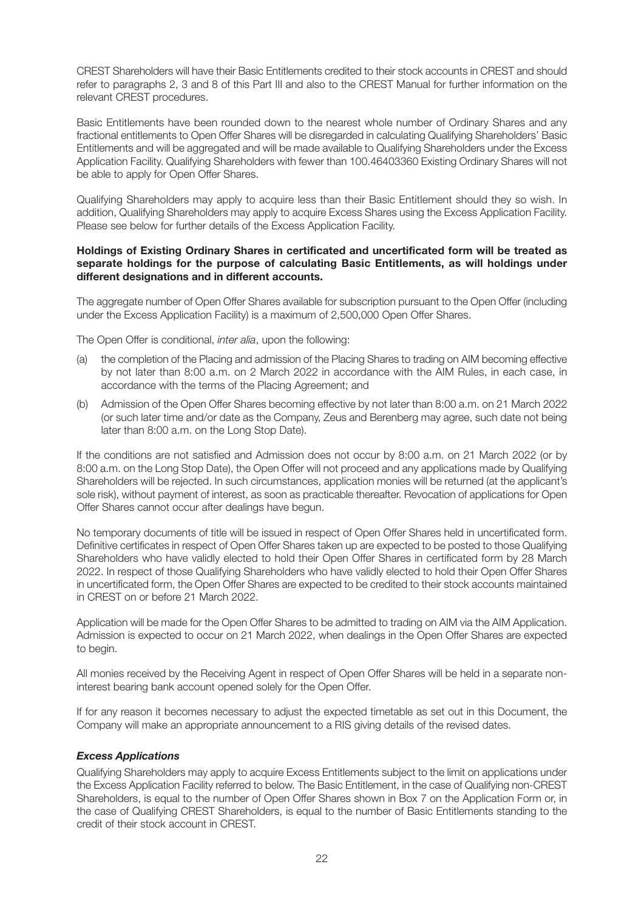CREST Shareholders will have their Basic Entitlements credited to their stock accounts in CREST and should refer to paragraphs 2, 3 and 8 of this Part III and also to the CREST Manual for further information on the relevant CREST procedures.

Basic Entitlements have been rounded down to the nearest whole number of Ordinary Shares and any fractional entitlements to Open Offer Shares will be disregarded in calculating Qualifying Shareholders' Basic Entitlements and will be aggregated and will be made available to Qualifying Shareholders under the Excess Application Facility. Qualifying Shareholders with fewer than 100.46403360 Existing Ordinary Shares will not be able to apply for Open Offer Shares.

Qualifying Shareholders may apply to acquire less than their Basic Entitlement should they so wish. In addition, Qualifying Shareholders may apply to acquire Excess Shares using the Excess Application Facility. Please see below for further details of the Excess Application Facility.

**Holdings of Existing Ordinary Shares in certificated and uncertificated form will be treated as separate holdings for the purpose of calculating Basic Entitlements, as will holdings under different designations and in different accounts.**

The aggregate number of Open Offer Shares available for subscription pursuant to the Open Offer (including under the Excess Application Facility) is a maximum of 2,500,000 Open Offer Shares.

The Open Offer is conditional, *inter alia*, upon the following:

(a) the completion of the Placing and admission of the Placing Shares to trading on AIM becoming effective by not later than 8:00 a.m. on 2 March 2022 in accordance with the AIM Rules, in each case, in accordance with the terms of the Placing Agreement; and

(b) Admission of the Open Offer Shares becoming effective by not later than 8:00 a.m. on 21 March 2022 (or such later time and/or date as the Company, Zeus and Berenberg may agree, such date not being later than 8:00 a.m. on the Long Stop Date).

If the conditions are not satisfied and Admission does not occur by 8:00 a.m. on 21 March 2022 (or by 8:00 a.m. on the Long Stop Date), the Open Offer will not proceed and any applications made by Qualifying Shareholders will be rejected. In such circumstances, application monies will be returned (at the applicant's sole risk), without payment of interest, as soon as practicable thereafter. Revocation of applications for Open Offer Shares cannot occur after dealings have begun.

No temporary documents of title will be issued in respect of Open Offer Shares held in uncertificated form. Definitive certificates in respect of Open Offer Shares taken up are expected to be posted to those Qualifying Shareholders who have validly elected to hold their Open Offer Shares in certificated form by 28 March 2022. In respect of those Qualifying Shareholders who have validly elected to hold their Open Offer Shares in uncertificated form, the Open Offer Shares are expected to be credited to their stock accounts maintained in CREST on or before 21 March 2022.

Application will be made for the Open Offer Shares to be admitted to trading on AIM via the AIM Application. Admission is expected to occur on 21 March 2022, when dealings in the Open Offer Shares are expected to begin.

All monies received by the Receiving Agent in respect of Open Offer Shares will be held in a separate non-interest bearing bank account opened solely for the Open Offer.

If for any reason it becomes necessary to adjust the expected timetable as set out in this Document, the Company will make an appropriate announcement to a RIS giving details of the revised dates.

### *Excess Applications*

Qualifying Shareholders may apply to acquire Excess Entitlements subject to the limit on applications under the Excess Application Facility referred to below. The Basic Entitlement, in the case of Qualifying non-CREST Shareholders, is equal to the number of Open Offer Shares shown in Box 7 on the Application Form or, in the case of Qualifying CREST Shareholders, is equal to the number of Basic Entitlements standing to the credit of their stock account in CREST.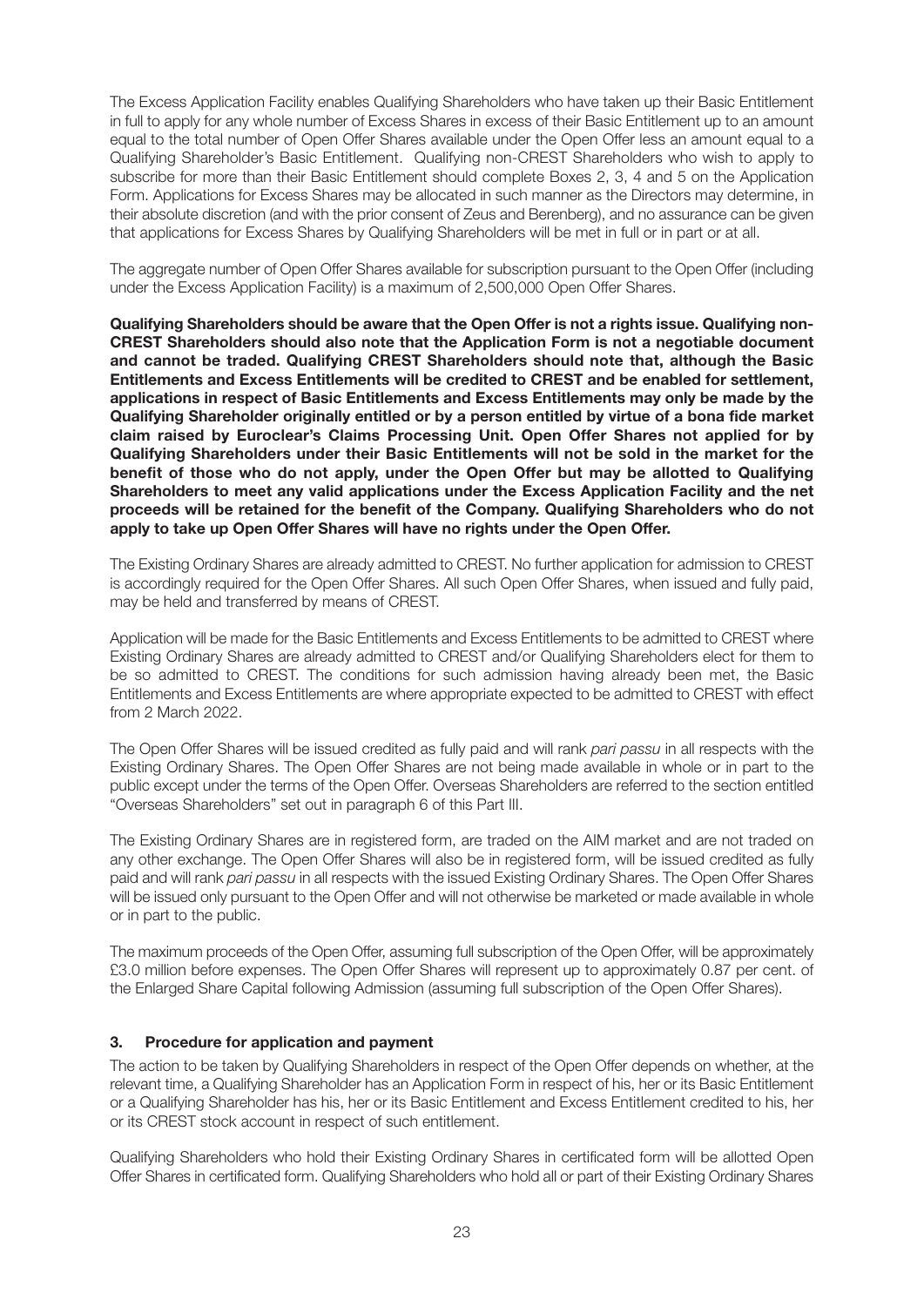The Excess Application Facility enables Qualifying Shareholders who have taken up their Basic Entitlement in full to apply for any whole number of Excess Shares in excess of their Basic Entitlement up to an amount equal to the total number of Open Offer Shares available under the Open Offer less an amount equal to a Qualifying Shareholder's Basic Entitlement. Qualifying non-CREST Shareholders who wish to apply to subscribe for more than their Basic Entitlement should complete Boxes 2, 3, 4 and 5 on the Application Form. Applications for Excess Shares may be allocated in such manner as the Directors may determine, in their absolute discretion (and with the prior consent of Zeus and Berenberg), and no assurance can be given that applications for Excess Shares by Qualifying Shareholders will be met in full or in part or at all.

The aggregate number of Open Offer Shares available for subscription pursuant to the Open Offer (including under the Excess Application Facility) is a maximum of 2,500,000 Open Offer Shares.

**Qualifying Shareholders should be aware that the Open Offer is not a rights issue. Qualifying non-CREST Shareholders should also note that the Application Form is not a negotiable document and cannot be traded. Qualifying CREST Shareholders should note that, although the Basic Entitlements and Excess Entitlements will be credited to CREST and be enabled for settlement, applications in respect of Basic Entitlements and Excess Entitlements may only be made by the Qualifying Shareholder originally entitled or by a person entitled by virtue of a bona fide market claim raised by Euroclear's Claims Processing Unit. Open Offer Shares not applied for by Qualifying Shareholders under their Basic Entitlements will not be sold in the market for the benefit of those who do not apply, under the Open Offer but may be allotted to Qualifying Shareholders to meet any valid applications under the Excess Application Facility and the net proceeds will be retained for the benefit of the Company. Qualifying Shareholders who do not apply to take up Open Offer Shares will have no rights under the Open Offer.**

The Existing Ordinary Shares are already admitted to CREST. No further application for admission to CREST is accordingly required for the Open Offer Shares. All such Open Offer Shares, when issued and fully paid, may be held and transferred by means of CREST.

Application will be made for the Basic Entitlements and Excess Entitlements to be admitted to CREST where Existing Ordinary Shares are already admitted to CREST and/or Qualifying Shareholders elect for them to be so admitted to CREST. The conditions for such admission having already been met, the Basic Entitlements and Excess Entitlements are where appropriate expected to be admitted to CREST with effect from 2 March 2022.

The Open Offer Shares will be issued credited as fully paid and will rank *pari passu* in all respects with the Existing Ordinary Shares. The Open Offer Shares are not being made available in whole or in part to the public except under the terms of the Open Offer. Overseas Shareholders are referred to the section entitled "Overseas Shareholders" set out in paragraph 6 of this Part III.

The Existing Ordinary Shares are in registered form, are traded on the AIM market and are not traded on any other exchange. The Open Offer Shares will also be in registered form, will be issued credited as fully paid and will rank *pari passu* in all respects with the issued Existing Ordinary Shares. The Open Offer Shares will be issued only pursuant to the Open Offer and will not otherwise be marketed or made available in whole or in part to the public.

The maximum proceeds of the Open Offer, assuming full subscription of the Open Offer, will be approximately £3.0 million before expenses. The Open Offer Shares will represent up to approximately 0.87 per cent. of the Enlarged Share Capital following Admission (assuming full subscription of the Open Offer Shares).

### 3. Procedure for application and payment

The action to be taken by Qualifying Shareholders in respect of the Open Offer depends on whether, at the relevant time, a Qualifying Shareholder has an Application Form in respect of his, her or its Basic Entitlement or a Qualifying Shareholder has his, her or its Basic Entitlement and Excess Entitlement credited to his, her or its CREST stock account in respect of such entitlement.

Qualifying Shareholders who hold their Existing Ordinary Shares in certificated form will be allotted Open Offer Shares in certificated form. Qualifying Shareholders who hold all or part of their Existing Ordinary Shares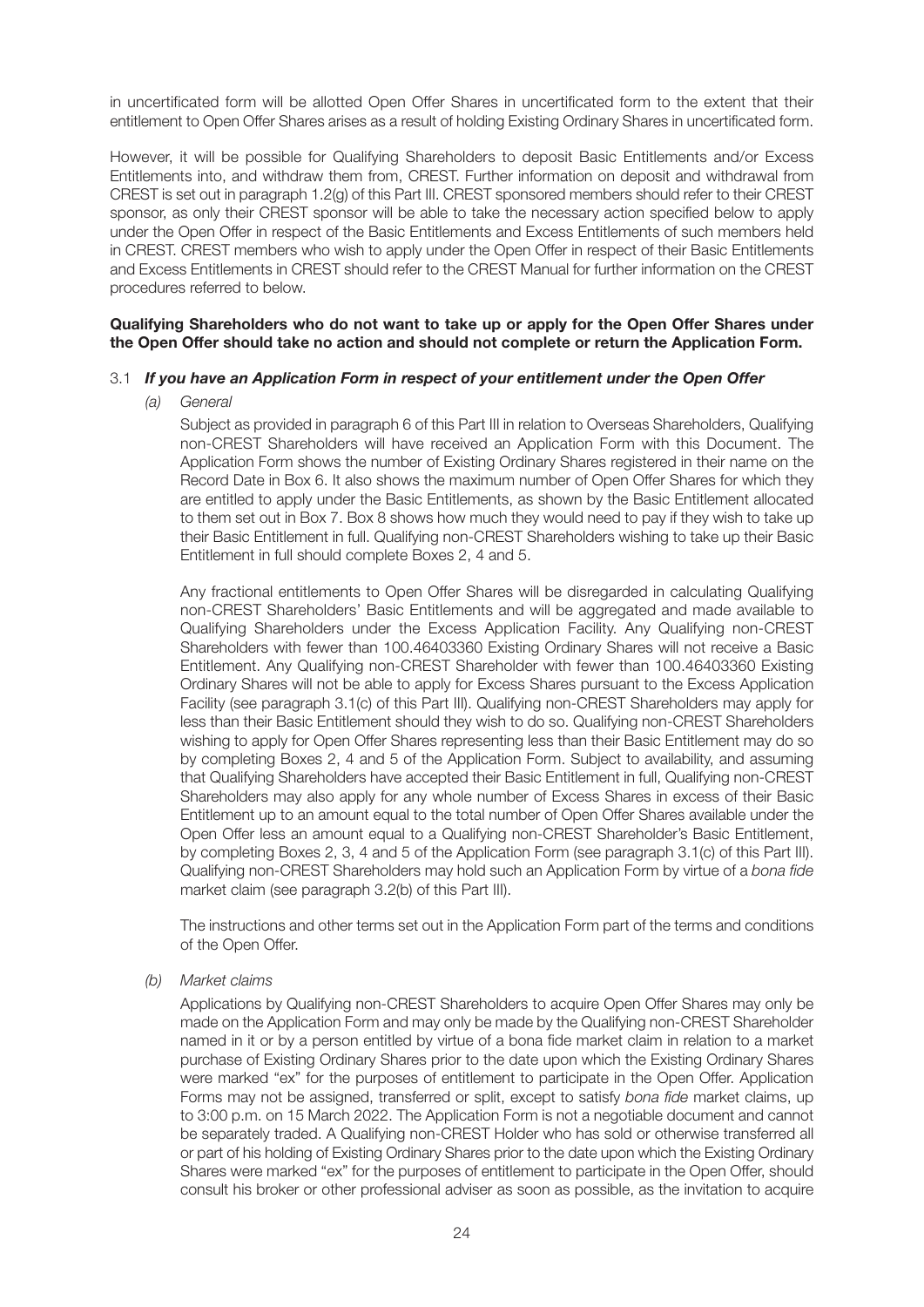in uncertificated form will be allotted Open Offer Shares in uncertificated form to the extent that their entitlement to Open Offer Shares arises as a result of holding Existing Ordinary Shares in uncertificated form.

However, it will be possible for Qualifying Shareholders to deposit Basic Entitlements and/or Excess Entitlements into, and withdraw them from, CREST. Further information on deposit and withdrawal from CREST is set out in paragraph 1.2(g) of this Part III. CREST sponsored members should refer to their CREST sponsor, as only their CREST sponsor will be able to take the necessary action specified below to apply under the Open Offer in respect of the Basic Entitlements and Excess Entitlements of such members held in CREST. CREST members who wish to apply under the Open Offer in respect of their Basic Entitlements and Excess Entitlements in CREST should refer to the CREST Manual for further information on the CREST procedures referred to below.

**Qualifying Shareholders who do not want to take up or apply for the Open Offer Shares under the Open Offer should take no action and should not complete or return the Application Form.**

### 3.1 *If you have an Application Form in respect of your entitlement under the Open Offer*

*(a) General*

Subject as provided in paragraph 6 of this Part III in relation to Overseas Shareholders, Qualifying non-CREST Shareholders will have received an Application Form with this Document. The Application Form shows the number of Existing Ordinary Shares registered in their name on the Record Date in Box 6. It also shows the maximum number of Open Offer Shares for which they are entitled to apply under the Basic Entitlements, as shown by the Basic Entitlement allocated to them set out in Box 7. Box 8 shows how much they would need to pay if they wish to take up their Basic Entitlement in full. Qualifying non-CREST Shareholders wishing to take up their Basic Entitlement in full should complete Boxes 2, 4 and 5.

Any fractional entitlements to Open Offer Shares will be disregarded in calculating Qualifying non-CREST Shareholders' Basic Entitlements and will be aggregated and made available to Qualifying Shareholders under the Excess Application Facility. Any Qualifying non-CREST Shareholders with fewer than 100.46403360 Existing Ordinary Shares will not receive a Basic Entitlement. Any Qualifying non-CREST Shareholder with fewer than 100.46403360 Existing Ordinary Shares will not be able to apply for Excess Shares pursuant to the Excess Application Facility (see paragraph 3.1(c) of this Part III). Qualifying non-CREST Shareholders may apply for less than their Basic Entitlement should they wish to do so. Qualifying non-CREST Shareholders wishing to apply for Open Offer Shares representing less than their Basic Entitlement may do so by completing Boxes 2, 4 and 5 of the Application Form. Subject to availability, and assuming that Qualifying Shareholders have accepted their Basic Entitlement in full, Qualifying non-CREST Shareholders may also apply for any whole number of Excess Shares in excess of their Basic Entitlement up to an amount equal to the total number of Open Offer Shares available under the Open Offer less an amount equal to a Qualifying non-CREST Shareholder's Basic Entitlement, by completing Boxes 2, 3, 4 and 5 of the Application Form (see paragraph 3.1(c) of this Part III). Qualifying non-CREST Shareholders may hold such an Application Form by virtue of a *bona fide* market claim (see paragraph 3.2(b) of this Part III).

The instructions and other terms set out in the Application Form part of the terms and conditions of the Open Offer.

*(b) Market claims*

Applications by Qualifying non-CREST Shareholders to acquire Open Offer Shares may only be made on the Application Form and may only be made by the Qualifying non-CREST Shareholder named in it or by a person entitled by virtue of a bona fide market claim in relation to a market purchase of Existing Ordinary Shares prior to the date upon which the Existing Ordinary Shares were marked "ex" for the purposes of entitlement to participate in the Open Offer. Application Forms may not be assigned, transferred or split, except to satisfy *bona fide* market claims, up to 3:00 p.m. on 15 March 2022. The Application Form is not a negotiable document and cannot be separately traded. A Qualifying non-CREST Holder who has sold or otherwise transferred all or part of his holding of Existing Ordinary Shares prior to the date upon which the Existing Ordinary Shares were marked "ex" for the purposes of entitlement to participate in the Open Offer, should consult his broker or other professional adviser as soon as possible, as the invitation to acquire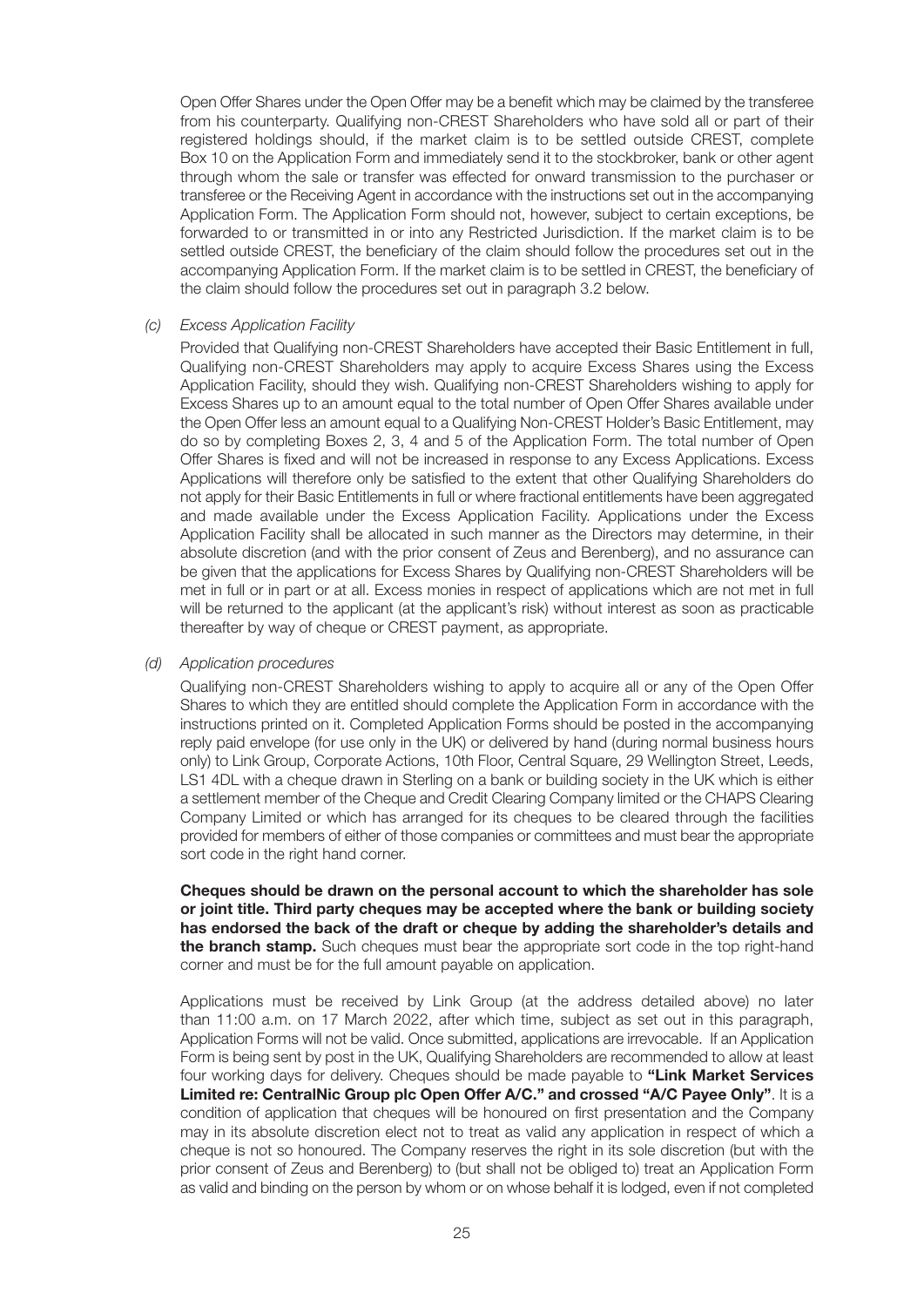Open Offer Shares under the Open Offer may be a benefit which may be claimed by the transferee from his counterparty. Qualifying non-CREST Shareholders who have sold all or part of their registered holdings should, if the market claim is to be settled outside CREST, complete Box 10 on the Application Form and immediately send it to the stockbroker, bank or other agent through whom the sale or transfer was effected for onward transmission to the purchaser or transferee or the Receiving Agent in accordance with the instructions set out in the accompanying Application Form. The Application Form should not, however, subject to certain exceptions, be forwarded to or transmitted in or into any Restricted Jurisdiction. If the market claim is to be settled outside CREST, the beneficiary of the claim should follow the procedures set out in the accompanying Application Form. If the market claim is to be settled in CREST, the beneficiary of the claim should follow the procedures set out in paragraph 3.2 below.

*(c) Excess Application Facility*

Provided that Qualifying non-CREST Shareholders have accepted their Basic Entitlement in full, Qualifying non-CREST Shareholders may apply to acquire Excess Shares using the Excess Application Facility, should they wish. Qualifying non-CREST Shareholders wishing to apply for Excess Shares up to an amount equal to the total number of Open Offer Shares available under the Open Offer less an amount equal to a Qualifying Non-CREST Holder's Basic Entitlement, may do so by completing Boxes 2, 3, 4 and 5 of the Application Form. The total number of Open Offer Shares is fixed and will not be increased in response to any Excess Applications. Excess Applications will therefore only be satisfied to the extent that other Qualifying Shareholders do not apply for their Basic Entitlements in full or where fractional entitlements have been aggregated and made available under the Excess Application Facility. Applications under the Excess Application Facility shall be allocated in such manner as the Directors may determine, in their absolute discretion (and with the prior consent of Zeus and Berenberg), and no assurance can be given that the applications for Excess Shares by Qualifying non-CREST Shareholders will be met in full or in part or at all. Excess monies in respect of applications which are not met in full will be returned to the applicant (at the applicant's risk) without interest as soon as practicable thereafter by way of cheque or CREST payment, as appropriate.

*(d) Application procedures*

Qualifying non-CREST Shareholders wishing to apply to acquire all or any of the Open Offer Shares to which they are entitled should complete the Application Form in accordance with the instructions printed on it. Completed Application Forms should be posted in the accompanying reply paid envelope (for use only in the UK) or delivered by hand (during normal business hours only) to Link Group, Corporate Actions, 10th Floor, Central Square, 29 Wellington Street, Leeds, LS1 4DL with a cheque drawn in Sterling on a bank or building society in the UK which is either a settlement member of the Cheque and Credit Clearing Company limited or the CHAPS Clearing Company Limited or which has arranged for its cheques to be cleared through the facilities provided for members of either of those companies or committees and must bear the appropriate sort code in the right hand corner.

**Cheques should be drawn on the personal account to which the shareholder has sole or joint title. Third party cheques may be accepted where the bank or building society has endorsed the back of the draft or cheque by adding the shareholder's details and the branch stamp.** Such cheques must bear the appropriate sort code in the top right-hand corner and must be for the full amount payable on application.

Applications must be received by Link Group (at the address detailed above) no later than 11:00 a.m. on 17 March 2022, after which time, subject as set out in this paragraph, Application Forms will not be valid. Once submitted, applications are irrevocable. If an Application Form is being sent by post in the UK, Qualifying Shareholders are recommended to allow at least four working days for delivery. Cheques should be made payable to **"Link Market Services Limited re: CentralNic Group plc Open Offer A/C." and crossed "A/C Payee Only"**. It is a condition of application that cheques will be honoured on first presentation and the Company may in its absolute discretion elect not to treat as valid any application in respect of which a cheque is not so honoured. The Company reserves the right in its sole discretion (but with the prior consent of Zeus and Berenberg) to (but shall not be obliged to) treat an Application Form as valid and binding on the person by whom or on whose behalf it is lodged, even if not completed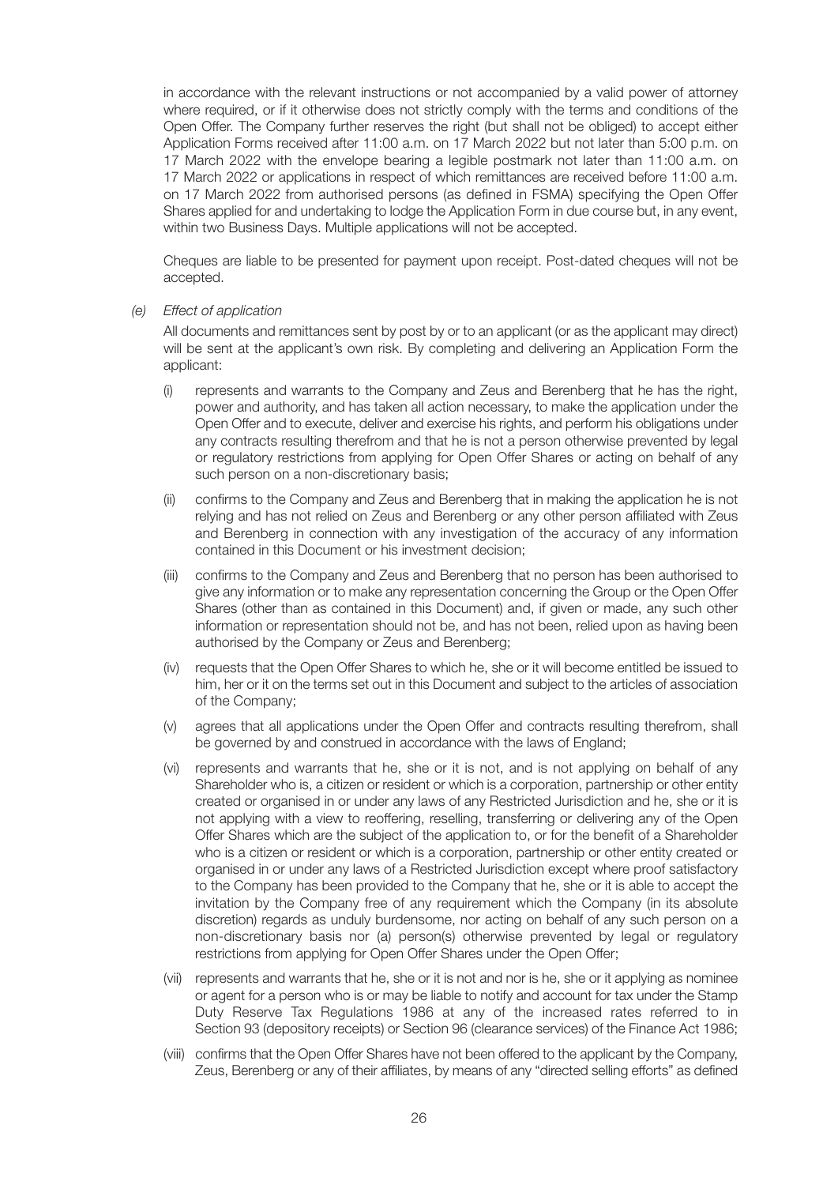in accordance with the relevant instructions or not accompanied by a valid power of attorney where required, or if it otherwise does not strictly comply with the terms and conditions of the Open Offer. The Company further reserves the right (but shall not be obliged) to accept either Application Forms received after 11:00 a.m. on 17 March 2022 but not later than 5:00 p.m. on 17 March 2022 with the envelope bearing a legible postmark not later than 11:00 a.m. on 17 March 2022 or applications in respect of which remittances are received before 11:00 a.m. on 17 March 2022 from authorised persons (as defined in FSMA) specifying the Open Offer Shares applied for and undertaking to lodge the Application Form in due course but, in any event, within two Business Days. Multiple applications will not be accepted.

Cheques are liable to be presented for payment upon receipt. Post-dated cheques will not be accepted.

*(e) Effect of application*

All documents and remittances sent by post by or to an applicant (or as the applicant may direct) will be sent at the applicant's own risk. By completing and delivering an Application Form the applicant:

(i) represents and warrants to the Company and Zeus and Berenberg that he has the right, power and authority, and has taken all action necessary, to make the application under the Open Offer and to execute, deliver and exercise his rights, and perform his obligations under any contracts resulting therefrom and that he is not a person otherwise prevented by legal or regulatory restrictions from applying for Open Offer Shares or acting on behalf of any such person on a non-discretionary basis;

(ii) confirms to the Company and Zeus and Berenberg that in making the application he is not relying and has not relied on Zeus and Berenberg or any other person affiliated with Zeus and Berenberg in connection with any investigation of the accuracy of any information contained in this Document or his investment decision;

(iii) confirms to the Company and Zeus and Berenberg that no person has been authorised to give any information or to make any representation concerning the Group or the Open Offer Shares (other than as contained in this Document) and, if given or made, any such other information or representation should not be, and has not been, relied upon as having been authorised by the Company or Zeus and Berenberg;

(iv) requests that the Open Offer Shares to which he, she or it will become entitled be issued to him, her or it on the terms set out in this Document and subject to the articles of association of the Company;

(v) agrees that all applications under the Open Offer and contracts resulting therefrom, shall be governed by and construed in accordance with the laws of England;

(vi) represents and warrants that he, she or it is not, and is not applying on behalf of any Shareholder who is, a citizen or resident or which is a corporation, partnership or other entity created or organised in or under any laws of any Restricted Jurisdiction and he, she or it is not applying with a view to reoffering, reselling, transferring or delivering any of the Open Offer Shares which are the subject of the application to, or for the benefit of a Shareholder who is a citizen or resident or which is a corporation, partnership or other entity created or organised in or under any laws of a Restricted Jurisdiction except where proof satisfactory to the Company has been provided to the Company that he, she or it is able to accept the invitation by the Company free of any requirement which the Company (in its absolute discretion) regards as unduly burdensome, nor acting on behalf of any such person on a non-discretionary basis nor (a) person(s) otherwise prevented by legal or regulatory restrictions from applying for Open Offer Shares under the Open Offer;

(vii) represents and warrants that he, she or it is not and nor is he, she or it applying as nominee or agent for a person who is or may be liable to notify and account for tax under the Stamp Duty Reserve Tax Regulations 1986 at any of the increased rates referred to in Section 93 (depository receipts) or Section 96 (clearance services) of the Finance Act 1986;

(viii) confirms that the Open Offer Shares have not been offered to the applicant by the Company, Zeus, Berenberg or any of their affiliates, by means of any "directed selling efforts" as defined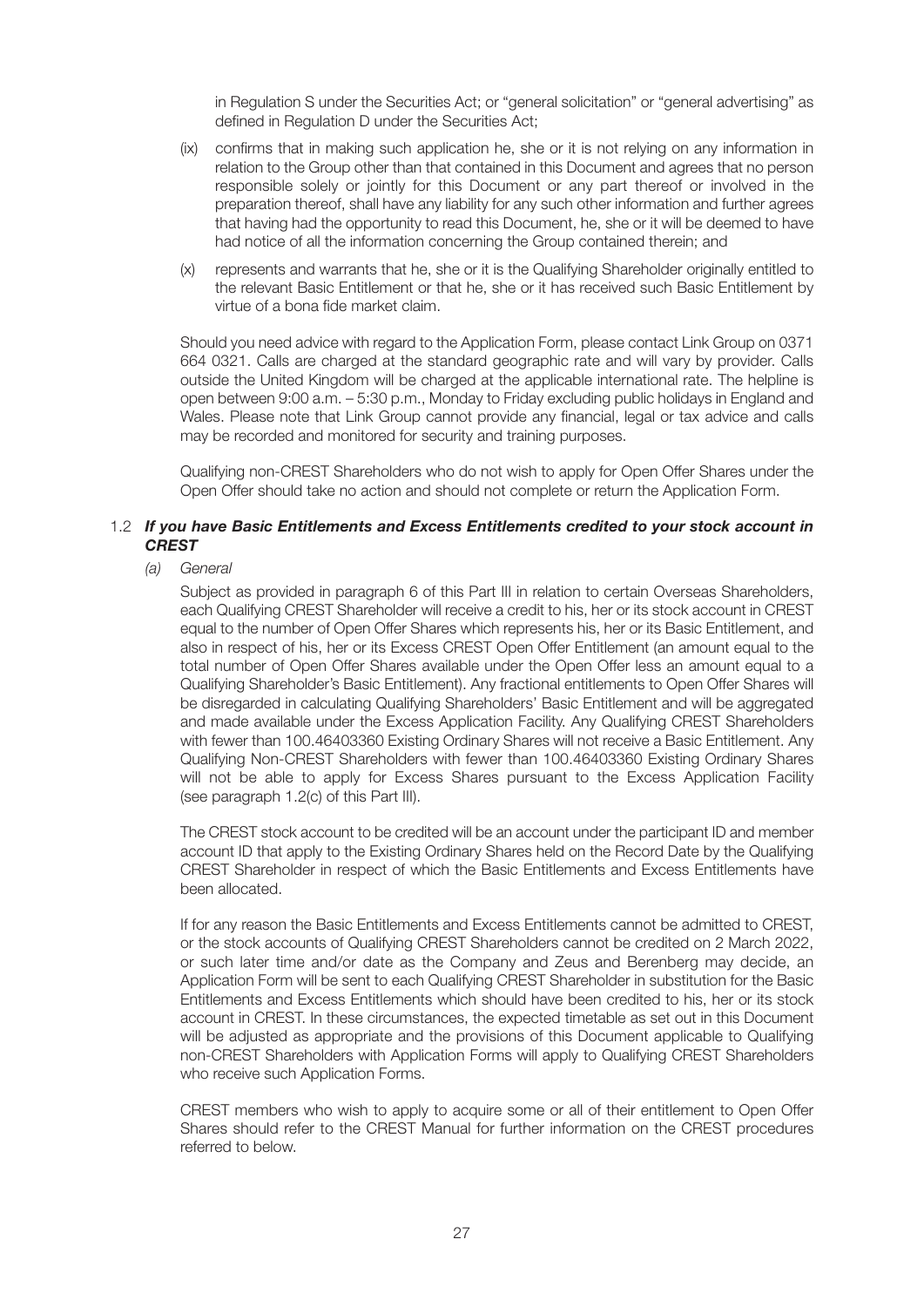in Regulation S under the Securities Act; or "general solicitation" or "general advertising" as defined in Regulation D under the Securities Act;

(ix) confirms that in making such application he, she or it is not relying on any information in relation to the Group other than that contained in this Document and agrees that no person responsible solely or jointly for this Document or any part thereof or involved in the preparation thereof, shall have any liability for any such other information and further agrees that having had the opportunity to read this Document, he, she or it will be deemed to have had notice of all the information concerning the Group contained therein; and

(x) represents and warrants that he, she or it is the Qualifying Shareholder originally entitled to the relevant Basic Entitlement or that he, she or it has received such Basic Entitlement by virtue of a bona fide market claim.

Should you need advice with regard to the Application Form, please contact Link Group on 0371 664 0321. Calls are charged at the standard geographic rate and will vary by provider. Calls outside the United Kingdom will be charged at the applicable international rate. The helpline is open between 9:00 a.m. – 5:30 p.m., Monday to Friday excluding public holidays in England and Wales. Please note that Link Group cannot provide any financial, legal or tax advice and calls may be recorded and monitored for security and training purposes.

Qualifying non-CREST Shareholders who do not wish to apply for Open Offer Shares under the Open Offer should take no action and should not complete or return the Application Form.

### 1.2 *If you have Basic Entitlements and Excess Entitlements credited to your stock account in CREST*

*(a) General*

Subject as provided in paragraph 6 of this Part III in relation to certain Overseas Shareholders, each Qualifying CREST Shareholder will receive a credit to his, her or its stock account in CREST equal to the number of Open Offer Shares which represents his, her or its Basic Entitlement, and also in respect of his, her or its Excess CREST Open Offer Entitlement (an amount equal to the total number of Open Offer Shares available under the Open Offer less an amount equal to a Qualifying Shareholder's Basic Entitlement). Any fractional entitlements to Open Offer Shares will be disregarded in calculating Qualifying Shareholders' Basic Entitlement and will be aggregated and made available under the Excess Application Facility. Any Qualifying CREST Shareholders with fewer than 100.46403360 Existing Ordinary Shares will not receive a Basic Entitlement. Any Qualifying Non-CREST Shareholders with fewer than 100.46403360 Existing Ordinary Shares will not be able to apply for Excess Shares pursuant to the Excess Application Facility (see paragraph 1.2(c) of this Part III).

The CREST stock account to be credited will be an account under the participant ID and member account ID that apply to the Existing Ordinary Shares held on the Record Date by the Qualifying CREST Shareholder in respect of which the Basic Entitlements and Excess Entitlements have been allocated.

If for any reason the Basic Entitlements and Excess Entitlements cannot be admitted to CREST, or the stock accounts of Qualifying CREST Shareholders cannot be credited on 2 March 2022, or such later time and/or date as the Company and Zeus and Berenberg may decide, an Application Form will be sent to each Qualifying CREST Shareholder in substitution for the Basic Entitlements and Excess Entitlements which should have been credited to his, her or its stock account in CREST. In these circumstances, the expected timetable as set out in this Document will be adjusted as appropriate and the provisions of this Document applicable to Qualifying non-CREST Shareholders with Application Forms will apply to Qualifying CREST Shareholders who receive such Application Forms.

CREST members who wish to apply to acquire some or all of their entitlement to Open Offer Shares should refer to the CREST Manual for further information on the CREST procedures referred to below.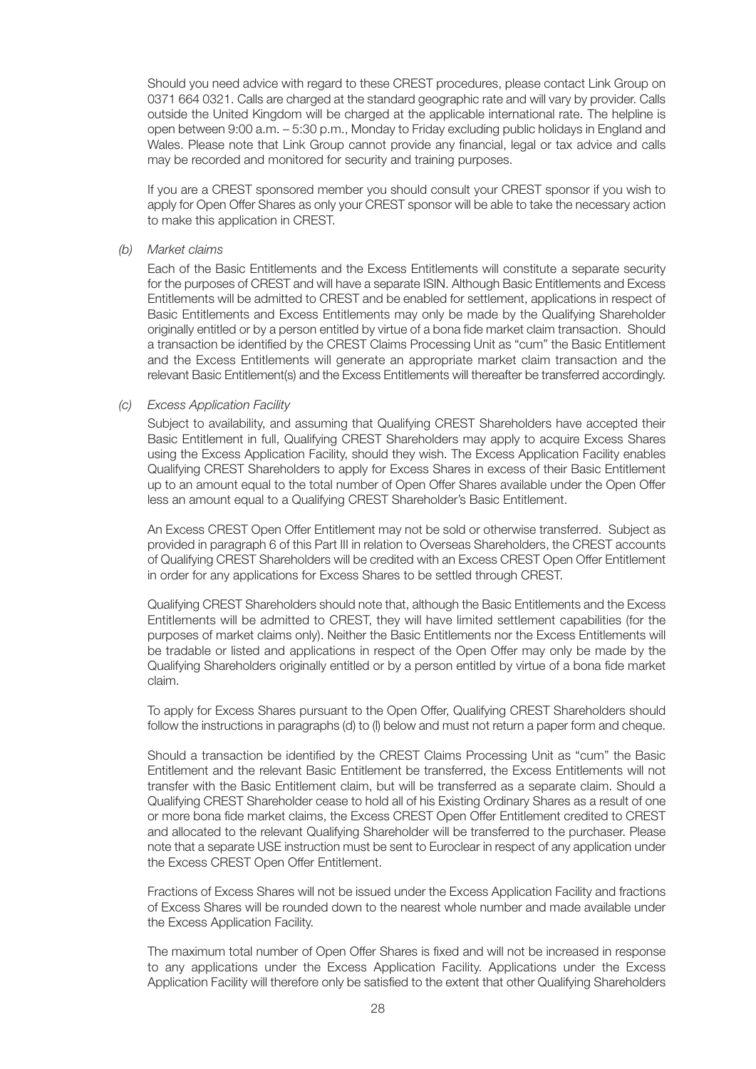Should you need advice with regard to these CREST procedures, please contact Link Group on 0371 664 0321. Calls are charged at the standard geographic rate and will vary by provider. Calls outside the United Kingdom will be charged at the applicable international rate. The helpline is open between 9:00 a.m. – 5:30 p.m., Monday to Friday excluding public holidays in England and Wales. Please note that Link Group cannot provide any financial, legal or tax advice and calls may be recorded and monitored for security and training purposes.

If you are a CREST sponsored member you should consult your CREST sponsor if you wish to apply for Open Offer Shares as only your CREST sponsor will be able to take the necessary action to make this application in CREST.

*(b) Market claims*

Each of the Basic Entitlements and the Excess Entitlements will constitute a separate security for the purposes of CREST and will have a separate ISIN. Although Basic Entitlements and Excess Entitlements will be admitted to CREST and be enabled for settlement, applications in respect of Basic Entitlements and Excess Entitlements may only be made by the Qualifying Shareholder originally entitled or by a person entitled by virtue of a bona fide market claim transaction. Should a transaction be identified by the CREST Claims Processing Unit as "cum" the Basic Entitlement and the Excess Entitlements will generate an appropriate market claim transaction and the relevant Basic Entitlement(s) and the Excess Entitlements will thereafter be transferred accordingly.

*(c) Excess Application Facility*

Subject to availability, and assuming that Qualifying CREST Shareholders have accepted their Basic Entitlement in full, Qualifying CREST Shareholders may apply to acquire Excess Shares using the Excess Application Facility, should they wish. The Excess Application Facility enables Qualifying CREST Shareholders to apply for Excess Shares in excess of their Basic Entitlement up to an amount equal to the total number of Open Offer Shares available under the Open Offer less an amount equal to a Qualifying CREST Shareholder's Basic Entitlement.

An Excess CREST Open Offer Entitlement may not be sold or otherwise transferred. Subject as provided in paragraph 6 of this Part III in relation to Overseas Shareholders, the CREST accounts of Qualifying CREST Shareholders will be credited with an Excess CREST Open Offer Entitlement in order for any applications for Excess Shares to be settled through CREST.

Qualifying CREST Shareholders should note that, although the Basic Entitlements and the Excess Entitlements will be admitted to CREST, they will have limited settlement capabilities (for the purposes of market claims only). Neither the Basic Entitlements nor the Excess Entitlements will be tradable or listed and applications in respect of the Open Offer may only be made by the Qualifying Shareholders originally entitled or by a person entitled by virtue of a bona fide market claim.

To apply for Excess Shares pursuant to the Open Offer, Qualifying CREST Shareholders should follow the instructions in paragraphs (d) to (l) below and must not return a paper form and cheque.

Should a transaction be identified by the CREST Claims Processing Unit as "cum" the Basic Entitlement and the relevant Basic Entitlement be transferred, the Excess Entitlements will not transfer with the Basic Entitlement claim, but will be transferred as a separate claim. Should a Qualifying CREST Shareholder cease to hold all of his Existing Ordinary Shares as a result of one or more bona fide market claims, the Excess CREST Open Offer Entitlement credited to CREST and allocated to the relevant Qualifying Shareholder will be transferred to the purchaser. Please note that a separate USE instruction must be sent to Euroclear in respect of any application under the Excess CREST Open Offer Entitlement.

Fractions of Excess Shares will not be issued under the Excess Application Facility and fractions of Excess Shares will be rounded down to the nearest whole number and made available under the Excess Application Facility.

The maximum total number of Open Offer Shares is fixed and will not be increased in response to any applications under the Excess Application Facility. Applications under the Excess Application Facility will therefore only be satisfied to the extent that other Qualifying Shareholders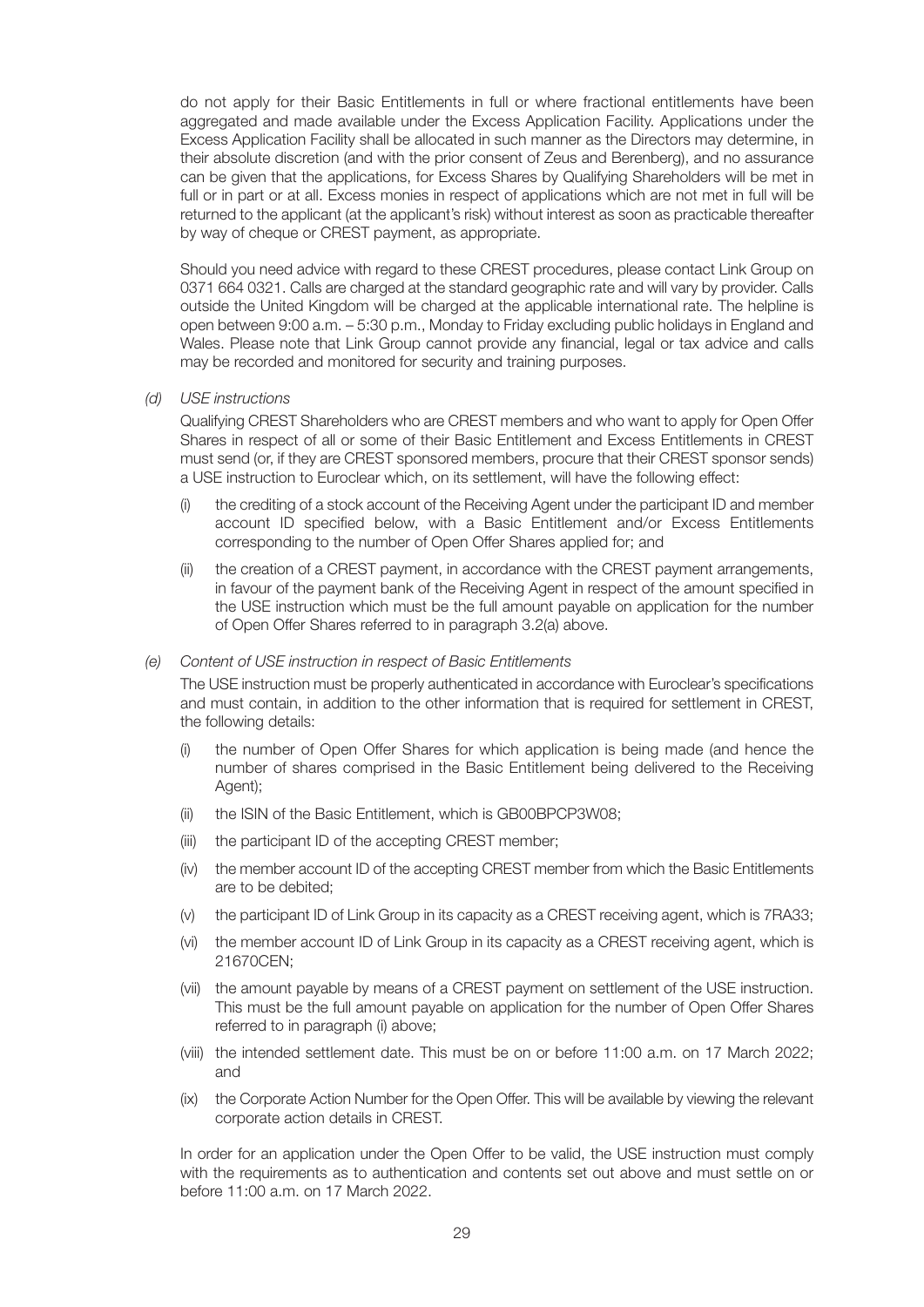do not apply for their Basic Entitlements in full or where fractional entitlements have been aggregated and made available under the Excess Application Facility. Applications under the Excess Application Facility shall be allocated in such manner as the Directors may determine, in their absolute discretion (and with the prior consent of Zeus and Berenberg), and no assurance can be given that the applications, for Excess Shares by Qualifying Shareholders will be met in full or in part or at all. Excess monies in respect of applications which are not met in full will be returned to the applicant (at the applicant's risk) without interest as soon as practicable thereafter by way of cheque or CREST payment, as appropriate.

Should you need advice with regard to these CREST procedures, please contact Link Group on 0371 664 0321. Calls are charged at the standard geographic rate and will vary by provider. Calls outside the United Kingdom will be charged at the applicable international rate. The helpline is open between 9:00 a.m. – 5:30 p.m., Monday to Friday excluding public holidays in England and Wales. Please note that Link Group cannot provide any financial, legal or tax advice and calls may be recorded and monitored for security and training purposes.

*(d) USE instructions*

Qualifying CREST Shareholders who are CREST members and who want to apply for Open Offer Shares in respect of all or some of their Basic Entitlement and Excess Entitlements in CREST must send (or, if they are CREST sponsored members, procure that their CREST sponsor sends) a USE instruction to Euroclear which, on its settlement, will have the following effect:

(i) the crediting of a stock account of the Receiving Agent under the participant ID and member account ID specified below, with a Basic Entitlement and/or Excess Entitlements corresponding to the number of Open Offer Shares applied for; and

(ii) the creation of a CREST payment, in accordance with the CREST payment arrangements, in favour of the payment bank of the Receiving Agent in respect of the amount specified in the USE instruction which must be the full amount payable on application for the number of Open Offer Shares referred to in paragraph 3.2(a) above.

*(e) Content of USE instruction in respect of Basic Entitlements*

The USE instruction must be properly authenticated in accordance with Euroclear's specifications and must contain, in addition to the other information that is required for settlement in CREST, the following details:

(i) the number of Open Offer Shares for which application is being made (and hence the number of shares comprised in the Basic Entitlement being delivered to the Receiving Agent);

(ii) the ISIN of the Basic Entitlement, which is GB00BPCP3W08;

(iii) the participant ID of the accepting CREST member;

(iv) the member account ID of the accepting CREST member from which the Basic Entitlements are to be debited;

(v) the participant ID of Link Group in its capacity as a CREST receiving agent, which is 7RA33;

(vi) the member account ID of Link Group in its capacity as a CREST receiving agent, which is 21670CEN;

(vii) the amount payable by means of a CREST payment on settlement of the USE instruction. This must be the full amount payable on application for the number of Open Offer Shares referred to in paragraph (i) above;

(viii) the intended settlement date. This must be on or before 11:00 a.m. on 17 March 2022; and

(ix) the Corporate Action Number for the Open Offer. This will be available by viewing the relevant corporate action details in CREST.

In order for an application under the Open Offer to be valid, the USE instruction must comply with the requirements as to authentication and contents set out above and must settle on or before 11:00 a.m. on 17 March 2022.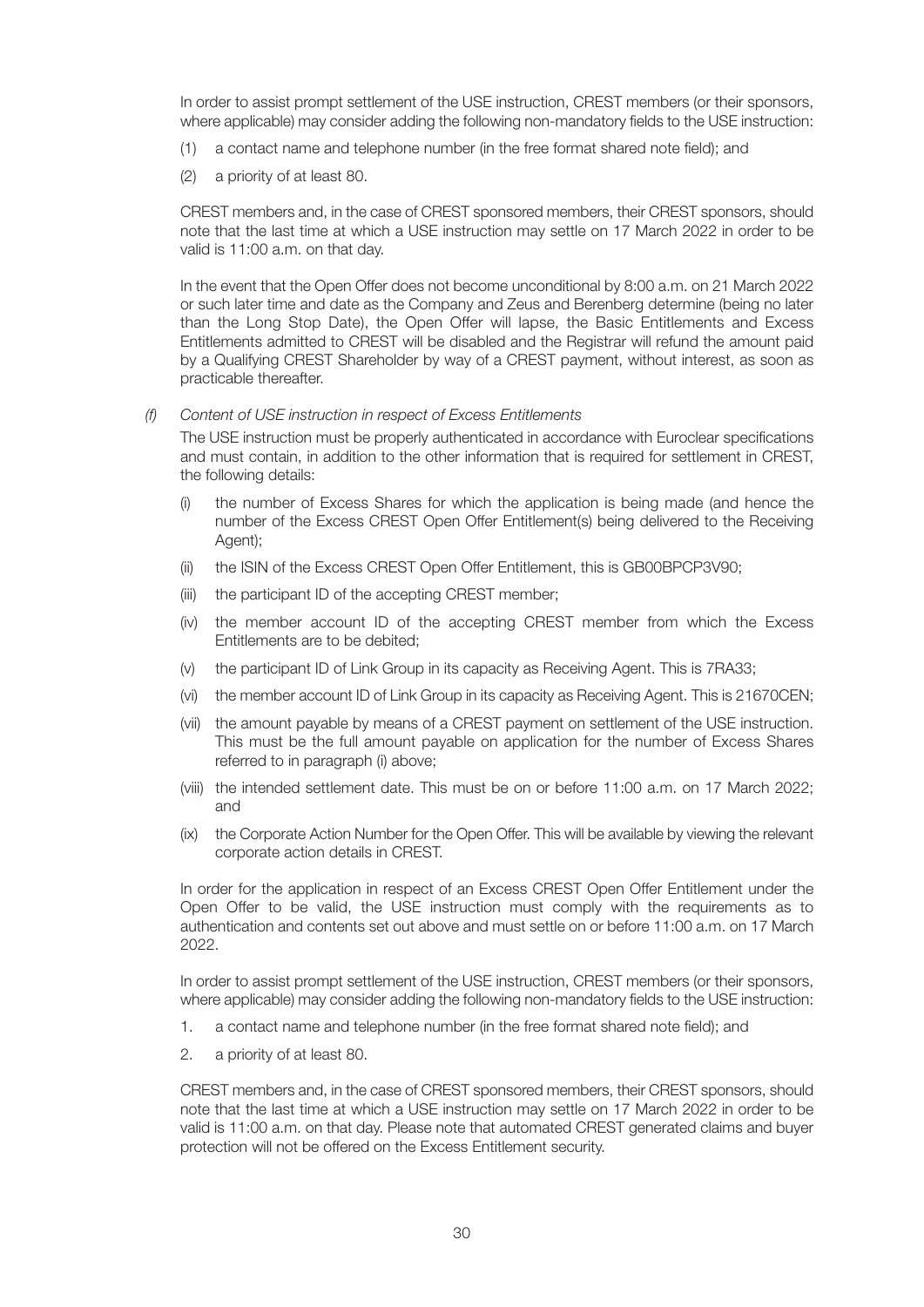In order to assist prompt settlement of the USE instruction, CREST members (or their sponsors, where applicable) may consider adding the following non-mandatory fields to the USE instruction:

(1) a contact name and telephone number (in the free format shared note field); and

(2) a priority of at least 80.

CREST members and, in the case of CREST sponsored members, their CREST sponsors, should note that the last time at which a USE instruction may settle on 17 March 2022 in order to be valid is 11:00 a.m. on that day.

In the event that the Open Offer does not become unconditional by 8:00 a.m. on 21 March 2022 or such later time and date as the Company and Zeus and Berenberg determine (being no later than the Long Stop Date), the Open Offer will lapse, the Basic Entitlements and Excess Entitlements admitted to CREST will be disabled and the Registrar will refund the amount paid by a Qualifying CREST Shareholder by way of a CREST payment, without interest, as soon as practicable thereafter.

*(f) Content of USE instruction in respect of Excess Entitlements*

The USE instruction must be properly authenticated in accordance with Euroclear specifications and must contain, in addition to the other information that is required for settlement in CREST, the following details:

(i) the number of Excess Shares for which the application is being made (and hence the number of the Excess CREST Open Offer Entitlement(s) being delivered to the Receiving Agent);

(ii) the ISIN of the Excess CREST Open Offer Entitlement, this is GB00BPCP3V90;

(iii) the participant ID of the accepting CREST member;

(iv) the member account ID of the accepting CREST member from which the Excess Entitlements are to be debited;

(v) the participant ID of Link Group in its capacity as Receiving Agent. This is 7RA33;

(vi) the member account ID of Link Group in its capacity as Receiving Agent. This is 21670CEN;

(vii) the amount payable by means of a CREST payment on settlement of the USE instruction. This must be the full amount payable on application for the number of Excess Shares referred to in paragraph (i) above;

(viii) the intended settlement date. This must be on or before 11:00 a.m. on 17 March 2022; and

(ix) the Corporate Action Number for the Open Offer. This will be available by viewing the relevant corporate action details in CREST.

In order for the application in respect of an Excess CREST Open Offer Entitlement under the Open Offer to be valid, the USE instruction must comply with the requirements as to authentication and contents set out above and must settle on or before 11:00 a.m. on 17 March 2022.

In order to assist prompt settlement of the USE instruction, CREST members (or their sponsors, where applicable) may consider adding the following non-mandatory fields to the USE instruction:

1. a contact name and telephone number (in the free format shared note field); and
2. a priority of at least 80.

CREST members and, in the case of CREST sponsored members, their CREST sponsors, should note that the last time at which a USE instruction may settle on 17 March 2022 in order to be valid is 11:00 a.m. on that day. Please note that automated CREST generated claims and buyer protection will not be offered on the Excess Entitlement security.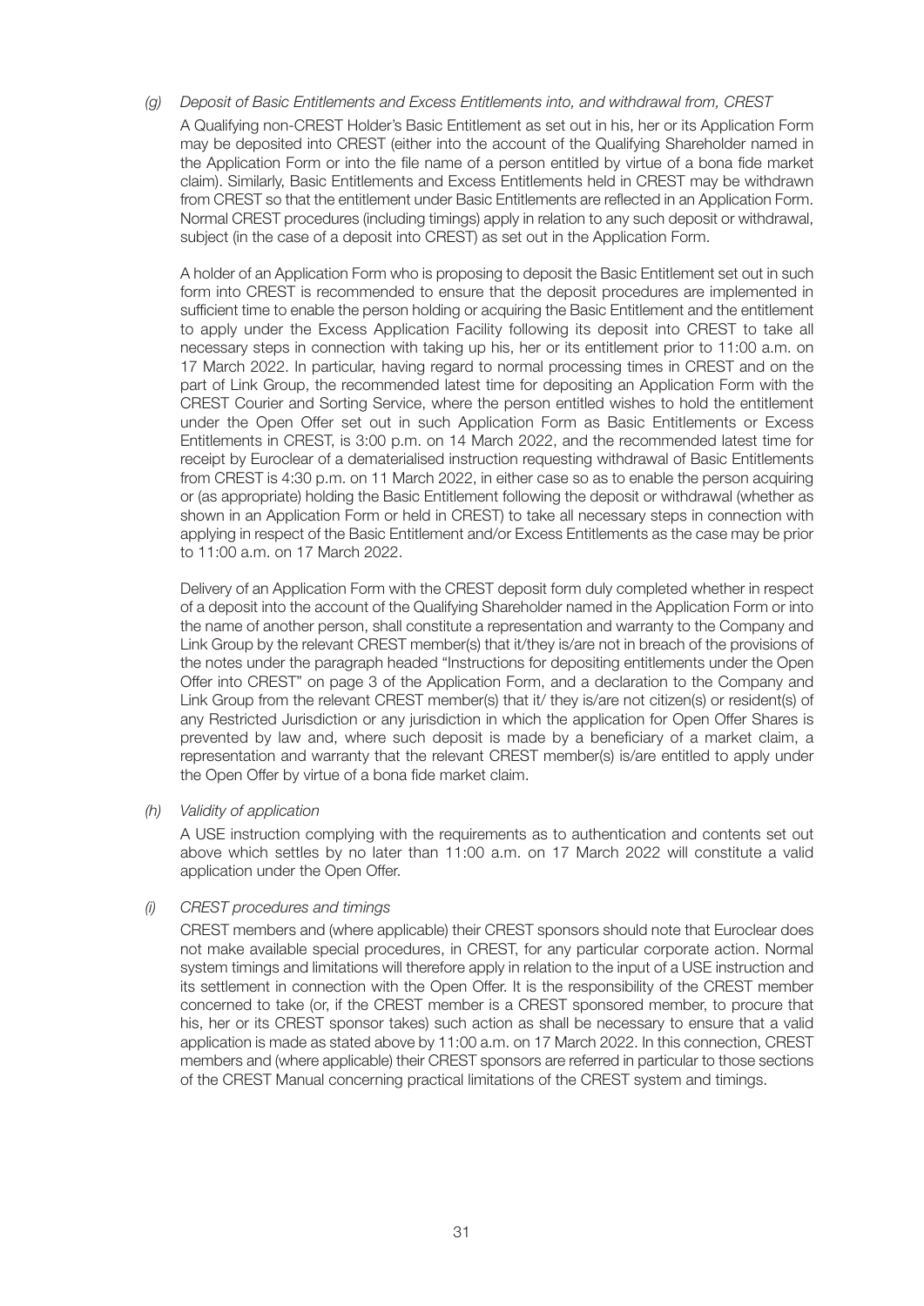*(g) Deposit of Basic Entitlements and Excess Entitlements into, and withdrawal from, CREST*

A Qualifying non-CREST Holder's Basic Entitlement as set out in his, her or its Application Form may be deposited into CREST (either into the account of the Qualifying Shareholder named in the Application Form or into the file name of a person entitled by virtue of a bona fide market claim). Similarly, Basic Entitlements and Excess Entitlements held in CREST may be withdrawn from CREST so that the entitlement under Basic Entitlements are reflected in an Application Form. Normal CREST procedures (including timings) apply in relation to any such deposit or withdrawal, subject (in the case of a deposit into CREST) as set out in the Application Form.

A holder of an Application Form who is proposing to deposit the Basic Entitlement set out in such form into CREST is recommended to ensure that the deposit procedures are implemented in sufficient time to enable the person holding or acquiring the Basic Entitlement and the entitlement to apply under the Excess Application Facility following its deposit into CREST to take all necessary steps in connection with taking up his, her or its entitlement prior to 11:00 a.m. on 17 March 2022. In particular, having regard to normal processing times in CREST and on the part of Link Group, the recommended latest time for depositing an Application Form with the CREST Courier and Sorting Service, where the person entitled wishes to hold the entitlement under the Open Offer set out in such Application Form as Basic Entitlements or Excess Entitlements in CREST, is 3:00 p.m. on 14 March 2022, and the recommended latest time for receipt by Euroclear of a dematerialised instruction requesting withdrawal of Basic Entitlements from CREST is 4:30 p.m. on 11 March 2022, in either case so as to enable the person acquiring or (as appropriate) holding the Basic Entitlement following the deposit or withdrawal (whether as shown in an Application Form or held in CREST) to take all necessary steps in connection with applying in respect of the Basic Entitlement and/or Excess Entitlements as the case may be prior to 11:00 a.m. on 17 March 2022.

Delivery of an Application Form with the CREST deposit form duly completed whether in respect of a deposit into the account of the Qualifying Shareholder named in the Application Form or into the name of another person, shall constitute a representation and warranty to the Company and Link Group by the relevant CREST member(s) that it/they is/are not in breach of the provisions of the notes under the paragraph headed "Instructions for depositing entitlements under the Open Offer into CREST" on page 3 of the Application Form, and a declaration to the Company and Link Group from the relevant CREST member(s) that it/ they is/are not citizen(s) or resident(s) of any Restricted Jurisdiction or any jurisdiction in which the application for Open Offer Shares is prevented by law and, where such deposit is made by a beneficiary of a market claim, a representation and warranty that the relevant CREST member(s) is/are entitled to apply under the Open Offer by virtue of a bona fide market claim.

*(h) Validity of application*

A USE instruction complying with the requirements as to authentication and contents set out above which settles by no later than 11:00 a.m. on 17 March 2022 will constitute a valid application under the Open Offer.

*(i) CREST procedures and timings*

CREST members and (where applicable) their CREST sponsors should note that Euroclear does not make available special procedures, in CREST, for any particular corporate action. Normal system timings and limitations will therefore apply in relation to the input of a USE instruction and its settlement in connection with the Open Offer. It is the responsibility of the CREST member concerned to take (or, if the CREST member is a CREST sponsored member, to procure that his, her or its CREST sponsor takes) such action as shall be necessary to ensure that a valid application is made as stated above by 11:00 a.m. on 17 March 2022. In this connection, CREST members and (where applicable) their CREST sponsors are referred in particular to those sections of the CREST Manual concerning practical limitations of the CREST system and timings.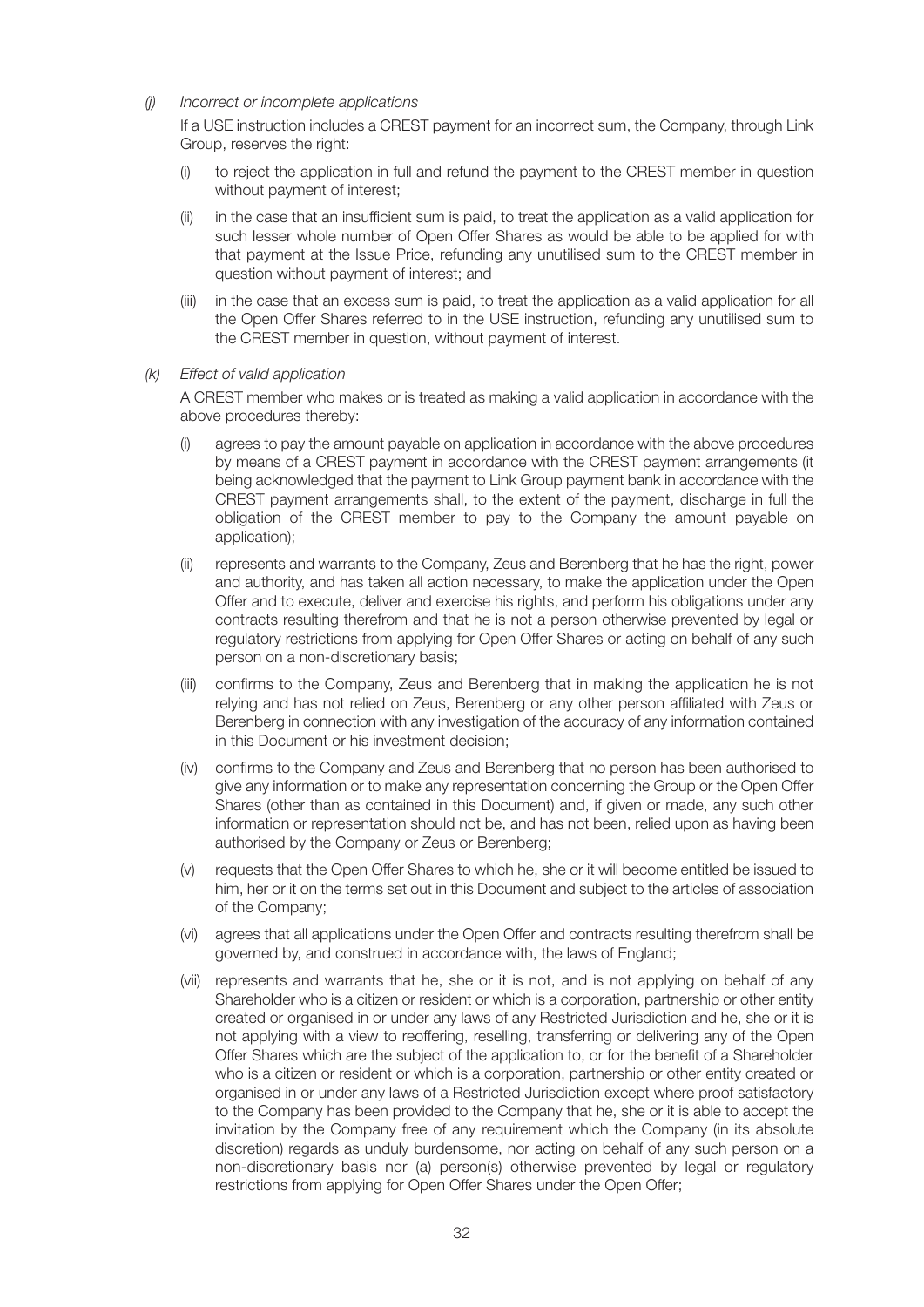*(j) Incorrect or incomplete applications*

If a USE instruction includes a CREST payment for an incorrect sum, the Company, through Link Group, reserves the right:

(i) to reject the application in full and refund the payment to the CREST member in question without payment of interest;

(ii) in the case that an insufficient sum is paid, to treat the application as a valid application for such lesser whole number of Open Offer Shares as would be able to be applied for with that payment at the Issue Price, refunding any unutilised sum to the CREST member in question without payment of interest; and

(iii) in the case that an excess sum is paid, to treat the application as a valid application for all the Open Offer Shares referred to in the USE instruction, refunding any unutilised sum to the CREST member in question, without payment of interest.

*(k) Effect of valid application*

A CREST member who makes or is treated as making a valid application in accordance with the above procedures thereby:

(i) agrees to pay the amount payable on application in accordance with the above procedures by means of a CREST payment in accordance with the CREST payment arrangements (it being acknowledged that the payment to Link Group payment bank in accordance with the CREST payment arrangements shall, to the extent of the payment, discharge in full the obligation of the CREST member to pay to the Company the amount payable on application);

(ii) represents and warrants to the Company, Zeus and Berenberg that he has the right, power and authority, and has taken all action necessary, to make the application under the Open Offer and to execute, deliver and exercise his rights, and perform his obligations under any contracts resulting therefrom and that he is not a person otherwise prevented by legal or regulatory restrictions from applying for Open Offer Shares or acting on behalf of any such person on a non-discretionary basis;

(iii) confirms to the Company, Zeus and Berenberg that in making the application he is not relying and has not relied on Zeus, Berenberg or any other person affiliated with Zeus or Berenberg in connection with any investigation of the accuracy of any information contained in this Document or his investment decision;

(iv) confirms to the Company and Zeus and Berenberg that no person has been authorised to give any information or to make any representation concerning the Group or the Open Offer Shares (other than as contained in this Document) and, if given or made, any such other information or representation should not be, and has not been, relied upon as having been authorised by the Company or Zeus or Berenberg;

(v) requests that the Open Offer Shares to which he, she or it will become entitled be issued to him, her or it on the terms set out in this Document and subject to the articles of association of the Company;

(vi) agrees that all applications under the Open Offer and contracts resulting therefrom shall be governed by, and construed in accordance with, the laws of England;

(vii) represents and warrants that he, she or it is not, and is not applying on behalf of any Shareholder who is a citizen or resident or which is a corporation, partnership or other entity created or organised in or under any laws of any Restricted Jurisdiction and he, she or it is not applying with a view to reoffering, reselling, transferring or delivering any of the Open Offer Shares which are the subject of the application to, or for the benefit of a Shareholder who is a citizen or resident or which is a corporation, partnership or other entity created or organised in or under any laws of a Restricted Jurisdiction except where proof satisfactory to the Company has been provided to the Company that he, she or it is able to accept the invitation by the Company free of any requirement which the Company (in its absolute discretion) regards as unduly burdensome, nor acting on behalf of any such person on a non-discretionary basis nor (a) person(s) otherwise prevented by legal or regulatory restrictions from applying for Open Offer Shares under the Open Offer;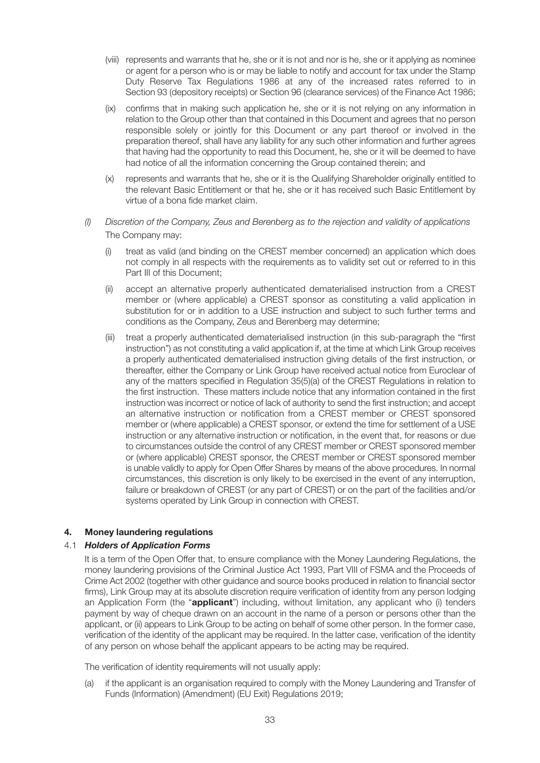(viii) represents and warrants that he, she or it is not and nor is he, she or it applying as nominee or agent for a person who is or may be liable to notify and account for tax under the Stamp Duty Reserve Tax Regulations 1986 at any of the increased rates referred to in Section 93 (depository receipts) or Section 96 (clearance services) of the Finance Act 1986;

(ix) confirms that in making such application he, she or it is not relying on any information in relation to the Group other than that contained in this Document and agrees that no person responsible solely or jointly for this Document or any part thereof or involved in the preparation thereof, shall have any liability for any such other information and further agrees that having had the opportunity to read this Document, he, she or it will be deemed to have had notice of all the information concerning the Group contained therein; and

(x) represents and warrants that he, she or it is the Qualifying Shareholder originally entitled to the relevant Basic Entitlement or that he, she or it has received such Basic Entitlement by virtue of a bona fide market claim.

*(l) Discretion of the Company, Zeus and Berenberg as to the rejection and validity of applications*

The Company may:

(i) treat as valid (and binding on the CREST member concerned) an application which does not comply in all respects with the requirements as to validity set out or referred to in this Part III of this Document;

(ii) accept an alternative properly authenticated dematerialised instruction from a CREST member or (where applicable) a CREST sponsor as constituting a valid application in substitution for or in addition to a USE instruction and subject to such further terms and conditions as the Company, Zeus and Berenberg may determine;

(iii) treat a properly authenticated dematerialised instruction (in this sub-paragraph the "first instruction") as not constituting a valid application if, at the time at which Link Group receives a properly authenticated dematerialised instruction giving details of the first instruction, or thereafter, either the Company or Link Group have received actual notice from Euroclear of any of the matters specified in Regulation 35(5)(a) of the CREST Regulations in relation to the first instruction. These matters include notice that any information contained in the first instruction was incorrect or notice of lack of authority to send the first instruction; and accept an alternative instruction or notification from a CREST member or CREST sponsored member or (where applicable) a CREST sponsor, or extend the time for settlement of a USE instruction or any alternative instruction or notification, in the event that, for reasons or due to circumstances outside the control of any CREST member or CREST sponsored member or (where applicable) CREST sponsor, the CREST member or CREST sponsored member is unable validly to apply for Open Offer Shares by means of the above procedures. In normal circumstances, this discretion is only likely to be exercised in the event of any interruption, failure or breakdown of CREST (or any part of CREST) or on the part of the facilities and/or systems operated by Link Group in connection with CREST.

## 4. Money laundering regulations

### 4.1 *Holders of Application Forms*

It is a term of the Open Offer that, to ensure compliance with the Money Laundering Regulations, the money laundering provisions of the Criminal Justice Act 1993, Part VIII of FSMA and the Proceeds of Crime Act 2002 (together with other guidance and source books produced in relation to financial sector firms), Link Group may at its absolute discretion require verification of identity from any person lodging an Application Form (the "**applicant**") including, without limitation, any applicant who (i) tenders payment by way of cheque drawn on an account in the name of a person or persons other than the applicant, or (ii) appears to Link Group to be acting on behalf of some other person. In the former case, verification of the identity of the applicant may be required. In the latter case, verification of the identity of any person on whose behalf the applicant appears to be acting may be required.

The verification of identity requirements will not usually apply:

(a) if the applicant is an organisation required to comply with the Money Laundering and Transfer of Funds (Information) (Amendment) (EU Exit) Regulations 2019;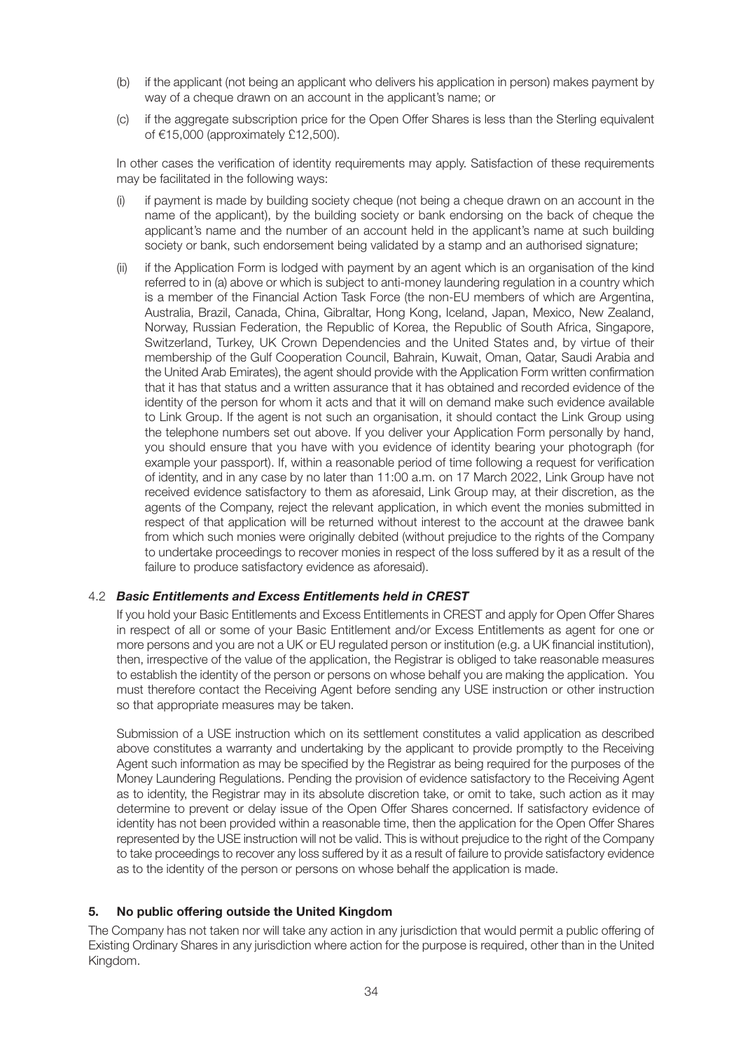(b) if the applicant (not being an applicant who delivers his application in person) makes payment by way of a cheque drawn on an account in the applicant's name; or

(c) if the aggregate subscription price for the Open Offer Shares is less than the Sterling equivalent of €15,000 (approximately £12,500).

In other cases the verification of identity requirements may apply. Satisfaction of these requirements may be facilitated in the following ways:

(i) if payment is made by building society cheque (not being a cheque drawn on an account in the name of the applicant), by the building society or bank endorsing on the back of cheque the applicant's name and the number of an account held in the applicant's name at such building society or bank, such endorsement being validated by a stamp and an authorised signature;

(ii) if the Application Form is lodged with payment by an agent which is an organisation of the kind referred to in (a) above or which is subject to anti-money laundering regulation in a country which is a member of the Financial Action Task Force (the non-EU members of which are Argentina, Australia, Brazil, Canada, China, Gibraltar, Hong Kong, Iceland, Japan, Mexico, New Zealand, Norway, Russian Federation, the Republic of Korea, the Republic of South Africa, Singapore, Switzerland, Turkey, UK Crown Dependencies and the United States and, by virtue of their membership of the Gulf Cooperation Council, Bahrain, Kuwait, Oman, Qatar, Saudi Arabia and the United Arab Emirates), the agent should provide with the Application Form written confirmation that it has that status and a written assurance that it has obtained and recorded evidence of the identity of the person for whom it acts and that it will on demand make such evidence available to Link Group. If the agent is not such an organisation, it should contact the Link Group using the telephone numbers set out above. If you deliver your Application Form personally by hand, you should ensure that you have with you evidence of identity bearing your photograph (for example your passport). If, within a reasonable period of time following a request for verification of identity, and in any case by no later than 11:00 a.m. on 17 March 2022, Link Group have not received evidence satisfactory to them as aforesaid, Link Group may, at their discretion, as the agents of the Company, reject the relevant application, in which event the monies submitted in respect of that application will be returned without interest to the account at the drawee bank from which such monies were originally debited (without prejudice to the rights of the Company to undertake proceedings to recover monies in respect of the loss suffered by it as a result of the failure to produce satisfactory evidence as aforesaid).

### 4.2 *Basic Entitlements and Excess Entitlements held in CREST*

If you hold your Basic Entitlements and Excess Entitlements in CREST and apply for Open Offer Shares in respect of all or some of your Basic Entitlement and/or Excess Entitlements as agent for one or more persons and you are not a UK or EU regulated person or institution (e.g. a UK financial institution), then, irrespective of the value of the application, the Registrar is obliged to take reasonable measures to establish the identity of the person or persons on whose behalf you are making the application. You must therefore contact the Receiving Agent before sending any USE instruction or other instruction so that appropriate measures may be taken.

Submission of a USE instruction which on its settlement constitutes a valid application as described above constitutes a warranty and undertaking by the applicant to provide promptly to the Receiving Agent such information as may be specified by the Registrar as being required for the purposes of the Money Laundering Regulations. Pending the provision of evidence satisfactory to the Receiving Agent as to identity, the Registrar may in its absolute discretion take, or omit to take, such action as it may determine to prevent or delay issue of the Open Offer Shares concerned. If satisfactory evidence of identity has not been provided within a reasonable time, then the application for the Open Offer Shares represented by the USE instruction will not be valid. This is without prejudice to the right of the Company to take proceedings to recover any loss suffered by it as a result of failure to provide satisfactory evidence as to the identity of the person or persons on whose behalf the application is made.

## 5. No public offering outside the United Kingdom

The Company has not taken nor will take any action in any jurisdiction that would permit a public offering of Existing Ordinary Shares in any jurisdiction where action for the purpose is required, other than in the United Kingdom.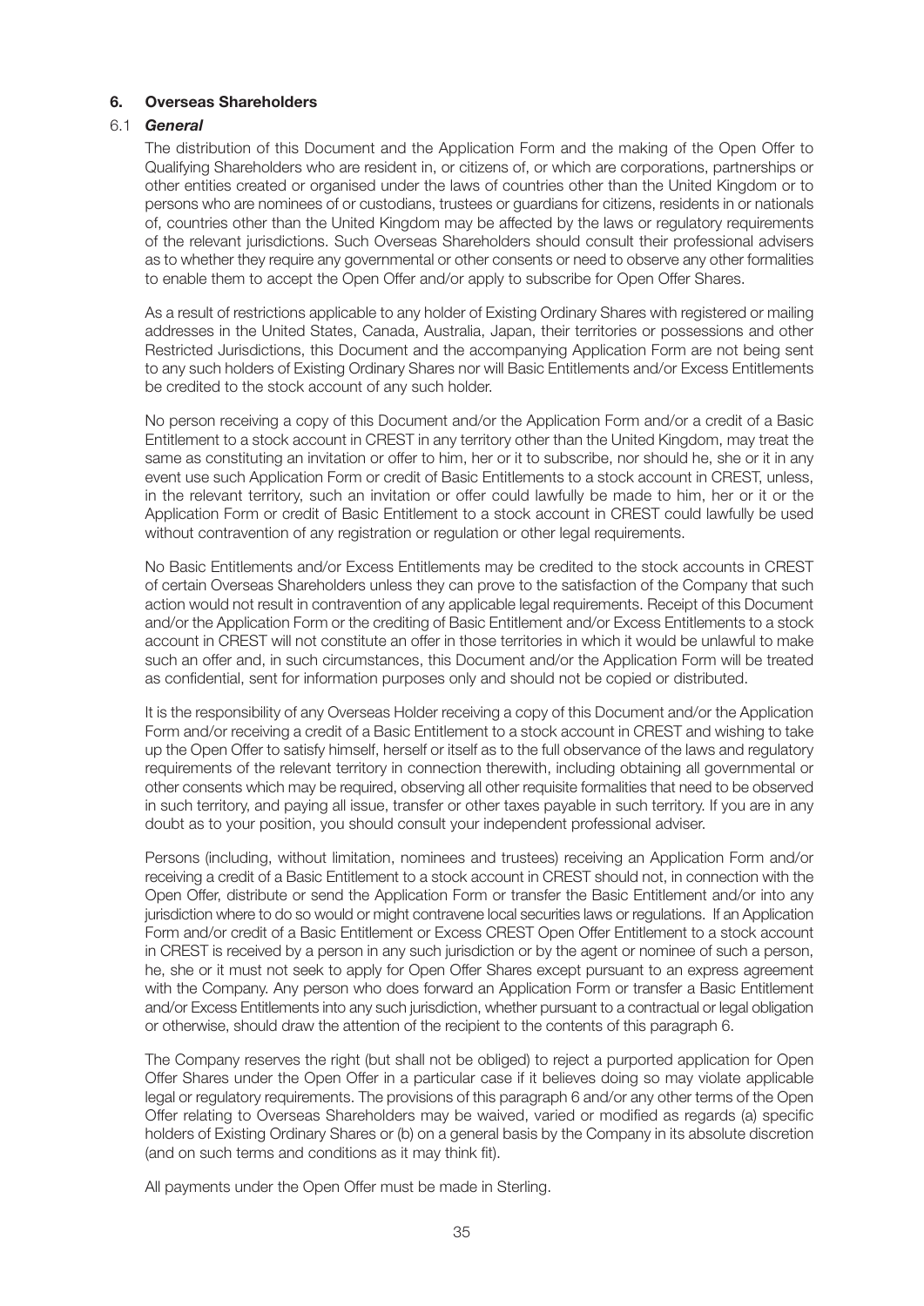## 6. Overseas Shareholders

### 6.1 *General*

The distribution of this Document and the Application Form and the making of the Open Offer to Qualifying Shareholders who are resident in, or citizens of, or which are corporations, partnerships or other entities created or organised under the laws of countries other than the United Kingdom or to persons who are nominees of or custodians, trustees or guardians for citizens, residents in or nationals of, countries other than the United Kingdom may be affected by the laws or regulatory requirements of the relevant jurisdictions. Such Overseas Shareholders should consult their professional advisers as to whether they require any governmental or other consents or need to observe any other formalities to enable them to accept the Open Offer and/or apply to subscribe for Open Offer Shares.

As a result of restrictions applicable to any holder of Existing Ordinary Shares with registered or mailing addresses in the United States, Canada, Australia, Japan, their territories or possessions and other Restricted Jurisdictions, this Document and the accompanying Application Form are not being sent to any such holders of Existing Ordinary Shares nor will Basic Entitlements and/or Excess Entitlements be credited to the stock account of any such holder.

No person receiving a copy of this Document and/or the Application Form and/or a credit of a Basic Entitlement to a stock account in CREST in any territory other than the United Kingdom, may treat the same as constituting an invitation or offer to him, her or it to subscribe, nor should he, she or it in any event use such Application Form or credit of Basic Entitlements to a stock account in CREST, unless, in the relevant territory, such an invitation or offer could lawfully be made to him, her or it or the Application Form or credit of Basic Entitlement to a stock account in CREST could lawfully be used without contravention of any registration or regulation or other legal requirements.

No Basic Entitlements and/or Excess Entitlements may be credited to the stock accounts in CREST of certain Overseas Shareholders unless they can prove to the satisfaction of the Company that such action would not result in contravention of any applicable legal requirements. Receipt of this Document and/or the Application Form or the crediting of Basic Entitlement and/or Excess Entitlements to a stock account in CREST will not constitute an offer in those territories in which it would be unlawful to make such an offer and, in such circumstances, this Document and/or the Application Form will be treated as confidential, sent for information purposes only and should not be copied or distributed.

It is the responsibility of any Overseas Holder receiving a copy of this Document and/or the Application Form and/or receiving a credit of a Basic Entitlement to a stock account in CREST and wishing to take up the Open Offer to satisfy himself, herself or itself as to the full observance of the laws and regulatory requirements of the relevant territory in connection therewith, including obtaining all governmental or other consents which may be required, observing all other requisite formalities that need to be observed in such territory, and paying all issue, transfer or other taxes payable in such territory. If you are in any doubt as to your position, you should consult your independent professional adviser.

Persons (including, without limitation, nominees and trustees) receiving an Application Form and/or receiving a credit of a Basic Entitlement to a stock account in CREST should not, in connection with the Open Offer, distribute or send the Application Form or transfer the Basic Entitlement and/or into any jurisdiction where to do so would or might contravene local securities laws or regulations. If an Application Form and/or credit of a Basic Entitlement or Excess CREST Open Offer Entitlement to a stock account in CREST is received by a person in any such jurisdiction or by the agent or nominee of such a person, he, she or it must not seek to apply for Open Offer Shares except pursuant to an express agreement with the Company. Any person who does forward an Application Form or transfer a Basic Entitlement and/or Excess Entitlements into any such jurisdiction, whether pursuant to a contractual or legal obligation or otherwise, should draw the attention of the recipient to the contents of this paragraph 6.

The Company reserves the right (but shall not be obliged) to reject a purported application for Open Offer Shares under the Open Offer in a particular case if it believes doing so may violate applicable legal or regulatory requirements. The provisions of this paragraph 6 and/or any other terms of the Open Offer relating to Overseas Shareholders may be waived, varied or modified as regards (a) specific holders of Existing Ordinary Shares or (b) on a general basis by the Company in its absolute discretion (and on such terms and conditions as it may think fit).

All payments under the Open Offer must be made in Sterling.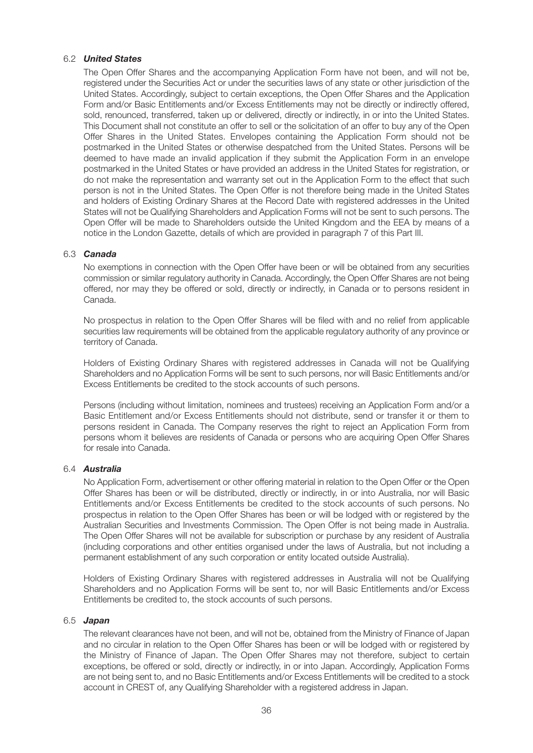### 6.2 *United States*

The Open Offer Shares and the accompanying Application Form have not been, and will not be, registered under the Securities Act or under the securities laws of any state or other jurisdiction of the United States. Accordingly, subject to certain exceptions, the Open Offer Shares and the Application Form and/or Basic Entitlements and/or Excess Entitlements may not be directly or indirectly offered, sold, renounced, transferred, taken up or delivered, directly or indirectly, in or into the United States. This Document shall not constitute an offer to sell or the solicitation of an offer to buy any of the Open Offer Shares in the United States. Envelopes containing the Application Form should not be postmarked in the United States or otherwise despatched from the United States. Persons will be deemed to have made an invalid application if they submit the Application Form in an envelope postmarked in the United States or have provided an address in the United States for registration, or do not make the representation and warranty set out in the Application Form to the effect that such person is not in the United States. The Open Offer is not therefore being made in the United States and holders of Existing Ordinary Shares at the Record Date with registered addresses in the United States will not be Qualifying Shareholders and Application Forms will not be sent to such persons. The Open Offer will be made to Shareholders outside the United Kingdom and the EEA by means of a notice in the London Gazette, details of which are provided in paragraph 7 of this Part III.

### 6.3 *Canada*

No exemptions in connection with the Open Offer have been or will be obtained from any securities commission or similar regulatory authority in Canada. Accordingly, the Open Offer Shares are not being offered, nor may they be offered or sold, directly or indirectly, in Canada or to persons resident in Canada.

No prospectus in relation to the Open Offer Shares will be filed with and no relief from applicable securities law requirements will be obtained from the applicable regulatory authority of any province or territory of Canada.

Holders of Existing Ordinary Shares with registered addresses in Canada will not be Qualifying Shareholders and no Application Forms will be sent to such persons, nor will Basic Entitlements and/or Excess Entitlements be credited to the stock accounts of such persons.

Persons (including without limitation, nominees and trustees) receiving an Application Form and/or a Basic Entitlement and/or Excess Entitlements should not distribute, send or transfer it or them to persons resident in Canada. The Company reserves the right to reject an Application Form from persons whom it believes are residents of Canada or persons who are acquiring Open Offer Shares for resale into Canada.

### 6.4 *Australia*

No Application Form, advertisement or other offering material in relation to the Open Offer or the Open Offer Shares has been or will be distributed, directly or indirectly, in or into Australia, nor will Basic Entitlements and/or Excess Entitlements be credited to the stock accounts of such persons. No prospectus in relation to the Open Offer Shares has been or will be lodged with or registered by the Australian Securities and Investments Commission. The Open Offer is not being made in Australia. The Open Offer Shares will not be available for subscription or purchase by any resident of Australia (including corporations and other entities organised under the laws of Australia, but not including a permanent establishment of any such corporation or entity located outside Australia).

Holders of Existing Ordinary Shares with registered addresses in Australia will not be Qualifying Shareholders and no Application Forms will be sent to, nor will Basic Entitlements and/or Excess Entitlements be credited to, the stock accounts of such persons.

### 6.5 *Japan*

The relevant clearances have not been, and will not be, obtained from the Ministry of Finance of Japan and no circular in relation to the Open Offer Shares has been or will be lodged with or registered by the Ministry of Finance of Japan. The Open Offer Shares may not therefore, subject to certain exceptions, be offered or sold, directly or indirectly, in or into Japan. Accordingly, Application Forms are not being sent to, and no Basic Entitlements and/or Excess Entitlements will be credited to a stock account in CREST of, any Qualifying Shareholder with a registered address in Japan.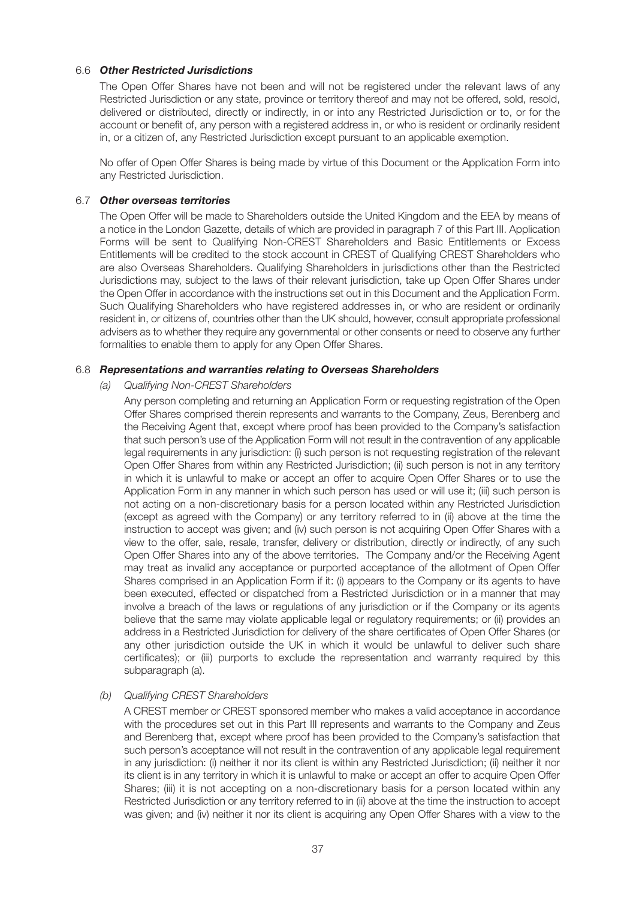### 6.6 *Other Restricted Jurisdictions*

The Open Offer Shares have not been and will not be registered under the relevant laws of any Restricted Jurisdiction or any state, province or territory thereof and may not be offered, sold, resold, delivered or distributed, directly or indirectly, in or into any Restricted Jurisdiction or to, or for the account or benefit of, any person with a registered address in, or who is resident or ordinarily resident in, or a citizen of, any Restricted Jurisdiction except pursuant to an applicable exemption.

No offer of Open Offer Shares is being made by virtue of this Document or the Application Form into any Restricted Jurisdiction.

### 6.7 *Other overseas territories*

The Open Offer will be made to Shareholders outside the United Kingdom and the EEA by means of a notice in the London Gazette, details of which are provided in paragraph 7 of this Part III. Application Forms will be sent to Qualifying Non-CREST Shareholders and Basic Entitlements or Excess Entitlements will be credited to the stock account in CREST of Qualifying CREST Shareholders who are also Overseas Shareholders. Qualifying Shareholders in jurisdictions other than the Restricted Jurisdictions may, subject to the laws of their relevant jurisdiction, take up Open Offer Shares under the Open Offer in accordance with the instructions set out in this Document and the Application Form. Such Qualifying Shareholders who have registered addresses in, or who are resident or ordinarily resident in, or citizens of, countries other than the UK should, however, consult appropriate professional advisers as to whether they require any governmental or other consents or need to observe any further formalities to enable them to apply for any Open Offer Shares.

### 6.8 *Representations and warranties relating to Overseas Shareholders*

*(a) Qualifying Non-CREST Shareholders*

Any person completing and returning an Application Form or requesting registration of the Open Offer Shares comprised therein represents and warrants to the Company, Zeus, Berenberg and the Receiving Agent that, except where proof has been provided to the Company's satisfaction that such person's use of the Application Form will not result in the contravention of any applicable legal requirements in any jurisdiction: (i) such person is not requesting registration of the relevant Open Offer Shares from within any Restricted Jurisdiction; (ii) such person is not in any territory in which it is unlawful to make or accept an offer to acquire Open Offer Shares or to use the Application Form in any manner in which such person has used or will use it; (iii) such person is not acting on a non-discretionary basis for a person located within any Restricted Jurisdiction (except as agreed with the Company) or any territory referred to in (ii) above at the time the instruction to accept was given; and (iv) such person is not acquiring Open Offer Shares with a view to the offer, sale, resale, transfer, delivery or distribution, directly or indirectly, of any such Open Offer Shares into any of the above territories. The Company and/or the Receiving Agent may treat as invalid any acceptance or purported acceptance of the allotment of Open Offer Shares comprised in an Application Form if it: (i) appears to the Company or its agents to have been executed, effected or dispatched from a Restricted Jurisdiction or in a manner that may involve a breach of the laws or regulations of any jurisdiction or if the Company or its agents believe that the same may violate applicable legal or regulatory requirements; or (ii) provides an address in a Restricted Jurisdiction for delivery of the share certificates of Open Offer Shares (or any other jurisdiction outside the UK in which it would be unlawful to deliver such share certificates); or (iii) purports to exclude the representation and warranty required by this subparagraph (a).

*(b) Qualifying CREST Shareholders*

A CREST member or CREST sponsored member who makes a valid acceptance in accordance with the procedures set out in this Part III represents and warrants to the Company and Zeus and Berenberg that, except where proof has been provided to the Company's satisfaction that such person's acceptance will not result in the contravention of any applicable legal requirement in any jurisdiction: (i) neither it nor its client is within any Restricted Jurisdiction; (ii) neither it nor its client is in any territory in which it is unlawful to make or accept an offer to acquire Open Offer Shares; (iii) it is not accepting on a non-discretionary basis for a person located within any Restricted Jurisdiction or any territory referred to in (ii) above at the time the instruction to accept was given; and (iv) neither it nor its client is acquiring any Open Offer Shares with a view to the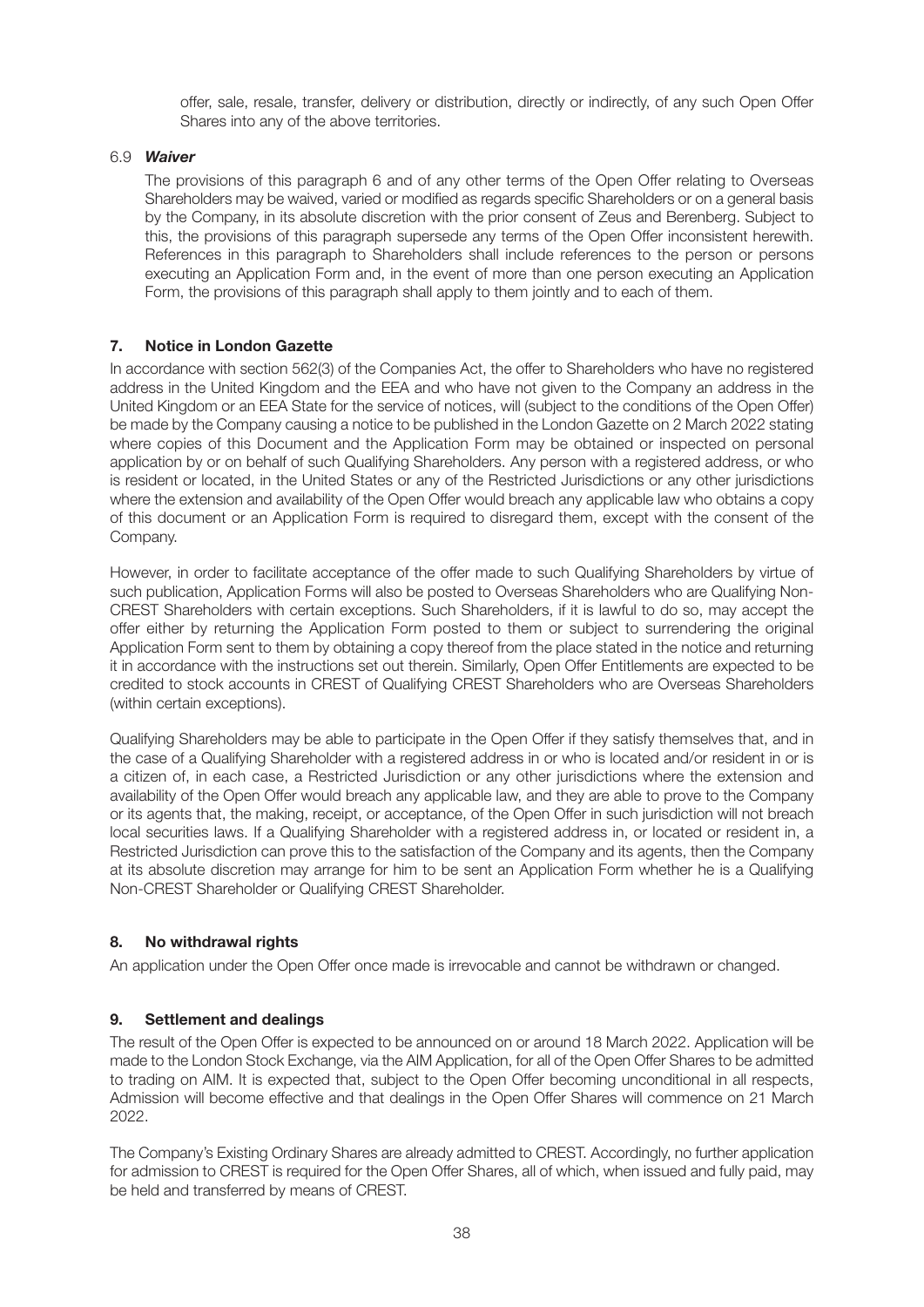offer, sale, resale, transfer, delivery or distribution, directly or indirectly, of any such Open Offer Shares into any of the above territories.

6.9 ***Waiver***

The provisions of this paragraph 6 and of any other terms of the Open Offer relating to Overseas Shareholders may be waived, varied or modified as regards specific Shareholders or on a general basis by the Company, in its absolute discretion with the prior consent of Zeus and Berenberg. Subject to this, the provisions of this paragraph supersede any terms of the Open Offer inconsistent herewith. References in this paragraph to Shareholders shall include references to the person or persons executing an Application Form and, in the event of more than one person executing an Application Form, the provisions of this paragraph shall apply to them jointly and to each of them.

## 7. Notice in London Gazette

In accordance with section 562(3) of the Companies Act, the offer to Shareholders who have no registered address in the United Kingdom and the EEA and who have not given to the Company an address in the United Kingdom or an EEA State for the service of notices, will (subject to the conditions of the Open Offer) be made by the Company causing a notice to be published in the London Gazette on 2 March 2022 stating where copies of this Document and the Application Form may be obtained or inspected on personal application by or on behalf of such Qualifying Shareholders. Any person with a registered address, or who is resident or located, in the United States or any of the Restricted Jurisdictions or any other jurisdictions where the extension and availability of the Open Offer would breach any applicable law who obtains a copy of this document or an Application Form is required to disregard them, except with the consent of the Company.

However, in order to facilitate acceptance of the offer made to such Qualifying Shareholders by virtue of such publication, Application Forms will also be posted to Overseas Shareholders who are Qualifying Non-CREST Shareholders with certain exceptions. Such Shareholders, if it is lawful to do so, may accept the offer either by returning the Application Form posted to them or subject to surrendering the original Application Form sent to them by obtaining a copy thereof from the place stated in the notice and returning it in accordance with the instructions set out therein. Similarly, Open Offer Entitlements are expected to be credited to stock accounts in CREST of Qualifying CREST Shareholders who are Overseas Shareholders (within certain exceptions).

Qualifying Shareholders may be able to participate in the Open Offer if they satisfy themselves that, and in the case of a Qualifying Shareholder with a registered address in or who is located and/or resident in or is a citizen of, in each case, a Restricted Jurisdiction or any other jurisdictions where the extension and availability of the Open Offer would breach any applicable law, and they are able to prove to the Company or its agents that, the making, receipt, or acceptance, of the Open Offer in such jurisdiction will not breach local securities laws. If a Qualifying Shareholder with a registered address in, or located or resident in, a Restricted Jurisdiction can prove this to the satisfaction of the Company and its agents, then the Company at its absolute discretion may arrange for him to be sent an Application Form whether he is a Qualifying Non-CREST Shareholder or Qualifying CREST Shareholder.

## 8. No withdrawal rights

An application under the Open Offer once made is irrevocable and cannot be withdrawn or changed.

## 9. Settlement and dealings

The result of the Open Offer is expected to be announced on or around 18 March 2022. Application will be made to the London Stock Exchange, via the AIM Application, for all of the Open Offer Shares to be admitted to trading on AIM. It is expected that, subject to the Open Offer becoming unconditional in all respects, Admission will become effective and that dealings in the Open Offer Shares will commence on 21 March 2022.

The Company's Existing Ordinary Shares are already admitted to CREST. Accordingly, no further application for admission to CREST is required for the Open Offer Shares, all of which, when issued and fully paid, may be held and transferred by means of CREST.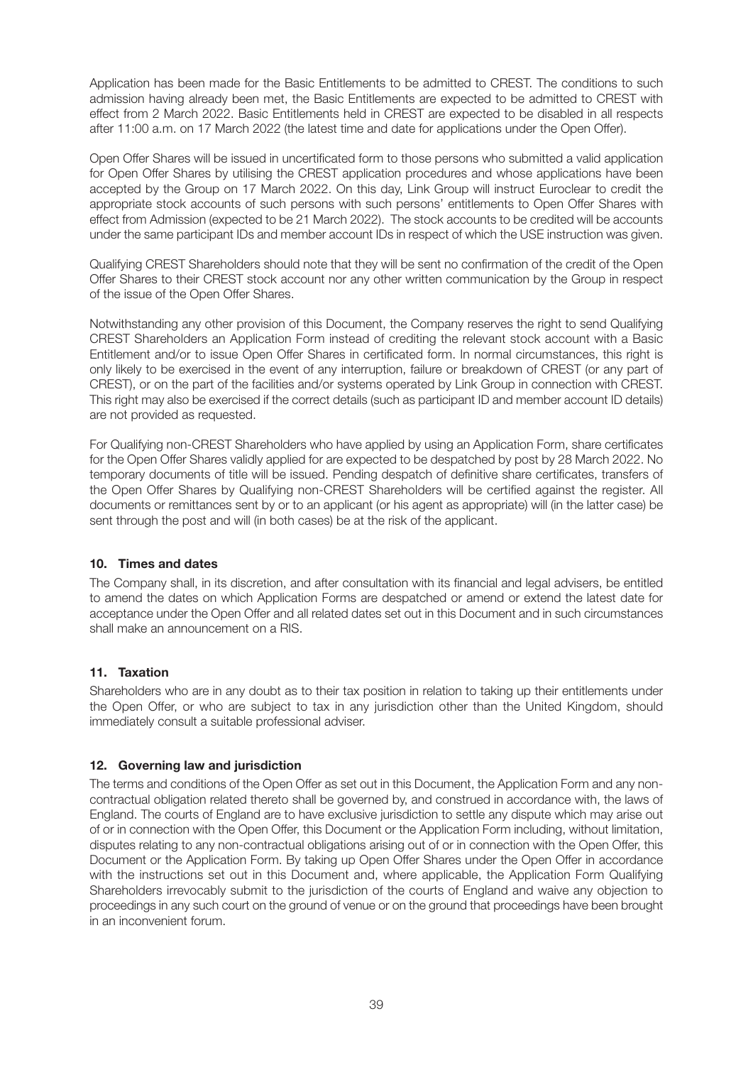Application has been made for the Basic Entitlements to be admitted to CREST. The conditions to such admission having already been met, the Basic Entitlements are expected to be admitted to CREST with effect from 2 March 2022. Basic Entitlements held in CREST are expected to be disabled in all respects after 11:00 a.m. on 17 March 2022 (the latest time and date for applications under the Open Offer).

Open Offer Shares will be issued in uncertificated form to those persons who submitted a valid application for Open Offer Shares by utilising the CREST application procedures and whose applications have been accepted by the Group on 17 March 2022. On this day, Link Group will instruct Euroclear to credit the appropriate stock accounts of such persons with such persons' entitlements to Open Offer Shares with effect from Admission (expected to be 21 March 2022). The stock accounts to be credited will be accounts under the same participant IDs and member account IDs in respect of which the USE instruction was given.

Qualifying CREST Shareholders should note that they will be sent no confirmation of the credit of the Open Offer Shares to their CREST stock account nor any other written communication by the Group in respect of the issue of the Open Offer Shares.

Notwithstanding any other provision of this Document, the Company reserves the right to send Qualifying CREST Shareholders an Application Form instead of crediting the relevant stock account with a Basic Entitlement and/or to issue Open Offer Shares in certificated form. In normal circumstances, this right is only likely to be exercised in the event of any interruption, failure or breakdown of CREST (or any part of CREST), or on the part of the facilities and/or systems operated by Link Group in connection with CREST. This right may also be exercised if the correct details (such as participant ID and member account ID details) are not provided as requested.

For Qualifying non-CREST Shareholders who have applied by using an Application Form, share certificates for the Open Offer Shares validly applied for are expected to be despatched by post by 28 March 2022. No temporary documents of title will be issued. Pending despatch of definitive share certificates, transfers of the Open Offer Shares by Qualifying non-CREST Shareholders will be certified against the register. All documents or remittances sent by or to an applicant (or his agent as appropriate) will (in the latter case) be sent through the post and will (in both cases) be at the risk of the applicant.

### 10. Times and dates

The Company shall, in its discretion, and after consultation with its financial and legal advisers, be entitled to amend the dates on which Application Forms are despatched or amend or extend the latest date for acceptance under the Open Offer and all related dates set out in this Document and in such circumstances shall make an announcement on a RIS.

### 11. Taxation

Shareholders who are in any doubt as to their tax position in relation to taking up their entitlements under the Open Offer, or who are subject to tax in any jurisdiction other than the United Kingdom, should immediately consult a suitable professional adviser.

### 12. Governing law and jurisdiction

The terms and conditions of the Open Offer as set out in this Document, the Application Form and any non-contractual obligation related thereto shall be governed by, and construed in accordance with, the laws of England. The courts of England are to have exclusive jurisdiction to settle any dispute which may arise out of or in connection with the Open Offer, this Document or the Application Form including, without limitation, disputes relating to any non-contractual obligations arising out of or in connection with the Open Offer, this Document or the Application Form. By taking up Open Offer Shares under the Open Offer in accordance with the instructions set out in this Document and, where applicable, the Application Form Qualifying Shareholders irrevocably submit to the jurisdiction of the courts of England and waive any objection to proceedings in any such court on the ground of venue or on the ground that proceedings have been brought in an inconvenient forum.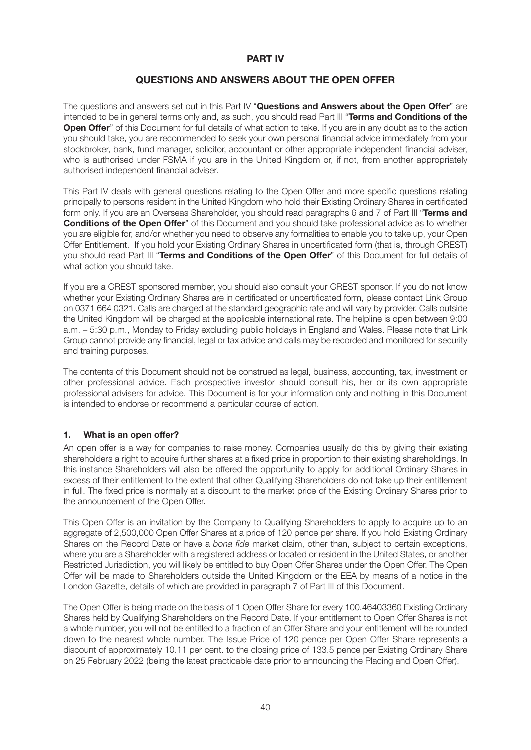# PART IV

## QUESTIONS AND ANSWERS ABOUT THE OPEN OFFER

The questions and answers set out in this Part IV "**Questions and Answers about the Open Offer**" are intended to be in general terms only and, as such, you should read Part III "**Terms and Conditions of the Open Offer**" of this Document for full details of what action to take. If you are in any doubt as to the action you should take, you are recommended to seek your own personal financial advice immediately from your stockbroker, bank, fund manager, solicitor, accountant or other appropriate independent financial adviser, who is authorised under FSMA if you are in the United Kingdom or, if not, from another appropriately authorised independent financial adviser.

This Part IV deals with general questions relating to the Open Offer and more specific questions relating principally to persons resident in the United Kingdom who hold their Existing Ordinary Shares in certificated form only. If you are an Overseas Shareholder, you should read paragraphs 6 and 7 of Part III "**Terms and Conditions of the Open Offer**" of this Document and you should take professional advice as to whether you are eligible for, and/or whether you need to observe any formalities to enable you to take up, your Open Offer Entitlement. If you hold your Existing Ordinary Shares in uncertificated form (that is, through CREST) you should read Part III "**Terms and Conditions of the Open Offer**" of this Document for full details of what action you should take.

If you are a CREST sponsored member, you should also consult your CREST sponsor. If you do not know whether your Existing Ordinary Shares are in certificated or uncertificated form, please contact Link Group on 0371 664 0321. Calls are charged at the standard geographic rate and will vary by provider. Calls outside the United Kingdom will be charged at the applicable international rate. The helpline is open between 9:00 a.m. – 5:30 p.m., Monday to Friday excluding public holidays in England and Wales. Please note that Link Group cannot provide any financial, legal or tax advice and calls may be recorded and monitored for security and training purposes.

The contents of this Document should not be construed as legal, business, accounting, tax, investment or other professional advice. Each prospective investor should consult his, her or its own appropriate professional advisers for advice. This Document is for your information only and nothing in this Document is intended to endorse or recommend a particular course of action.

### 1. What is an open offer?

An open offer is a way for companies to raise money. Companies usually do this by giving their existing shareholders a right to acquire further shares at a fixed price in proportion to their existing shareholdings. In this instance Shareholders will also be offered the opportunity to apply for additional Ordinary Shares in excess of their entitlement to the extent that other Qualifying Shareholders do not take up their entitlement in full. The fixed price is normally at a discount to the market price of the Existing Ordinary Shares prior to the announcement of the Open Offer.

This Open Offer is an invitation by the Company to Qualifying Shareholders to apply to acquire up to an aggregate of 2,500,000 Open Offer Shares at a price of 120 pence per share. If you hold Existing Ordinary Shares on the Record Date or have a *bona fide* market claim, other than, subject to certain exceptions, where you are a Shareholder with a registered address or located or resident in the United States, or another Restricted Jurisdiction, you will likely be entitled to buy Open Offer Shares under the Open Offer. The Open Offer will be made to Shareholders outside the United Kingdom or the EEA by means of a notice in the London Gazette, details of which are provided in paragraph 7 of Part III of this Document.

The Open Offer is being made on the basis of 1 Open Offer Share for every 100.46403360 Existing Ordinary Shares held by Qualifying Shareholders on the Record Date. If your entitlement to Open Offer Shares is not a whole number, you will not be entitled to a fraction of an Offer Share and your entitlement will be rounded down to the nearest whole number. The Issue Price of 120 pence per Open Offer Share represents a discount of approximately 10.11 per cent. to the closing price of 133.5 pence per Existing Ordinary Share on 25 February 2022 (being the latest practicable date prior to announcing the Placing and Open Offer).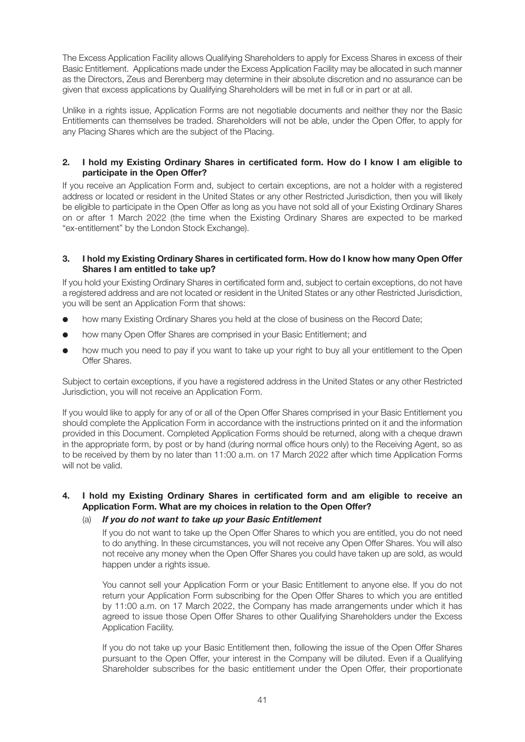The Excess Application Facility allows Qualifying Shareholders to apply for Excess Shares in excess of their Basic Entitlement. Applications made under the Excess Application Facility may be allocated in such manner as the Directors, Zeus and Berenberg may determine in their absolute discretion and no assurance can be given that excess applications by Qualifying Shareholders will be met in full or in part or at all.

Unlike in a rights issue, Application Forms are not negotiable documents and neither they nor the Basic Entitlements can themselves be traded. Shareholders will not be able, under the Open Offer, to apply for any Placing Shares which are the subject of the Placing.

**2. I hold my Existing Ordinary Shares in certificated form. How do I know I am eligible to participate in the Open Offer?**

If you receive an Application Form and, subject to certain exceptions, are not a holder with a registered address or located or resident in the United States or any other Restricted Jurisdiction, then you will likely be eligible to participate in the Open Offer as long as you have not sold all of your Existing Ordinary Shares on or after 1 March 2022 (the time when the Existing Ordinary Shares are expected to be marked "ex-entitlement" by the London Stock Exchange).

**3. I hold my Existing Ordinary Shares in certificated form. How do I know how many Open Offer Shares I am entitled to take up?**

If you hold your Existing Ordinary Shares in certificated form and, subject to certain exceptions, do not have a registered address and are not located or resident in the United States or any other Restricted Jurisdiction, you will be sent an Application Form that shows:

- how many Existing Ordinary Shares you held at the close of business on the Record Date;
- how many Open Offer Shares are comprised in your Basic Entitlement; and
- how much you need to pay if you want to take up your right to buy all your entitlement to the Open Offer Shares.

Subject to certain exceptions, if you have a registered address in the United States or any other Restricted Jurisdiction, you will not receive an Application Form.

If you would like to apply for any of or all of the Open Offer Shares comprised in your Basic Entitlement you should complete the Application Form in accordance with the instructions printed on it and the information provided in this Document. Completed Application Forms should be returned, along with a cheque drawn in the appropriate form, by post or by hand (during normal office hours only) to the Receiving Agent, so as to be received by them by no later than 11:00 a.m. on 17 March 2022 after which time Application Forms will not be valid.

**4. I hold my Existing Ordinary Shares in certificated form and am eligible to receive an Application Form. What are my choices in relation to the Open Offer?**

(a) ***If you do not want to take up your Basic Entitlement***

If you do not want to take up the Open Offer Shares to which you are entitled, you do not need to do anything. In these circumstances, you will not receive any Open Offer Shares. You will also not receive any money when the Open Offer Shares you could have taken up are sold, as would happen under a rights issue.

You cannot sell your Application Form or your Basic Entitlement to anyone else. If you do not return your Application Form subscribing for the Open Offer Shares to which you are entitled by 11:00 a.m. on 17 March 2022, the Company has made arrangements under which it has agreed to issue those Open Offer Shares to other Qualifying Shareholders under the Excess Application Facility.

If you do not take up your Basic Entitlement then, following the issue of the Open Offer Shares pursuant to the Open Offer, your interest in the Company will be diluted. Even if a Qualifying Shareholder subscribes for the basic entitlement under the Open Offer, their proportionate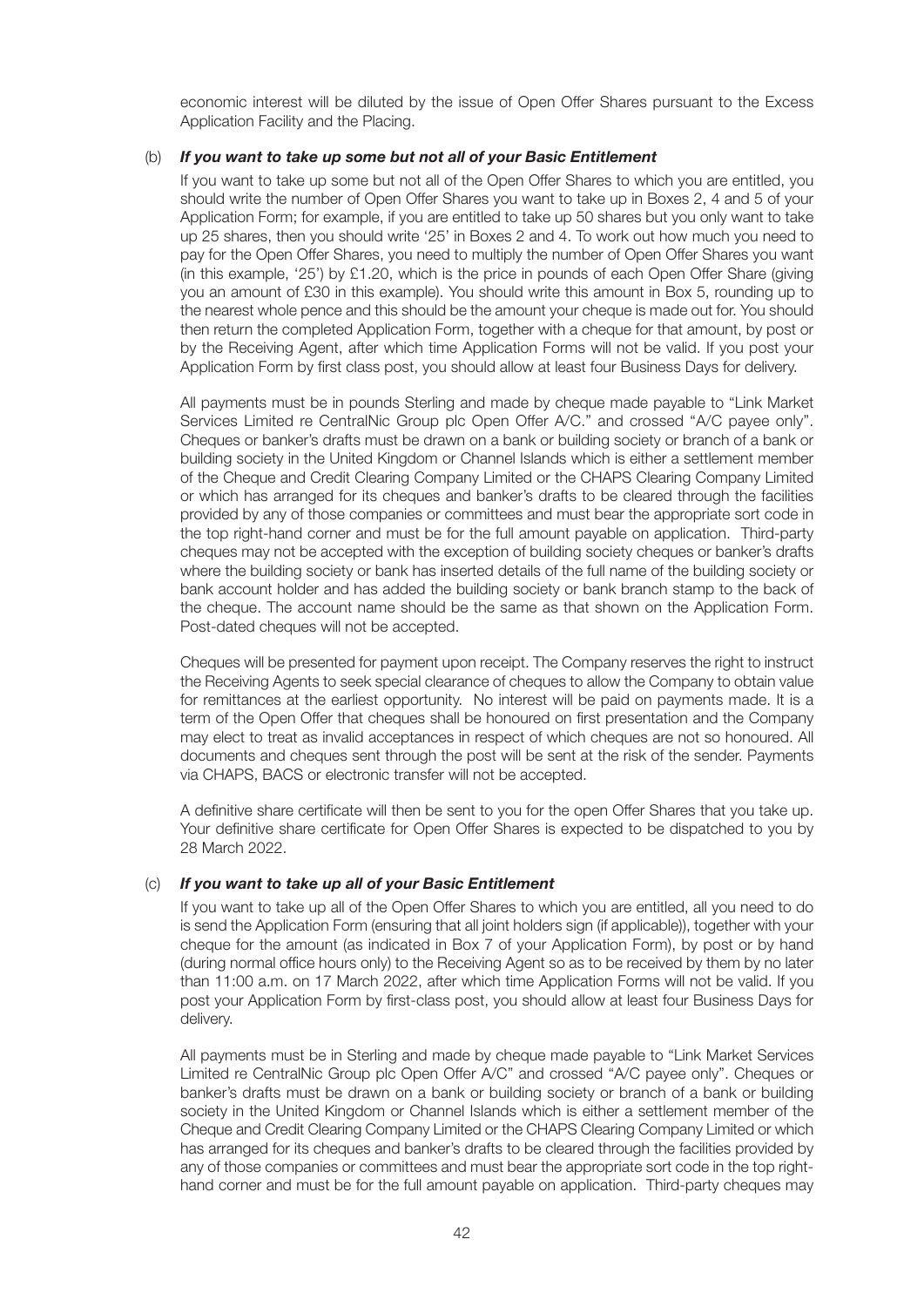economic interest will be diluted by the issue of Open Offer Shares pursuant to the Excess Application Facility and the Placing.

(b) ***If you want to take up some but not all of your Basic Entitlement***

If you want to take up some but not all of the Open Offer Shares to which you are entitled, you should write the number of Open Offer Shares you want to take up in Boxes 2, 4 and 5 of your Application Form; for example, if you are entitled to take up 50 shares but you only want to take up 25 shares, then you should write '25' in Boxes 2 and 4. To work out how much you need to pay for the Open Offer Shares, you need to multiply the number of Open Offer Shares you want (in this example, '25') by £1.20, which is the price in pounds of each Open Offer Share (giving you an amount of £30 in this example). You should write this amount in Box 5, rounding up to the nearest whole pence and this should be the amount your cheque is made out for. You should then return the completed Application Form, together with a cheque for that amount, by post or by the Receiving Agent, after which time Application Forms will not be valid. If you post your Application Form by first class post, you should allow at least four Business Days for delivery.

All payments must be in pounds Sterling and made by cheque made payable to "Link Market Services Limited re CentralNic Group plc Open Offer A/C." and crossed "A/C payee only". Cheques or banker's drafts must be drawn on a bank or building society or branch of a bank or building society in the United Kingdom or Channel Islands which is either a settlement member of the Cheque and Credit Clearing Company Limited or the CHAPS Clearing Company Limited or which has arranged for its cheques and banker's drafts to be cleared through the facilities provided by any of those companies or committees and must bear the appropriate sort code in the top right-hand corner and must be for the full amount payable on application. Third-party cheques may not be accepted with the exception of building society cheques or banker's drafts where the building society or bank has inserted details of the full name of the building society or bank account holder and has added the building society or bank branch stamp to the back of the cheque. The account name should be the same as that shown on the Application Form. Post-dated cheques will not be accepted.

Cheques will be presented for payment upon receipt. The Company reserves the right to instruct the Receiving Agents to seek special clearance of cheques to allow the Company to obtain value for remittances at the earliest opportunity. No interest will be paid on payments made. It is a term of the Open Offer that cheques shall be honoured on first presentation and the Company may elect to treat as invalid acceptances in respect of which cheques are not so honoured. All documents and cheques sent through the post will be sent at the risk of the sender. Payments via CHAPS, BACS or electronic transfer will not be accepted.

A definitive share certificate will then be sent to you for the open Offer Shares that you take up. Your definitive share certificate for Open Offer Shares is expected to be dispatched to you by 28 March 2022.

(c) ***If you want to take up all of your Basic Entitlement***

If you want to take up all of the Open Offer Shares to which you are entitled, all you need to do is send the Application Form (ensuring that all joint holders sign (if applicable)), together with your cheque for the amount (as indicated in Box 7 of your Application Form), by post or by hand (during normal office hours only) to the Receiving Agent so as to be received by them by no later than 11:00 a.m. on 17 March 2022, after which time Application Forms will not be valid. If you post your Application Form by first-class post, you should allow at least four Business Days for delivery.

All payments must be in Sterling and made by cheque made payable to "Link Market Services Limited re CentralNic Group plc Open Offer A/C" and crossed "A/C payee only". Cheques or banker's drafts must be drawn on a bank or building society or branch of a bank or building society in the United Kingdom or Channel Islands which is either a settlement member of the Cheque and Credit Clearing Company Limited or the CHAPS Clearing Company Limited or which has arranged for its cheques and banker's drafts to be cleared through the facilities provided by any of those companies or committees and must bear the appropriate sort code in the top right-hand corner and must be for the full amount payable on application. Third-party cheques may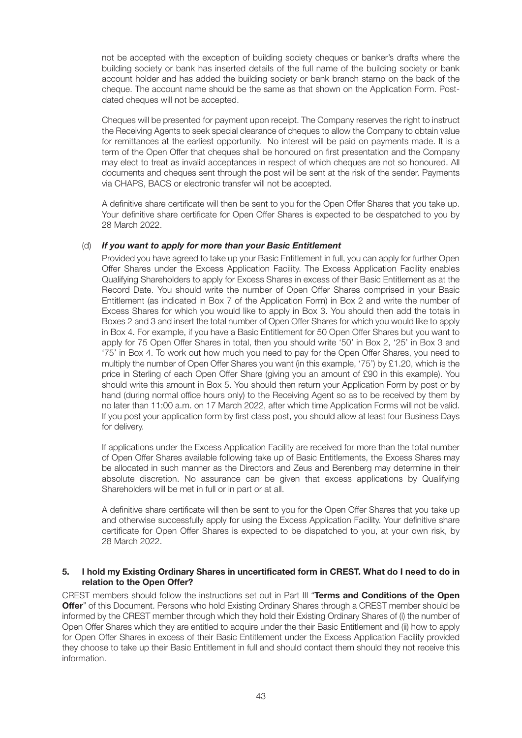not be accepted with the exception of building society cheques or banker's drafts where the building society or bank has inserted details of the full name of the building society or bank account holder and has added the building society or bank branch stamp on the back of the cheque. The account name should be the same as that shown on the Application Form. Post-dated cheques will not be accepted.

Cheques will be presented for payment upon receipt. The Company reserves the right to instruct the Receiving Agents to seek special clearance of cheques to allow the Company to obtain value for remittances at the earliest opportunity. No interest will be paid on payments made. It is a term of the Open Offer that cheques shall be honoured on first presentation and the Company may elect to treat as invalid acceptances in respect of which cheques are not so honoured. All documents and cheques sent through the post will be sent at the risk of the sender. Payments via CHAPS, BACS or electronic transfer will not be accepted.

A definitive share certificate will then be sent to you for the Open Offer Shares that you take up. Your definitive share certificate for Open Offer Shares is expected to be despatched to you by 28 March 2022.

(d) ***If you want to apply for more than your Basic Entitlement***

Provided you have agreed to take up your Basic Entitlement in full, you can apply for further Open Offer Shares under the Excess Application Facility. The Excess Application Facility enables Qualifying Shareholders to apply for Excess Shares in excess of their Basic Entitlement as at the Record Date. You should write the number of Open Offer Shares comprised in your Basic Entitlement (as indicated in Box 7 of the Application Form) in Box 2 and write the number of Excess Shares for which you would like to apply in Box 3. You should then add the totals in Boxes 2 and 3 and insert the total number of Open Offer Shares for which you would like to apply in Box 4. For example, if you have a Basic Entitlement for 50 Open Offer Shares but you want to apply for 75 Open Offer Shares in total, then you should write '50' in Box 2, '25' in Box 3 and '75' in Box 4. To work out how much you need to pay for the Open Offer Shares, you need to multiply the number of Open Offer Shares you want (in this example, '75') by £1.20, which is the price in Sterling of each Open Offer Share (giving you an amount of £90 in this example). You should write this amount in Box 5. You should then return your Application Form by post or by hand (during normal office hours only) to the Receiving Agent so as to be received by them by no later than 11:00 a.m. on 17 March 2022, after which time Application Forms will not be valid. If you post your application form by first class post, you should allow at least four Business Days for delivery.

If applications under the Excess Application Facility are received for more than the total number of Open Offer Shares available following take up of Basic Entitlements, the Excess Shares may be allocated in such manner as the Directors and Zeus and Berenberg may determine in their absolute discretion. No assurance can be given that excess applications by Qualifying Shareholders will be met in full or in part or at all.

A definitive share certificate will then be sent to you for the Open Offer Shares that you take up and otherwise successfully apply for using the Excess Application Facility. Your definitive share certificate for Open Offer Shares is expected to be dispatched to you, at your own risk, by 28 March 2022.

### 5. I hold my Existing Ordinary Shares in uncertificated form in CREST. What do I need to do in relation to the Open Offer?

CREST members should follow the instructions set out in Part III "**Terms and Conditions of the Open Offer**" of this Document. Persons who hold Existing Ordinary Shares through a CREST member should be informed by the CREST member through which they hold their Existing Ordinary Shares of (i) the number of Open Offer Shares which they are entitled to acquire under the their Basic Entitlement and (ii) how to apply for Open Offer Shares in excess of their Basic Entitlement under the Excess Application Facility provided they choose to take up their Basic Entitlement in full and should contact them should they not receive this information.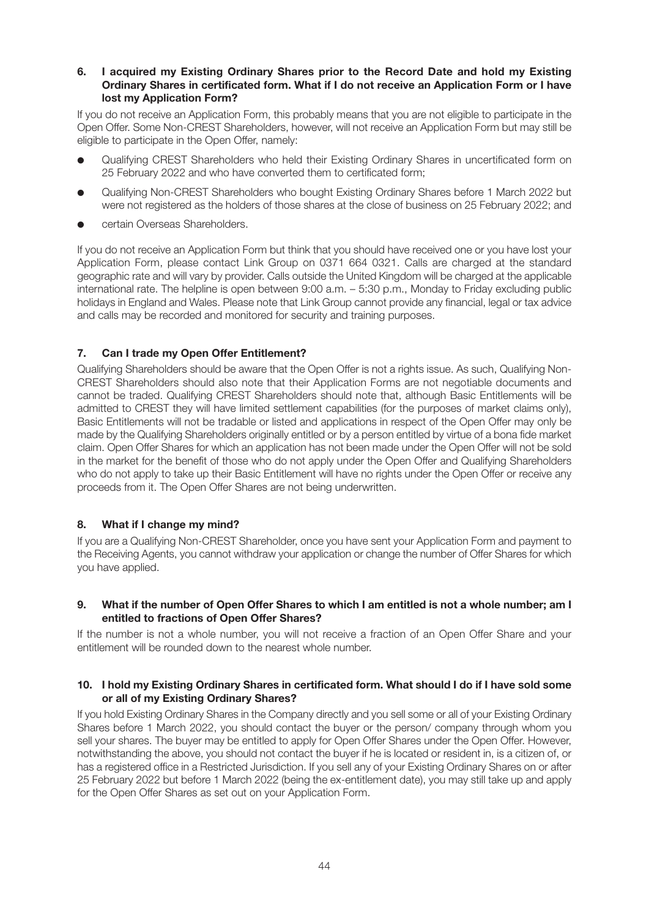**6. I acquired my Existing Ordinary Shares prior to the Record Date and hold my Existing Ordinary Shares in certificated form. What if I do not receive an Application Form or I have lost my Application Form?**

If you do not receive an Application Form, this probably means that you are not eligible to participate in the Open Offer. Some Non-CREST Shareholders, however, will not receive an Application Form but may still be eligible to participate in the Open Offer, namely:

- Qualifying CREST Shareholders who held their Existing Ordinary Shares in uncertificated form on 25 February 2022 and who have converted them to certificated form;
- Qualifying Non-CREST Shareholders who bought Existing Ordinary Shares before 1 March 2022 but were not registered as the holders of those shares at the close of business on 25 February 2022; and
- certain Overseas Shareholders.

If you do not receive an Application Form but think that you should have received one or you have lost your Application Form, please contact Link Group on 0371 664 0321. Calls are charged at the standard geographic rate and will vary by provider. Calls outside the United Kingdom will be charged at the applicable international rate. The helpline is open between 9:00 a.m. – 5:30 p.m., Monday to Friday excluding public holidays in England and Wales. Please note that Link Group cannot provide any financial, legal or tax advice and calls may be recorded and monitored for security and training purposes.

**7. Can I trade my Open Offer Entitlement?**

Qualifying Shareholders should be aware that the Open Offer is not a rights issue. As such, Qualifying Non-CREST Shareholders should also note that their Application Forms are not negotiable documents and cannot be traded. Qualifying CREST Shareholders should note that, although Basic Entitlements will be admitted to CREST they will have limited settlement capabilities (for the purposes of market claims only), Basic Entitlements will not be tradable or listed and applications in respect of the Open Offer may only be made by the Qualifying Shareholders originally entitled or by a person entitled by virtue of a bona fide market claim. Open Offer Shares for which an application has not been made under the Open Offer will not be sold in the market for the benefit of those who do not apply under the Open Offer and Qualifying Shareholders who do not apply to take up their Basic Entitlement will have no rights under the Open Offer or receive any proceeds from it. The Open Offer Shares are not being underwritten.

**8. What if I change my mind?**

If you are a Qualifying Non-CREST Shareholder, once you have sent your Application Form and payment to the Receiving Agents, you cannot withdraw your application or change the number of Offer Shares for which you have applied.

**9. What if the number of Open Offer Shares to which I am entitled is not a whole number; am I entitled to fractions of Open Offer Shares?**

If the number is not a whole number, you will not receive a fraction of an Open Offer Share and your entitlement will be rounded down to the nearest whole number.

**10. I hold my Existing Ordinary Shares in certificated form. What should I do if I have sold some or all of my Existing Ordinary Shares?**

If you hold Existing Ordinary Shares in the Company directly and you sell some or all of your Existing Ordinary Shares before 1 March 2022, you should contact the buyer or the person/ company through whom you sell your shares. The buyer may be entitled to apply for Open Offer Shares under the Open Offer. However, notwithstanding the above, you should not contact the buyer if he is located or resident in, is a citizen of, or has a registered office in a Restricted Jurisdiction. If you sell any of your Existing Ordinary Shares on or after 25 February 2022 but before 1 March 2022 (being the ex-entitlement date), you may still take up and apply for the Open Offer Shares as set out on your Application Form.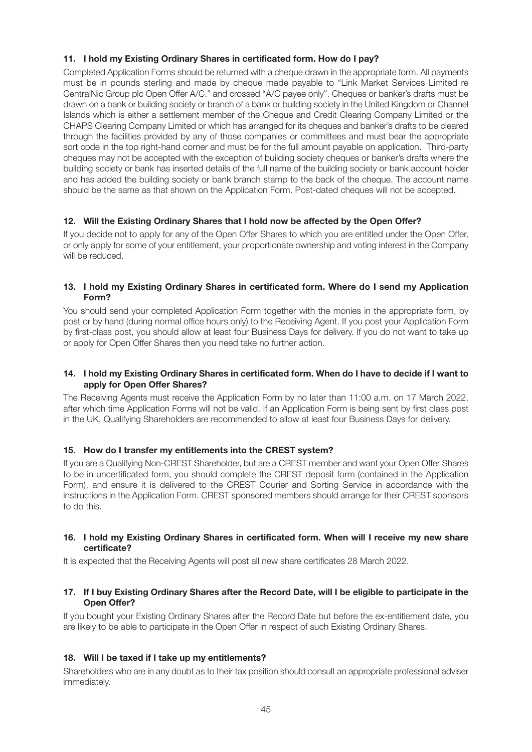### 11. I hold my Existing Ordinary Shares in certificated form. How do I pay?

Completed Application Forms should be returned with a cheque drawn in the appropriate form. All payments must be in pounds sterling and made by cheque made payable to "Link Market Services Limited re CentralNic Group plc Open Offer A/C." and crossed "A/C payee only". Cheques or banker's drafts must be drawn on a bank or building society or branch of a bank or building society in the United Kingdom or Channel Islands which is either a settlement member of the Cheque and Credit Clearing Company Limited or the CHAPS Clearing Company Limited or which has arranged for its cheques and banker's drafts to be cleared through the facilities provided by any of those companies or committees and must bear the appropriate sort code in the top right-hand corner and must be for the full amount payable on application. Third-party cheques may not be accepted with the exception of building society cheques or banker's drafts where the building society or bank has inserted details of the full name of the building society or bank account holder and has added the building society or bank branch stamp to the back of the cheque. The account name should be the same as that shown on the Application Form. Post-dated cheques will not be accepted.

### 12. Will the Existing Ordinary Shares that I hold now be affected by the Open Offer?

If you decide not to apply for any of the Open Offer Shares to which you are entitled under the Open Offer, or only apply for some of your entitlement, your proportionate ownership and voting interest in the Company will be reduced.

### 13. I hold my Existing Ordinary Shares in certificated form. Where do I send my Application Form?

You should send your completed Application Form together with the monies in the appropriate form, by post or by hand (during normal office hours only) to the Receiving Agent. If you post your Application Form by first-class post, you should allow at least four Business Days for delivery. If you do not want to take up or apply for Open Offer Shares then you need take no further action.

### 14. I hold my Existing Ordinary Shares in certificated form. When do I have to decide if I want to apply for Open Offer Shares?

The Receiving Agents must receive the Application Form by no later than 11:00 a.m. on 17 March 2022, after which time Application Forms will not be valid. If an Application Form is being sent by first class post in the UK, Qualifying Shareholders are recommended to allow at least four Business Days for delivery.

### 15. How do I transfer my entitlements into the CREST system?

If you are a Qualifying Non-CREST Shareholder, but are a CREST member and want your Open Offer Shares to be in uncertificated form, you should complete the CREST deposit form (contained in the Application Form), and ensure it is delivered to the CREST Courier and Sorting Service in accordance with the instructions in the Application Form. CREST sponsored members should arrange for their CREST sponsors to do this.

### 16. I hold my Existing Ordinary Shares in certificated form. When will I receive my new share certificate?

It is expected that the Receiving Agents will post all new share certificates 28 March 2022.

### 17. If I buy Existing Ordinary Shares after the Record Date, will I be eligible to participate in the Open Offer?

If you bought your Existing Ordinary Shares after the Record Date but before the ex-entitlement date, you are likely to be able to participate in the Open Offer in respect of such Existing Ordinary Shares.

### 18. Will I be taxed if I take up my entitlements?

Shareholders who are in any doubt as to their tax position should consult an appropriate professional adviser immediately.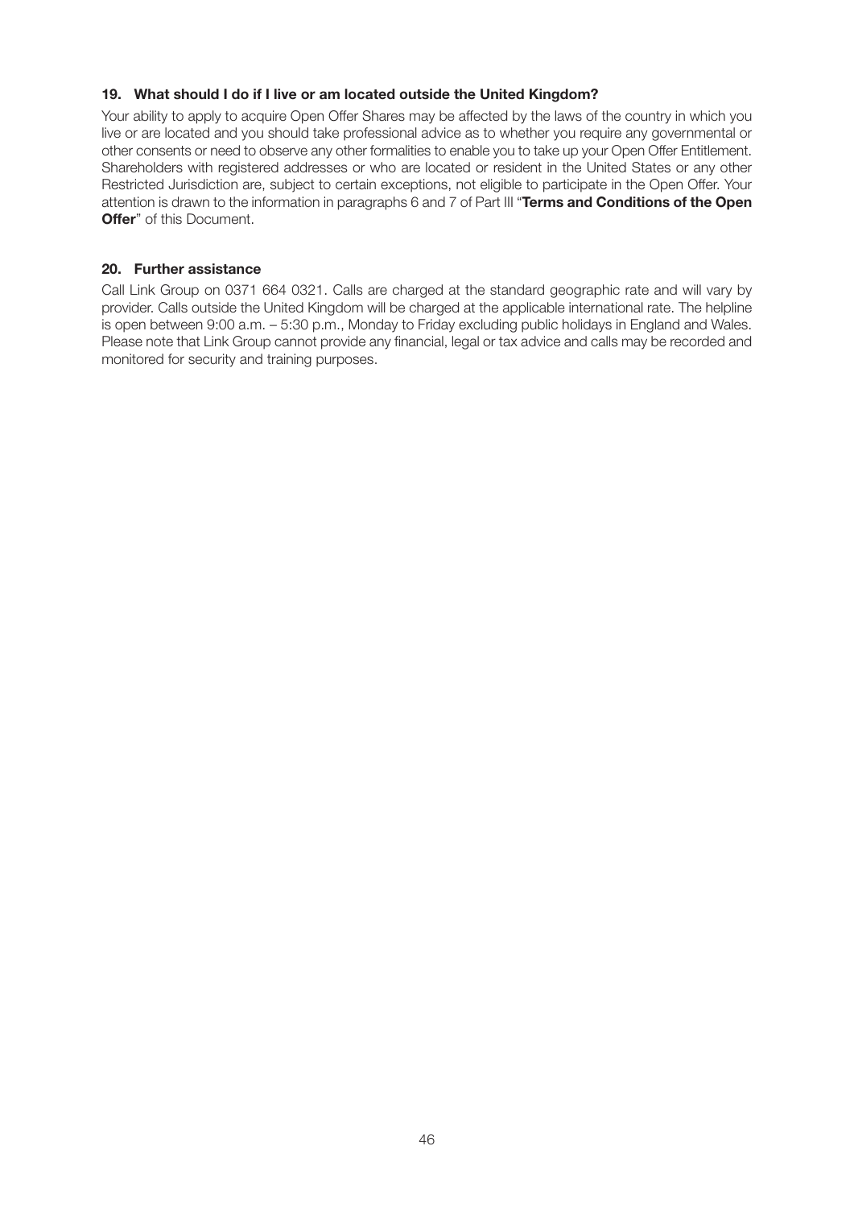### 19. What should I do if I live or am located outside the United Kingdom?

Your ability to apply to acquire Open Offer Shares may be affected by the laws of the country in which you live or are located and you should take professional advice as to whether you require any governmental or other consents or need to observe any other formalities to enable you to take up your Open Offer Entitlement. Shareholders with registered addresses or who are located or resident in the United States or any other Restricted Jurisdiction are, subject to certain exceptions, not eligible to participate in the Open Offer. Your attention is drawn to the information in paragraphs 6 and 7 of Part III "**Terms and Conditions of the Open Offer**" of this Document.

### 20. Further assistance

Call Link Group on 0371 664 0321. Calls are charged at the standard geographic rate and will vary by provider. Calls outside the United Kingdom will be charged at the applicable international rate. The helpline is open between 9:00 a.m. – 5:30 p.m., Monday to Friday excluding public holidays in England and Wales. Please note that Link Group cannot provide any financial, legal or tax advice and calls may be recorded and monitored for security and training purposes.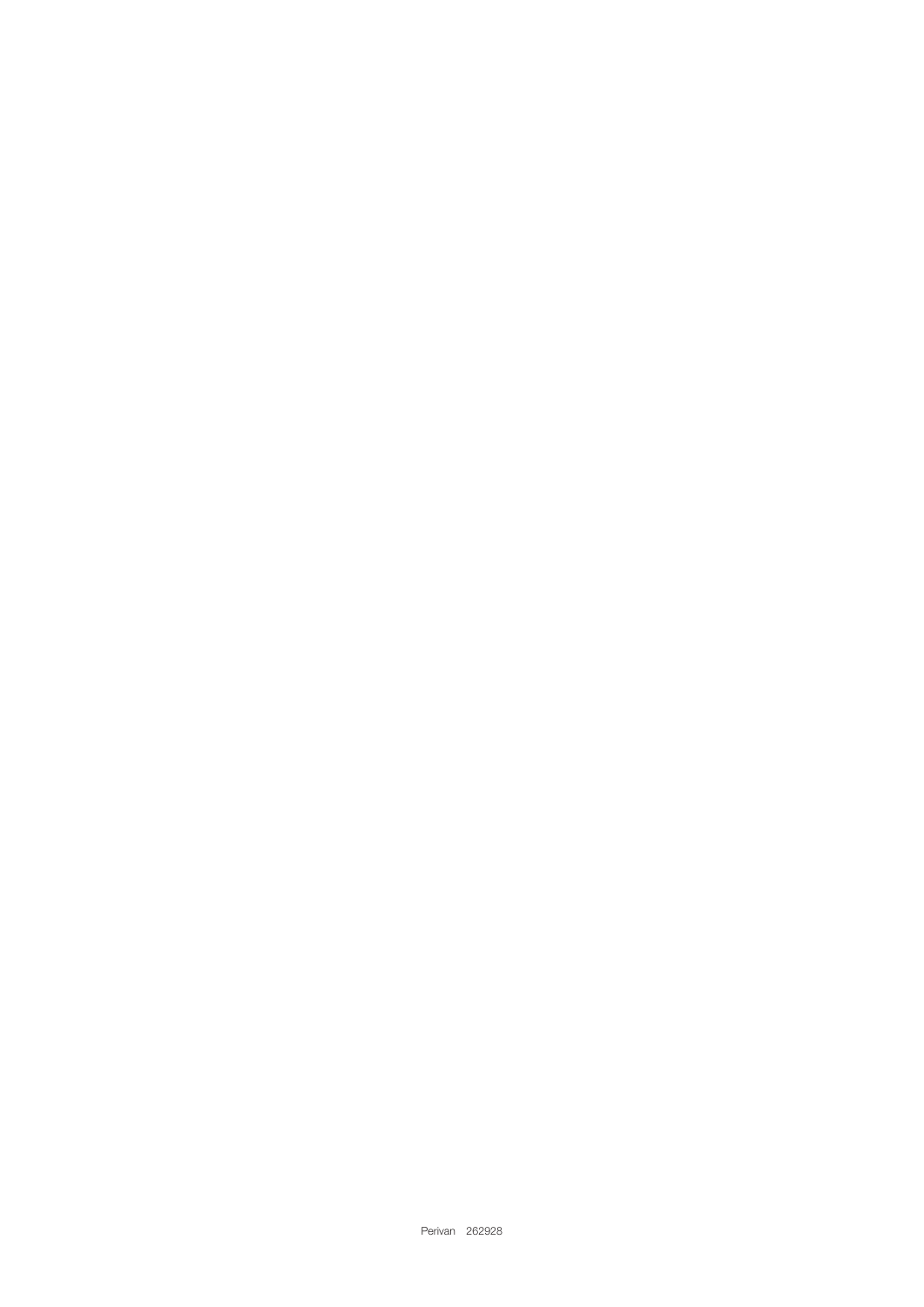Perivan 262928